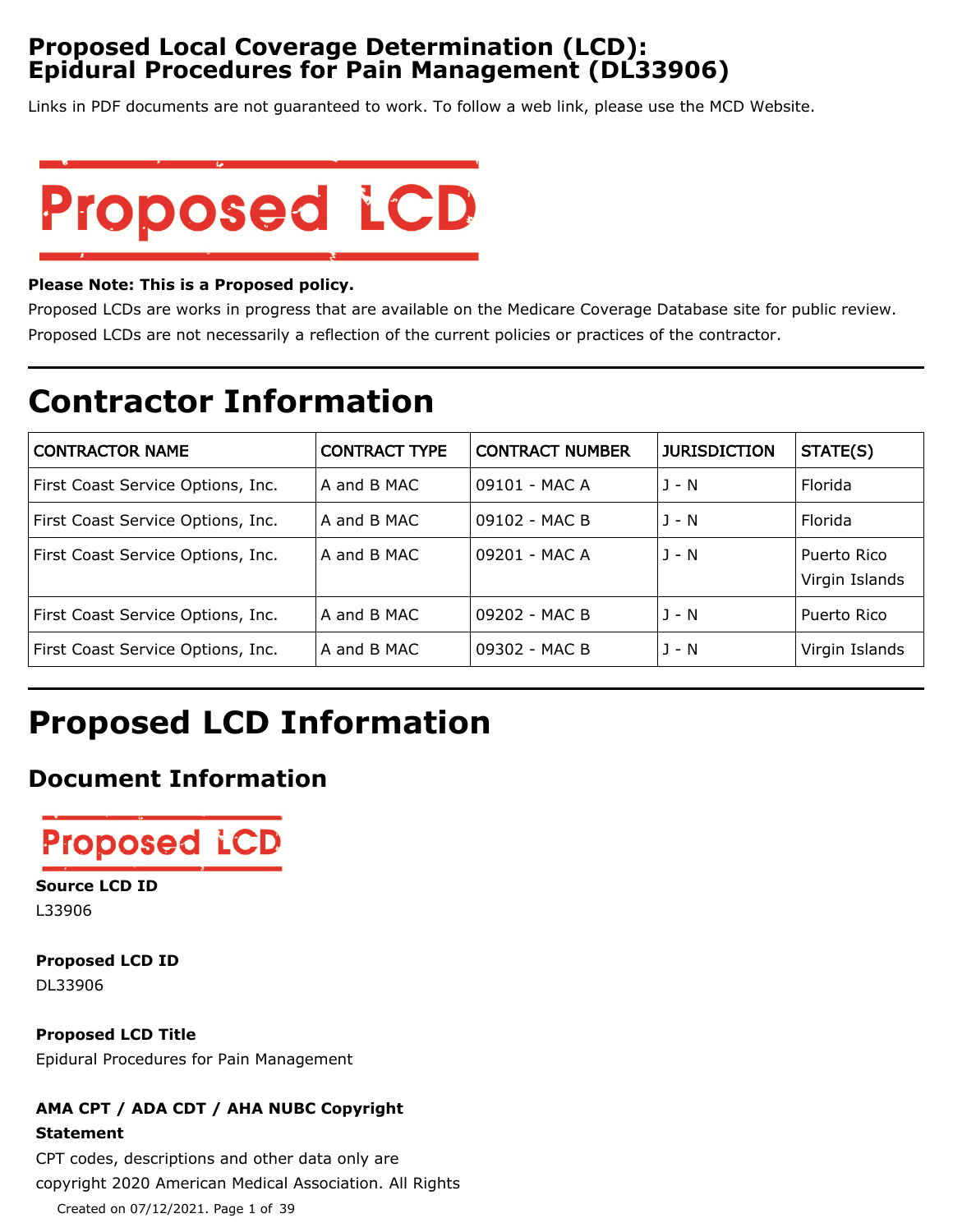# Proposed Local Coverage Determination (LCD): Epidural Procedures for Pain Management (DL33906)

Links in PDF documents are not guaranteed to work. To follow a web link, please use the MCD Website.

Proposed LCD

**Please Note: This is a Proposed policy.**

Proposed LCDs are works in progress that are available on the Medicare Coverage Database site for public review. Proposed LCDs are not necessarily a reflection of the current policies or practices of the contractor.

# Contractor Information

| CONTRACTOR NAME | CONTRACT TYPE | CONTRACT NUMBER | JURISDICTION | STATE(S) |
|---|---|---|---|---|
| First Coast Service Options, Inc. | A and B MAC | 09101 - MAC A | J - N | Florida |
| First Coast Service Options, Inc. | A and B MAC | 09102 - MAC B | J - N | Florida |
| First Coast Service Options, Inc. | A and B MAC | 09201 - MAC A | J - N | Puerto Rico<br>Virgin Islands |
| First Coast Service Options, Inc. | A and B MAC | 09202 - MAC B | J - N | Puerto Rico |
| First Coast Service Options, Inc. | A and B MAC | 09302 - MAC B | J - N | Virgin Islands |

# Proposed LCD Information

## Document Information

Proposed LCD

**Source LCD ID**

L33906

**Proposed LCD ID**

DL33906

**Proposed LCD Title**

Epidural Procedures for Pain Management

**AMA CPT / ADA CDT / AHA NUBC Copyright Statement**

CPT codes, descriptions and other data only are copyright 2020 American Medical Association. All Rights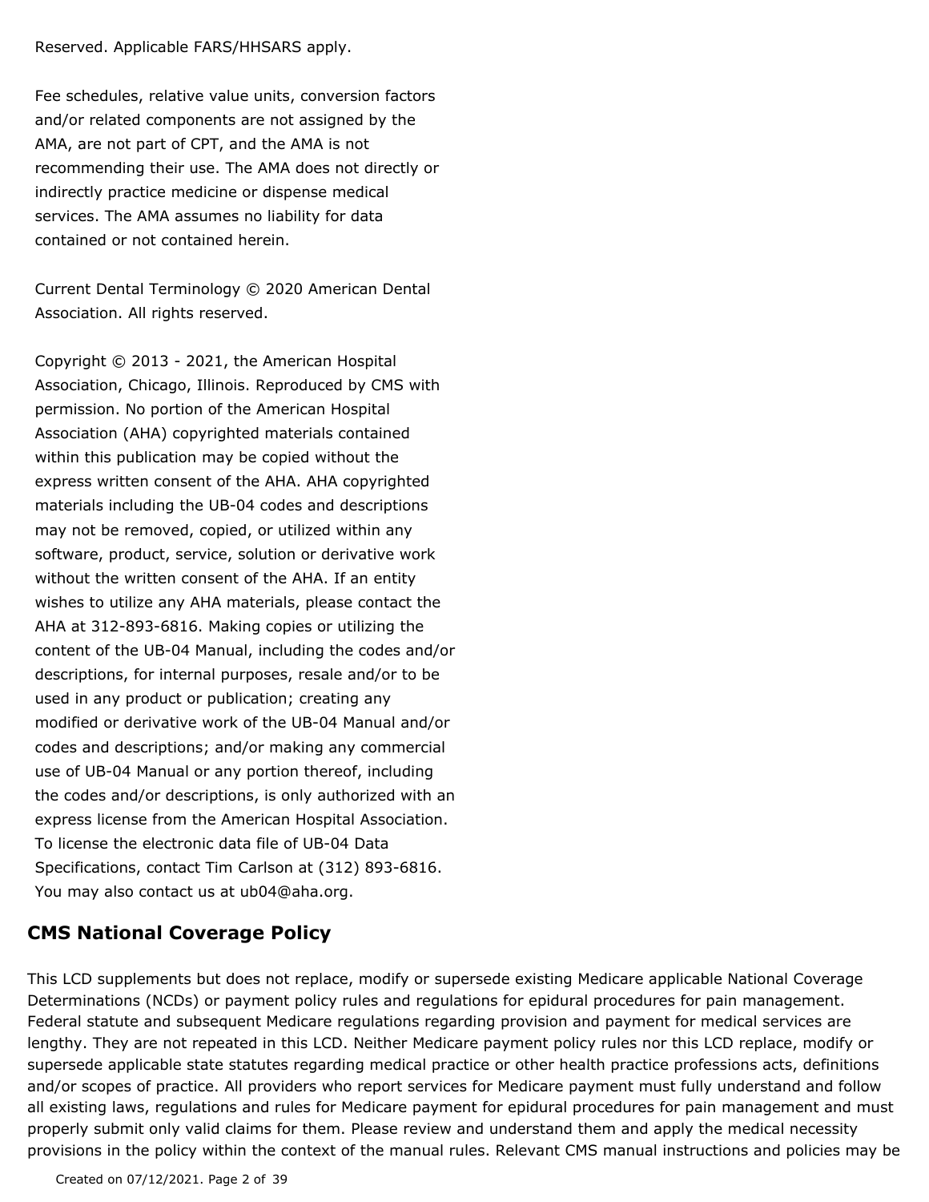Reserved. Applicable FARS/HHSARS apply.

Fee schedules, relative value units, conversion factors and/or related components are not assigned by the AMA, are not part of CPT, and the AMA is not recommending their use. The AMA does not directly or indirectly practice medicine or dispense medical services. The AMA assumes no liability for data contained or not contained herein.

Current Dental Terminology © 2020 American Dental Association. All rights reserved.

Copyright © 2013 - 2021, the American Hospital Association, Chicago, Illinois. Reproduced by CMS with permission. No portion of the American Hospital Association (AHA) copyrighted materials contained within this publication may be copied without the express written consent of the AHA. AHA copyrighted materials including the UB-04 codes and descriptions may not be removed, copied, or utilized within any software, product, service, solution or derivative work without the written consent of the AHA. If an entity wishes to utilize any AHA materials, please contact the AHA at 312-893-6816. Making copies or utilizing the content of the UB-04 Manual, including the codes and/or descriptions, for internal purposes, resale and/or to be used in any product or publication; creating any modified or derivative work of the UB-04 Manual and/or codes and descriptions; and/or making any commercial use of UB-04 Manual or any portion thereof, including the codes and/or descriptions, is only authorized with an express license from the American Hospital Association. To license the electronic data file of UB-04 Data Specifications, contact Tim Carlson at (312) 893-6816. You may also contact us at ub04@aha.org.

## CMS National Coverage Policy

This LCD supplements but does not replace, modify or supersede existing Medicare applicable National Coverage Determinations (NCDs) or payment policy rules and regulations for epidural procedures for pain management. Federal statute and subsequent Medicare regulations regarding provision and payment for medical services are lengthy. They are not repeated in this LCD. Neither Medicare payment policy rules nor this LCD replace, modify or supersede applicable state statutes regarding medical practice or other health practice professions acts, definitions and/or scopes of practice. All providers who report services for Medicare payment must fully understand and follow all existing laws, regulations and rules for Medicare payment for epidural procedures for pain management and must properly submit only valid claims for them. Please review and understand them and apply the medical necessity provisions in the policy within the context of the manual rules. Relevant CMS manual instructions and policies may be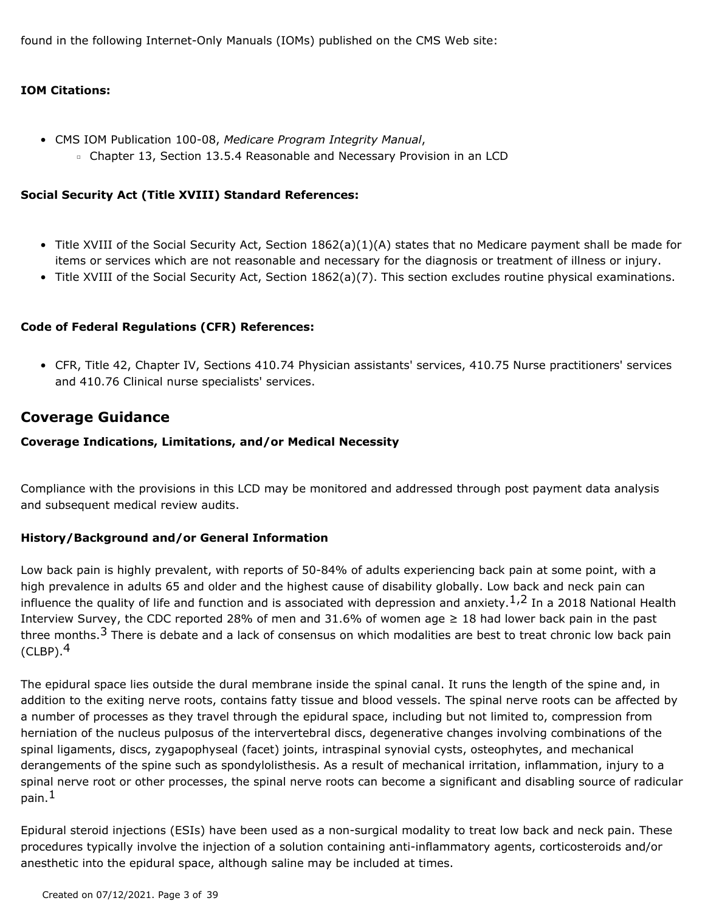found in the following Internet-Only Manuals (IOMs) published on the CMS Web site:

**IOM Citations:**

- CMS IOM Publication 100-08, *Medicare Program Integrity Manual*,
  - Chapter 13, Section 13.5.4 Reasonable and Necessary Provision in an LCD

**Social Security Act (Title XVIII) Standard References:**

- Title XVIII of the Social Security Act, Section 1862(a)(1)(A) states that no Medicare payment shall be made for items or services which are not reasonable and necessary for the diagnosis or treatment of illness or injury.
- Title XVIII of the Social Security Act, Section 1862(a)(7). This section excludes routine physical examinations.

**Code of Federal Regulations (CFR) References:**

- CFR, Title 42, Chapter IV, Sections 410.74 Physician assistants' services, 410.75 Nurse practitioners' services and 410.76 Clinical nurse specialists' services.

## Coverage Guidance

**Coverage Indications, Limitations, and/or Medical Necessity**

Compliance with the provisions in this LCD may be monitored and addressed through post payment data analysis and subsequent medical review audits.

**History/Background and/or General Information**

Low back pain is highly prevalent, with reports of 50-84% of adults experiencing back pain at some point, with a high prevalence in adults 65 and older and the highest cause of disability globally. Low back and neck pain can influence the quality of life and function and is associated with depression and anxiety.[1,2] In a 2018 National Health Interview Survey, the CDC reported 28% of men and 31.6% of women age ≥ 18 had lower back pain in the past three months.[3] There is debate and a lack of consensus on which modalities are best to treat chronic low back pain (CLBP).[4]

The epidural space lies outside the dural membrane inside the spinal canal. It runs the length of the spine and, in addition to the exiting nerve roots, contains fatty tissue and blood vessels. The spinal nerve roots can be affected by a number of processes as they travel through the epidural space, including but not limited to, compression from herniation of the nucleus pulposus of the intervertebral discs, degenerative changes involving combinations of the spinal ligaments, discs, zygapophyseal (facet) joints, intraspinal synovial cysts, osteophytes, and mechanical derangements of the spine such as spondylolisthesis. As a result of mechanical irritation, inflammation, injury to a spinal nerve root or other processes, the spinal nerve roots can become a significant and disabling source of radicular pain.[1]

Epidural steroid injections (ESIs) have been used as a non-surgical modality to treat low back and neck pain. These procedures typically involve the injection of a solution containing anti-inflammatory agents, corticosteroids and/or anesthetic into the epidural space, although saline may be included at times.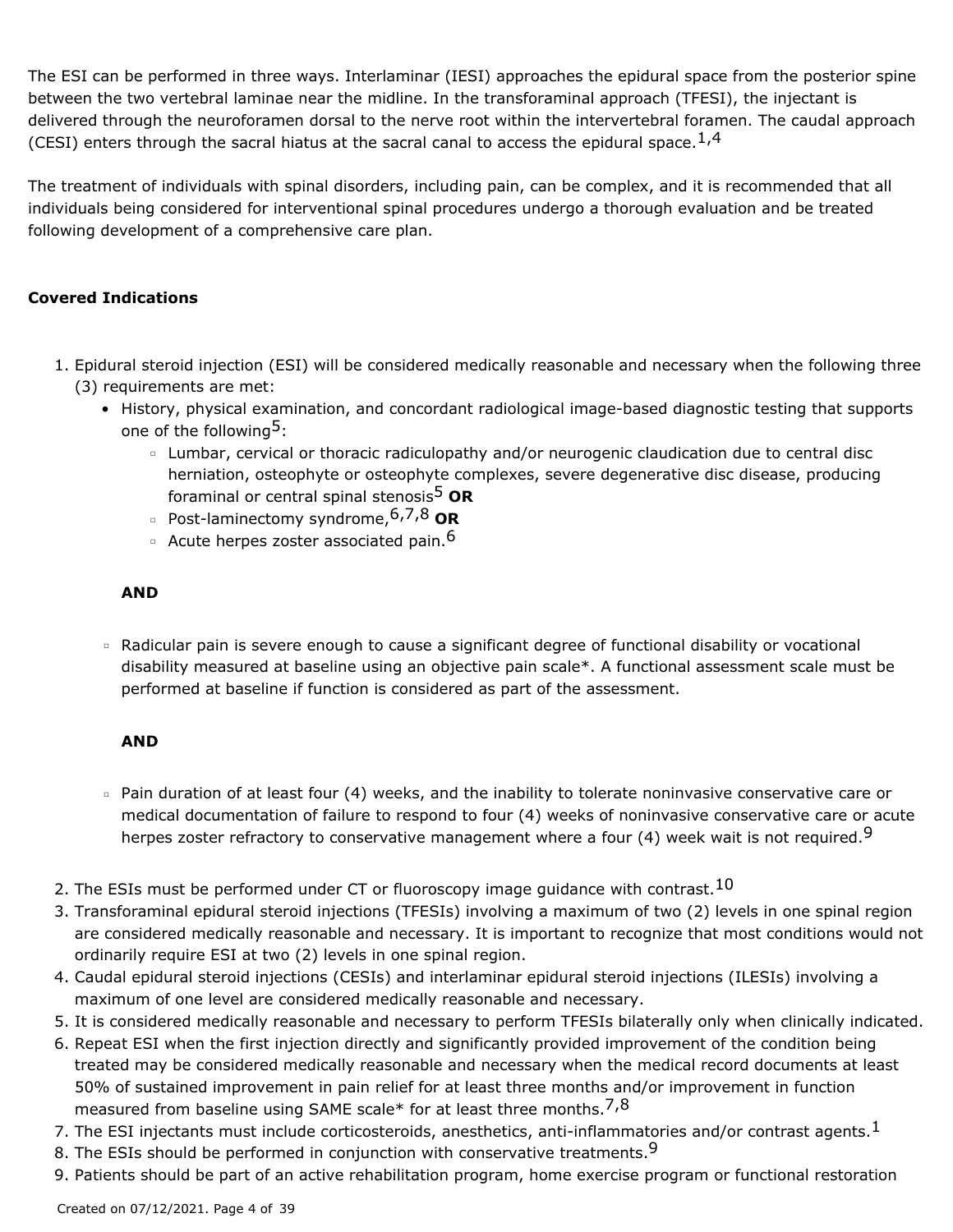The ESI can be performed in three ways. Interlaminar (IESI) approaches the epidural space from the posterior spine between the two vertebral laminae near the midline. In the transforaminal approach (TFESI), the injectant is delivered through the neuroforamen dorsal to the nerve root within the intervertebral foramen. The caudal approach (CESI) enters through the sacral hiatus at the sacral canal to access the epidural space.[1,4]

The treatment of individuals with spinal disorders, including pain, can be complex, and it is recommended that all individuals being considered for interventional spinal procedures undergo a thorough evaluation and be treated following development of a comprehensive care plan.

**Covered Indications**

1. Epidural steroid injection (ESI) will be considered medically reasonable and necessary when the following three (3) requirements are met:
   - History, physical examination, and concordant radiological image-based diagnostic testing that supports one of the following[5]:
     - Lumbar, cervical or thoracic radiculopathy and/or neurogenic claudication due to central disc herniation, osteophyte or osteophyte complexes, severe degenerative disc disease, producing foraminal or central spinal stenosis[5] **OR**
     - Post-laminectomy syndrome,[6,7,8] **OR**
     - Acute herpes zoster associated pain.[6]

     **AND**

     - Radicular pain is severe enough to cause a significant degree of functional disability or vocational disability measured at baseline using an objective pain scale*. A functional assessment scale must be performed at baseline if function is considered as part of the assessment.

     **AND**

     - Pain duration of at least four (4) weeks, and the inability to tolerate noninvasive conservative care or medical documentation of failure to respond to four (4) weeks of noninvasive conservative care or acute herpes zoster refractory to conservative management where a four (4) week wait is not required.[9]
2. The ESIs must be performed under CT or fluoroscopy image guidance with contrast.[10]
3. Transforaminal epidural steroid injections (TFESIs) involving a maximum of two (2) levels in one spinal region are considered medically reasonable and necessary. It is important to recognize that most conditions would not ordinarily require ESI at two (2) levels in one spinal region.
4. Caudal epidural steroid injections (CESIs) and interlaminar epidural steroid injections (ILESIs) involving a maximum of one level are considered medically reasonable and necessary.
5. It is considered medically reasonable and necessary to perform TFESIs bilaterally only when clinically indicated.
6. Repeat ESI when the first injection directly and significantly provided improvement of the condition being treated may be considered medically reasonable and necessary when the medical record documents at least 50% of sustained improvement in pain relief for at least three months and/or improvement in function measured from baseline using SAME scale* for at least three months.[7,8]
7. The ESI injectants must include corticosteroids, anesthetics, anti-inflammatories and/or contrast agents.[1]
8. The ESIs should be performed in conjunction with conservative treatments.[9]
9. Patients should be part of an active rehabilitation program, home exercise program or functional restoration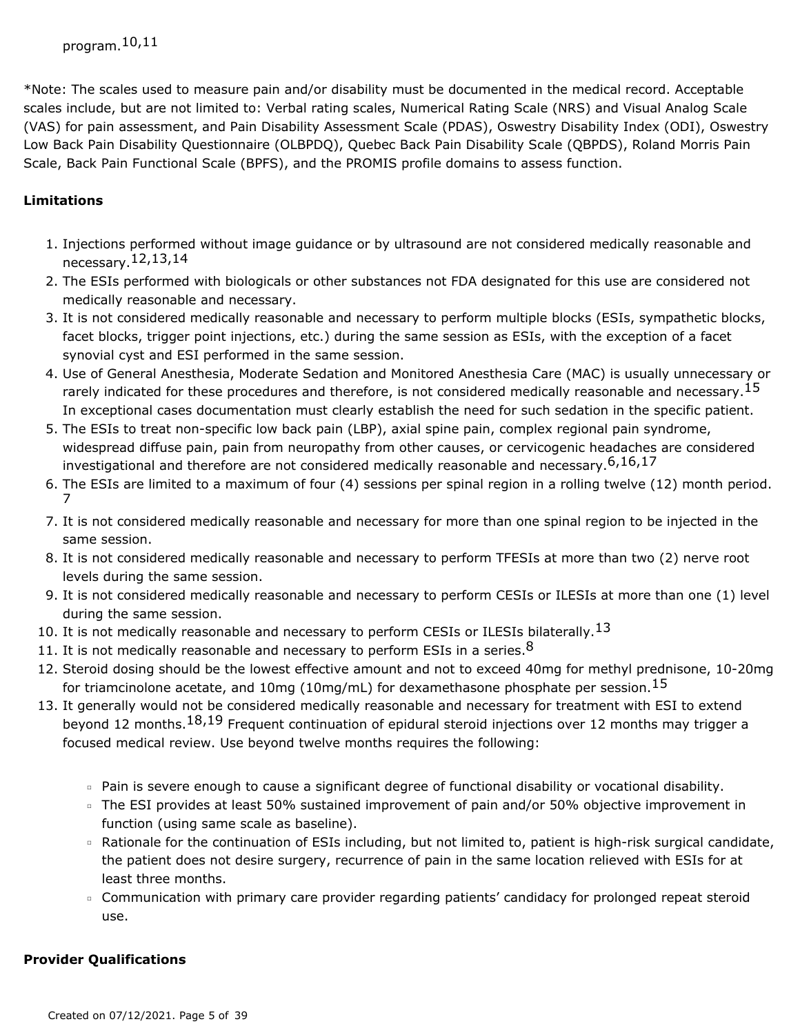program.[10,11]

*Note: The scales used to measure pain and/or disability must be documented in the medical record. Acceptable scales include, but are not limited to: Verbal rating scales, Numerical Rating Scale (NRS) and Visual Analog Scale (VAS) for pain assessment, and Pain Disability Assessment Scale (PDAS), Oswestry Disability Index (ODI), Oswestry Low Back Pain Disability Questionnaire (OLBPDQ), Quebec Back Pain Disability Scale (QBPDS), Roland Morris Pain Scale, Back Pain Functional Scale (BPFS), and the PROMIS profile domains to assess function.

**Limitations**

1. Injections performed without image guidance or by ultrasound are not considered medically reasonable and necessary.[12,13,14]
2. The ESIs performed with biologicals or other substances not FDA designated for this use are considered not medically reasonable and necessary.
3. It is not considered medically reasonable and necessary to perform multiple blocks (ESIs, sympathetic blocks, facet blocks, trigger point injections, etc.) during the same session as ESIs, with the exception of a facet synovial cyst and ESI performed in the same session.
4. Use of General Anesthesia, Moderate Sedation and Monitored Anesthesia Care (MAC) is usually unnecessary or rarely indicated for these procedures and therefore, is not considered medically reasonable and necessary.[15] In exceptional cases documentation must clearly establish the need for such sedation in the specific patient.
5. The ESIs to treat non-specific low back pain (LBP), axial spine pain, complex regional pain syndrome, widespread diffuse pain, pain from neuropathy from other causes, or cervicogenic headaches are considered investigational and therefore are not considered medically reasonable and necessary.[6,16,17]
6. The ESIs are limited to a maximum of four (4) sessions per spinal region in a rolling twelve (12) month period.[7]
7. It is not considered medically reasonable and necessary for more than one spinal region to be injected in the same session.
8. It is not considered medically reasonable and necessary to perform TFESIs at more than two (2) nerve root levels during the same session.
9. It is not considered medically reasonable and necessary to perform CESIs or ILESIs at more than one (1) level during the same session.
10. It is not medically reasonable and necessary to perform CESIs or ILESIs bilaterally.[13]
11. It is not medically reasonable and necessary to perform ESIs in a series.[8]
12. Steroid dosing should be the lowest effective amount and not to exceed 40mg for methyl prednisone, 10-20mg for triamcinolone acetate, and 10mg (10mg/mL) for dexamethasone phosphate per session.[15]
13. It generally would not be considered medically reasonable and necessary for treatment with ESI to extend beyond 12 months.[18,19] Frequent continuation of epidural steroid injections over 12 months may trigger a focused medical review. Use beyond twelve months requires the following:
    - Pain is severe enough to cause a significant degree of functional disability or vocational disability.
    - The ESI provides at least 50% sustained improvement of pain and/or 50% objective improvement in function (using same scale as baseline).
    - Rationale for the continuation of ESIs including, but not limited to, patient is high-risk surgical candidate, the patient does not desire surgery, recurrence of pain in the same location relieved with ESIs for at least three months.
    - Communication with primary care provider regarding patients' candidacy for prolonged repeat steroid use.

**Provider Qualifications**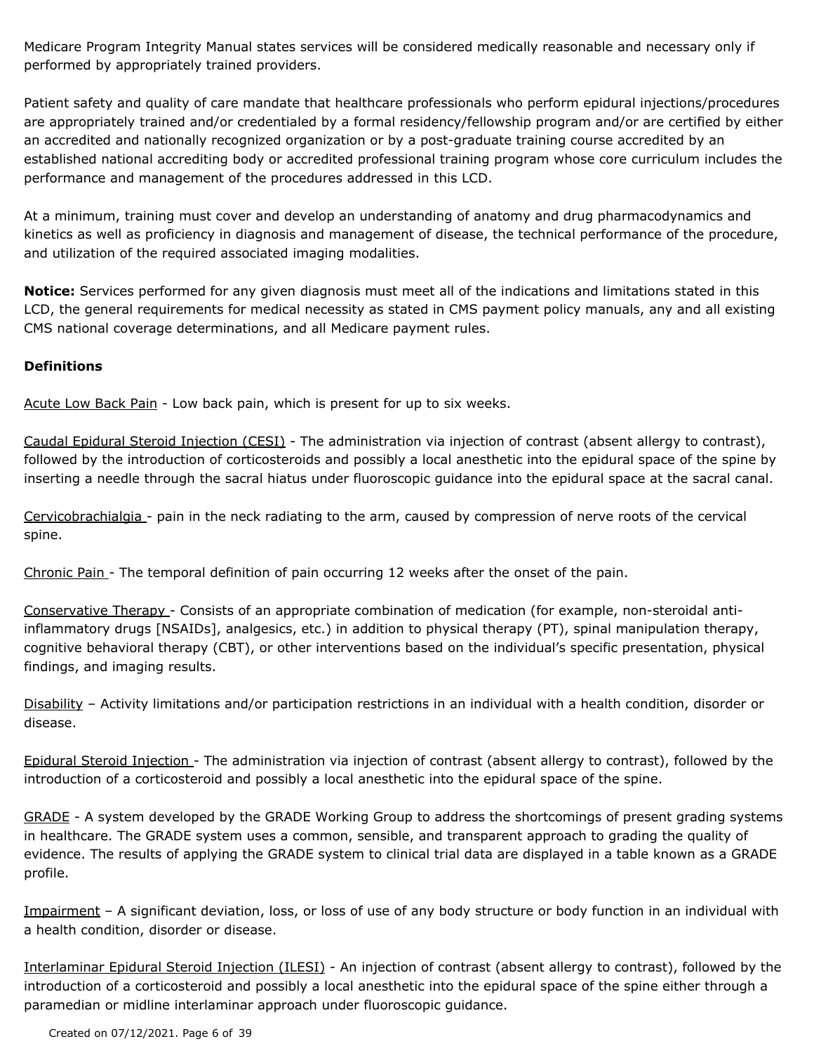Medicare Program Integrity Manual states services will be considered medically reasonable and necessary only if performed by appropriately trained providers.

Patient safety and quality of care mandate that healthcare professionals who perform epidural injections/procedures are appropriately trained and/or credentialed by a formal residency/fellowship program and/or are certified by either an accredited and nationally recognized organization or by a post-graduate training course accredited by an established national accrediting body or accredited professional training program whose core curriculum includes the performance and management of the procedures addressed in this LCD.

At a minimum, training must cover and develop an understanding of anatomy and drug pharmacodynamics and kinetics as well as proficiency in diagnosis and management of disease, the technical performance of the procedure, and utilization of the required associated imaging modalities.

**Notice:** Services performed for any given diagnosis must meet all of the indications and limitations stated in this LCD, the general requirements for medical necessity as stated in CMS payment policy manuals, any and all existing CMS national coverage determinations, and all Medicare payment rules.

**Definitions**

Acute Low Back Pain - Low back pain, which is present for up to six weeks.

Caudal Epidural Steroid Injection (CESI) - The administration via injection of contrast (absent allergy to contrast), followed by the introduction of corticosteroids and possibly a local anesthetic into the epidural space of the spine by inserting a needle through the sacral hiatus under fluoroscopic guidance into the epidural space at the sacral canal.

Cervicobrachialgia - pain in the neck radiating to the arm, caused by compression of nerve roots of the cervical spine.

Chronic Pain - The temporal definition of pain occurring 12 weeks after the onset of the pain.

Conservative Therapy - Consists of an appropriate combination of medication (for example, non-steroidal anti-inflammatory drugs [NSAIDs], analgesics, etc.) in addition to physical therapy (PT), spinal manipulation therapy, cognitive behavioral therapy (CBT), or other interventions based on the individual's specific presentation, physical findings, and imaging results.

Disability – Activity limitations and/or participation restrictions in an individual with a health condition, disorder or disease.

Epidural Steroid Injection - The administration via injection of contrast (absent allergy to contrast), followed by the introduction of a corticosteroid and possibly a local anesthetic into the epidural space of the spine.

GRADE - A system developed by the GRADE Working Group to address the shortcomings of present grading systems in healthcare. The GRADE system uses a common, sensible, and transparent approach to grading the quality of evidence. The results of applying the GRADE system to clinical trial data are displayed in a table known as a GRADE profile.

Impairment – A significant deviation, loss, or loss of use of any body structure or body function in an individual with a health condition, disorder or disease.

Interlaminar Epidural Steroid Injection (ILESI) - An injection of contrast (absent allergy to contrast), followed by the introduction of a corticosteroid and possibly a local anesthetic into the epidural space of the spine either through a paramedian or midline interlaminar approach under fluoroscopic guidance.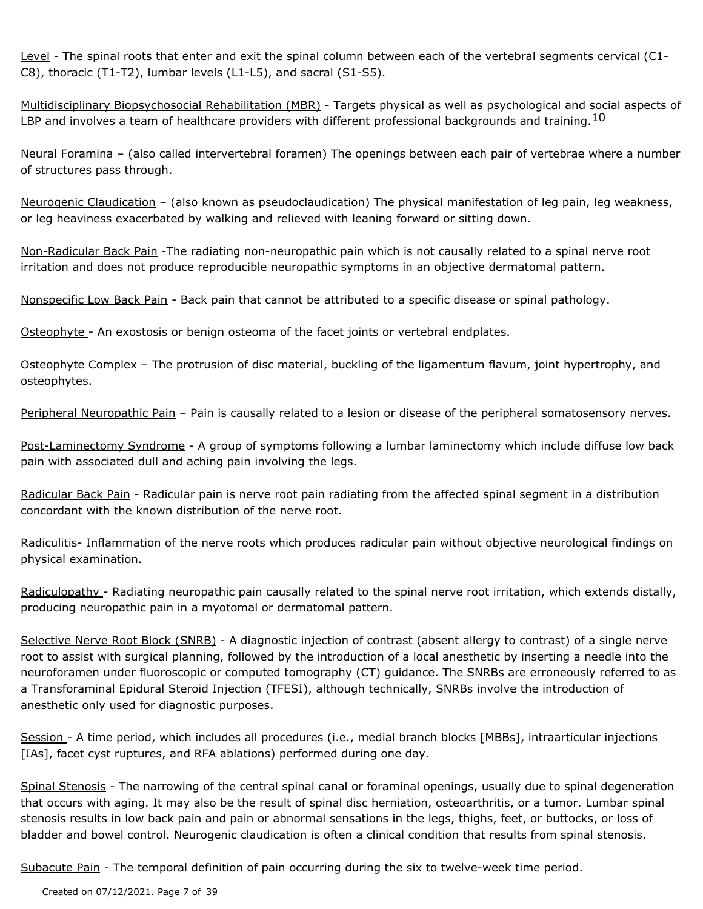<u>Level</u> - The spinal roots that enter and exit the spinal column between each of the vertebral segments cervical (C1-C8), thoracic (T1-T2), lumbar levels (L1-L5), and sacral (S1-S5).

<u>Multidisciplinary Biopsychosocial Rehabilitation (MBR)</u> - Targets physical as well as psychological and social aspects of LBP and involves a team of healthcare providers with different professional backgrounds and training.[10]

<u>Neural Foramina</u> – (also called intervertebral foramen) The openings between each pair of vertebrae where a number of structures pass through.

<u>Neurogenic Claudication</u> – (also known as pseudoclaudication) The physical manifestation of leg pain, leg weakness, or leg heaviness exacerbated by walking and relieved with leaning forward or sitting down.

<u>Non-Radicular Back Pain</u> -The radiating non-neuropathic pain which is not causally related to a spinal nerve root irritation and does not produce reproducible neuropathic symptoms in an objective dermatomal pattern.

<u>Nonspecific Low Back Pain</u> - Back pain that cannot be attributed to a specific disease or spinal pathology.

<u>Osteophyte</u> - An exostosis or benign osteoma of the facet joints or vertebral endplates.

<u>Osteophyte Complex</u> – The protrusion of disc material, buckling of the ligamentum flavum, joint hypertrophy, and osteophytes.

<u>Peripheral Neuropathic Pain</u> – Pain is causally related to a lesion or disease of the peripheral somatosensory nerves.

<u>Post-Laminectomy Syndrome</u> - A group of symptoms following a lumbar laminectomy which include diffuse low back pain with associated dull and aching pain involving the legs.

<u>Radicular Back Pain</u> - Radicular pain is nerve root pain radiating from the affected spinal segment in a distribution concordant with the known distribution of the nerve root.

<u>Radiculitis</u>- Inflammation of the nerve roots which produces radicular pain without objective neurological findings on physical examination.

<u>Radiculopathy</u> - Radiating neuropathic pain causally related to the spinal nerve root irritation, which extends distally, producing neuropathic pain in a myotomal or dermatomal pattern.

<u>Selective Nerve Root Block (SNRB)</u> - A diagnostic injection of contrast (absent allergy to contrast) of a single nerve root to assist with surgical planning, followed by the introduction of a local anesthetic by inserting a needle into the neuroforamen under fluoroscopic or computed tomography (CT) guidance. The SNRBs are erroneously referred to as a Transforaminal Epidural Steroid Injection (TFESI), although technically, SNRBs involve the introduction of anesthetic only used for diagnostic purposes.

<u>Session</u> - A time period, which includes all procedures (i.e., medial branch blocks [MBBs], intraarticular injections [IAs], facet cyst ruptures, and RFA ablations) performed during one day.

<u>Spinal Stenosis</u> - The narrowing of the central spinal canal or foraminal openings, usually due to spinal degeneration that occurs with aging. It may also be the result of spinal disc herniation, osteoarthritis, or a tumor. Lumbar spinal stenosis results in low back pain and pain or abnormal sensations in the legs, thighs, feet, or buttocks, or loss of bladder and bowel control. Neurogenic claudication is often a clinical condition that results from spinal stenosis.

<u>Subacute Pain</u> - The temporal definition of pain occurring during the six to twelve-week time period.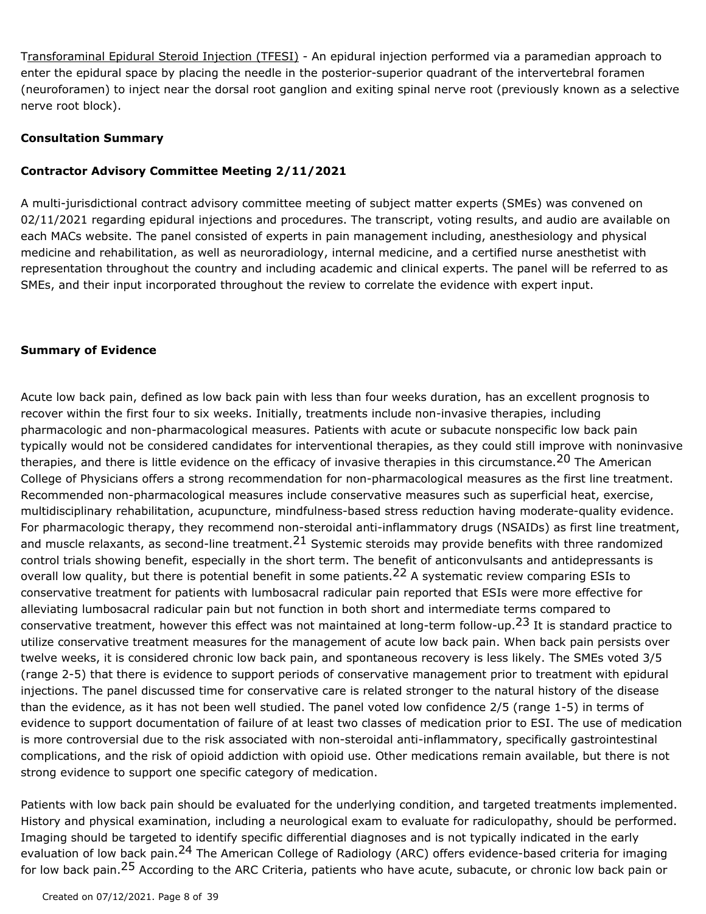Transforaminal Epidural Steroid Injection (TFESI) - An epidural injection performed via a paramedian approach to enter the epidural space by placing the needle in the posterior-superior quadrant of the intervertebral foramen (neuroforamen) to inject near the dorsal root ganglion and exiting spinal nerve root (previously known as a selective nerve root block).

**Consultation Summary**

**Contractor Advisory Committee Meeting 2/11/2021**

A multi-jurisdictional contract advisory committee meeting of subject matter experts (SMEs) was convened on 02/11/2021 regarding epidural injections and procedures. The transcript, voting results, and audio are available on each MACs website. The panel consisted of experts in pain management including, anesthesiology and physical medicine and rehabilitation, as well as neuroradiology, internal medicine, and a certified nurse anesthetist with representation throughout the country and including academic and clinical experts. The panel will be referred to as SMEs, and their input incorporated throughout the review to correlate the evidence with expert input.

**Summary of Evidence**

Acute low back pain, defined as low back pain with less than four weeks duration, has an excellent prognosis to recover within the first four to six weeks. Initially, treatments include non-invasive therapies, including pharmacologic and non-pharmacological measures. Patients with acute or subacute nonspecific low back pain typically would not be considered candidates for interventional therapies, as they could still improve with noninvasive therapies, and there is little evidence on the efficacy of invasive therapies in this circumstance.[20] The American College of Physicians offers a strong recommendation for non-pharmacological measures as the first line treatment. Recommended non-pharmacological measures include conservative measures such as superficial heat, exercise, multidisciplinary rehabilitation, acupuncture, mindfulness-based stress reduction having moderate-quality evidence. For pharmacologic therapy, they recommend non-steroidal anti-inflammatory drugs (NSAIDs) as first line treatment, and muscle relaxants, as second-line treatment.[21] Systemic steroids may provide benefits with three randomized control trials showing benefit, especially in the short term. The benefit of anticonvulsants and antidepressants is overall low quality, but there is potential benefit in some patients.[22] A systematic review comparing ESIs to conservative treatment for patients with lumbosacral radicular pain reported that ESIs were more effective for alleviating lumbosacral radicular pain but not function in both short and intermediate terms compared to conservative treatment, however this effect was not maintained at long-term follow-up.[23] It is standard practice to utilize conservative treatment measures for the management of acute low back pain. When back pain persists over twelve weeks, it is considered chronic low back pain, and spontaneous recovery is less likely. The SMEs voted 3/5 (range 2-5) that there is evidence to support periods of conservative management prior to treatment with epidural injections. The panel discussed time for conservative care is related stronger to the natural history of the disease than the evidence, as it has not been well studied. The panel voted low confidence 2/5 (range 1-5) in terms of evidence to support documentation of failure of at least two classes of medication prior to ESI. The use of medication is more controversial due to the risk associated with non-steroidal anti-inflammatory, specifically gastrointestinal complications, and the risk of opioid addiction with opioid use. Other medications remain available, but there is not strong evidence to support one specific category of medication.

Patients with low back pain should be evaluated for the underlying condition, and targeted treatments implemented. History and physical examination, including a neurological exam to evaluate for radiculopathy, should be performed. Imaging should be targeted to identify specific differential diagnoses and is not typically indicated in the early evaluation of low back pain.[24] The American College of Radiology (ARC) offers evidence-based criteria for imaging for low back pain.[25] According to the ARC Criteria, patients who have acute, subacute, or chronic low back pain or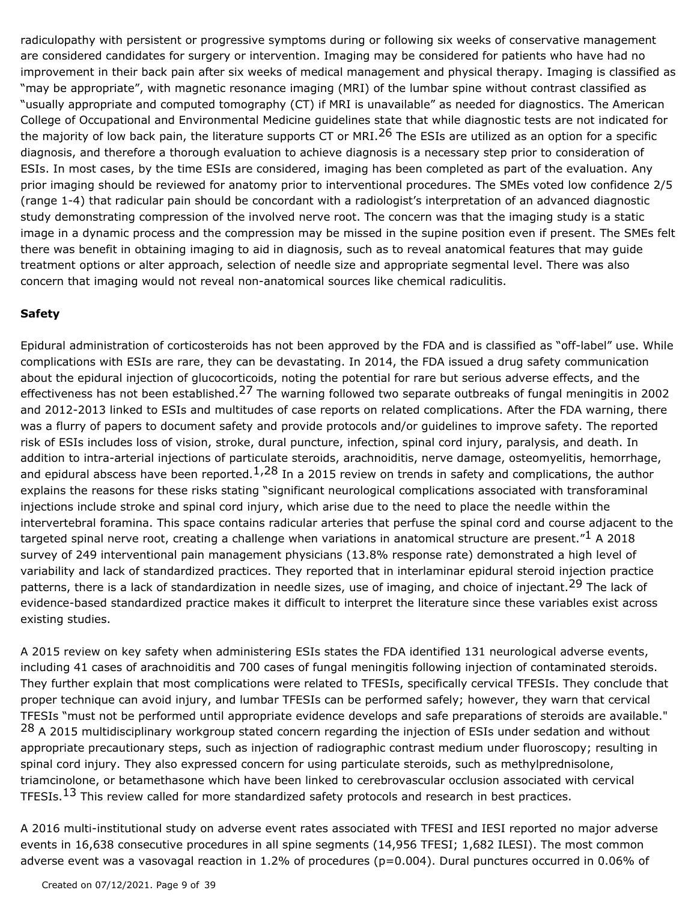radiculopathy with persistent or progressive symptoms during or following six weeks of conservative management are considered candidates for surgery or intervention. Imaging may be considered for patients who have had no improvement in their back pain after six weeks of medical management and physical therapy. Imaging is classified as "may be appropriate", with magnetic resonance imaging (MRI) of the lumbar spine without contrast classified as "usually appropriate and computed tomography (CT) if MRI is unavailable" as needed for diagnostics. The American College of Occupational and Environmental Medicine guidelines state that while diagnostic tests are not indicated for the majority of low back pain, the literature supports CT or MRI.[26] The ESIs are utilized as an option for a specific diagnosis, and therefore a thorough evaluation to achieve diagnosis is a necessary step prior to consideration of ESIs. In most cases, by the time ESIs are considered, imaging has been completed as part of the evaluation. Any prior imaging should be reviewed for anatomy prior to interventional procedures. The SMEs voted low confidence 2/5 (range 1-4) that radicular pain should be concordant with a radiologist's interpretation of an advanced diagnostic study demonstrating compression of the involved nerve root. The concern was that the imaging study is a static image in a dynamic process and the compression may be missed in the supine position even if present. The SMEs felt there was benefit in obtaining imaging to aid in diagnosis, such as to reveal anatomical features that may guide treatment options or alter approach, selection of needle size and appropriate segmental level. There was also concern that imaging would not reveal non-anatomical sources like chemical radiculitis.

**Safety**

Epidural administration of corticosteroids has not been approved by the FDA and is classified as "off-label" use. While complications with ESIs are rare, they can be devastating. In 2014, the FDA issued a drug safety communication about the epidural injection of glucocorticoids, noting the potential for rare but serious adverse effects, and the effectiveness has not been established.[27] The warning followed two separate outbreaks of fungal meningitis in 2002 and 2012-2013 linked to ESIs and multitudes of case reports on related complications. After the FDA warning, there was a flurry of papers to document safety and provide protocols and/or guidelines to improve safety. The reported risk of ESIs includes loss of vision, stroke, dural puncture, infection, spinal cord injury, paralysis, and death. In addition to intra-arterial injections of particulate steroids, arachnoiditis, nerve damage, osteomyelitis, hemorrhage, and epidural abscess have been reported.[1,28] In a 2015 review on trends in safety and complications, the author explains the reasons for these risks stating "significant neurological complications associated with transforaminal injections include stroke and spinal cord injury, which arise due to the need to place the needle within the intervertebral foramina. This space contains radicular arteries that perfuse the spinal cord and course adjacent to the targeted spinal nerve root, creating a challenge when variations in anatomical structure are present."[1] A 2018 survey of 249 interventional pain management physicians (13.8% response rate) demonstrated a high level of variability and lack of standardized practices. They reported that in interlaminar epidural steroid injection practice patterns, there is a lack of standardization in needle sizes, use of imaging, and choice of injectant.[29] The lack of evidence-based standardized practice makes it difficult to interpret the literature since these variables exist across existing studies.

A 2015 review on key safety when administering ESIs states the FDA identified 131 neurological adverse events, including 41 cases of arachnoiditis and 700 cases of fungal meningitis following injection of contaminated steroids. They further explain that most complications were related to TFESIs, specifically cervical TFESIs. They conclude that proper technique can avoid injury, and lumbar TFESIs can be performed safely; however, they warn that cervical TFESIs "must not be performed until appropriate evidence develops and safe preparations of steroids are available."[28] A 2015 multidisciplinary workgroup stated concern regarding the injection of ESIs under sedation and without appropriate precautionary steps, such as injection of radiographic contrast medium under fluoroscopy; resulting in spinal cord injury. They also expressed concern for using particulate steroids, such as methylprednisolone, triamcinolone, or betamethasone which have been linked to cerebrovascular occlusion associated with cervical TFESIs.[13] This review called for more standardized safety protocols and research in best practices.

A 2016 multi-institutional study on adverse event rates associated with TFESI and IESI reported no major adverse events in 16,638 consecutive procedures in all spine segments (14,956 TFESI; 1,682 ILESI). The most common adverse event was a vasovagal reaction in 1.2% of procedures ($p=0.004$). Dural punctures occurred in 0.06% of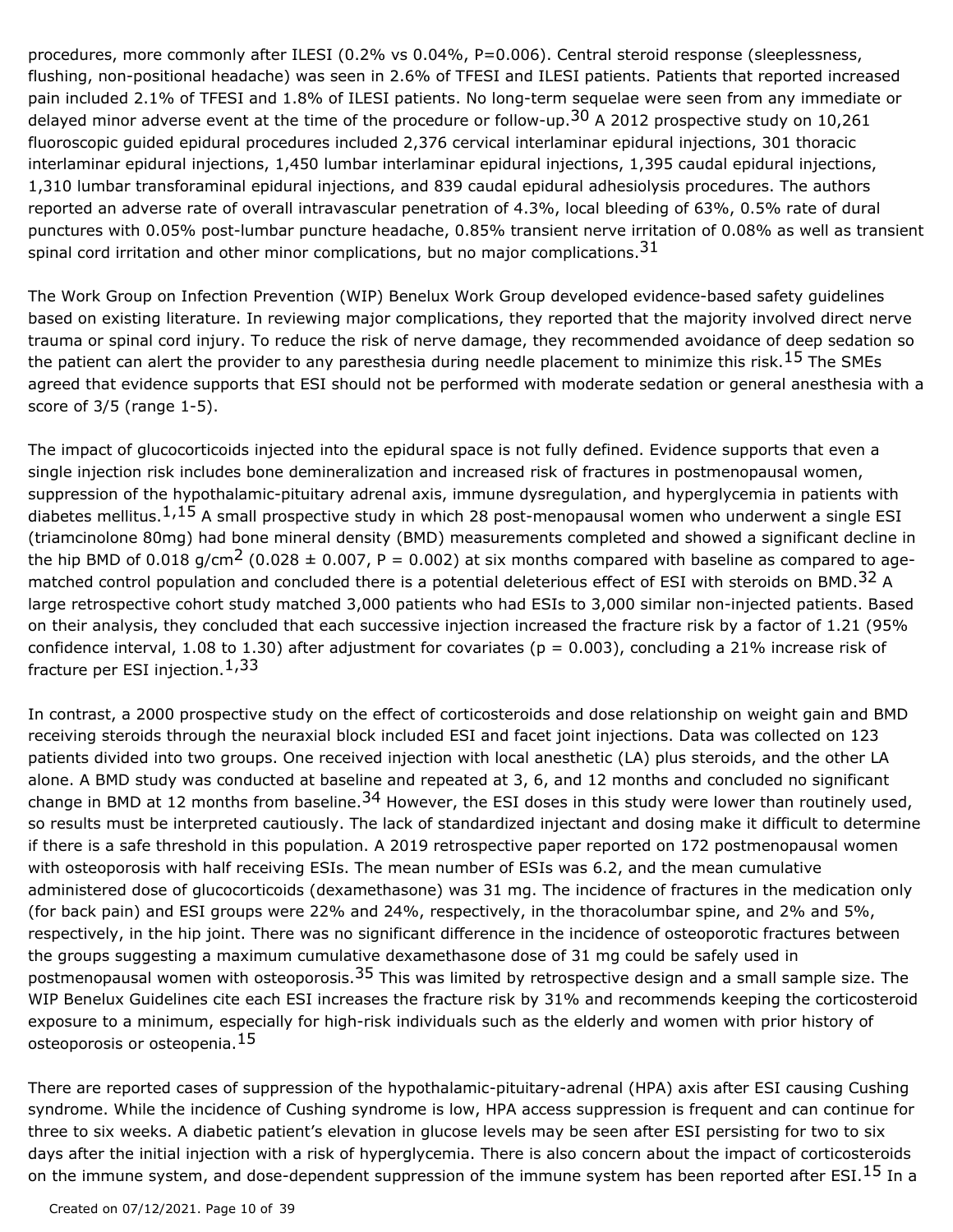procedures, more commonly after ILESI (0.2% vs 0.04%, P=0.006). Central steroid response (sleeplessness, flushing, non-positional headache) was seen in 2.6% of TFESI and ILESI patients. Patients that reported increased pain included 2.1% of TFESI and 1.8% of ILESI patients. No long-term sequelae were seen from any immediate or delayed minor adverse event at the time of the procedure or follow-up.[30] A 2012 prospective study on 10,261 fluoroscopic guided epidural procedures included 2,376 cervical interlaminar epidural injections, 301 thoracic interlaminar epidural injections, 1,450 lumbar interlaminar epidural injections, 1,395 caudal epidural injections, 1,310 lumbar transforaminal epidural injections, and 839 caudal epidural adhesiolysis procedures. The authors reported an adverse rate of overall intravascular penetration of 4.3%, local bleeding of 63%, 0.5% rate of dural punctures with 0.05% post-lumbar puncture headache, 0.85% transient nerve irritation of 0.08% as well as transient spinal cord irritation and other minor complications, but no major complications.[31]

The Work Group on Infection Prevention (WIP) Benelux Work Group developed evidence-based safety guidelines based on existing literature. In reviewing major complications, they reported that the majority involved direct nerve trauma or spinal cord injury. To reduce the risk of nerve damage, they recommended avoidance of deep sedation so the patient can alert the provider to any paresthesia during needle placement to minimize this risk.[15] The SMEs agreed that evidence supports that ESI should not be performed with moderate sedation or general anesthesia with a score of 3/5 (range 1-5).

The impact of glucocorticoids injected into the epidural space is not fully defined. Evidence supports that even a single injection risk includes bone demineralization and increased risk of fractures in postmenopausal women, suppression of the hypothalamic-pituitary adrenal axis, immune dysregulation, and hyperglycemia in patients with diabetes mellitus.[1,15] A small prospective study in which 28 post-menopausal women who underwent a single ESI (triamcinolone 80mg) had bone mineral density (BMD) measurements completed and showed a significant decline in the hip BMD of 0.018 g/cm$^2$ (0.028 ± 0.007, P = 0.002) at six months compared with baseline as compared to age-matched control population and concluded there is a potential deleterious effect of ESI with steroids on BMD.[32] A large retrospective cohort study matched 3,000 patients who had ESIs to 3,000 similar non-injected patients. Based on their analysis, they concluded that each successive injection increased the fracture risk by a factor of 1.21 (95% confidence interval, 1.08 to 1.30) after adjustment for covariates (p = 0.003), concluding a 21% increase risk of fracture per ESI injection.[1,33]

In contrast, a 2000 prospective study on the effect of corticosteroids and dose relationship on weight gain and BMD receiving steroids through the neuraxial block included ESI and facet joint injections. Data was collected on 123 patients divided into two groups. One received injection with local anesthetic (LA) plus steroids, and the other LA alone. A BMD study was conducted at baseline and repeated at 3, 6, and 12 months and concluded no significant change in BMD at 12 months from baseline.[34] However, the ESI doses in this study were lower than routinely used, so results must be interpreted cautiously. The lack of standardized injectant and dosing make it difficult to determine if there is a safe threshold in this population. A 2019 retrospective paper reported on 172 postmenopausal women with osteoporosis with half receiving ESIs. The mean number of ESIs was 6.2, and the mean cumulative administered dose of glucocorticoids (dexamethasone) was 31 mg. The incidence of fractures in the medication only (for back pain) and ESI groups were 22% and 24%, respectively, in the thoracolumbar spine, and 2% and 5%, respectively, in the hip joint. There was no significant difference in the incidence of osteoporotic fractures between the groups suggesting a maximum cumulative dexamethasone dose of 31 mg could be safely used in postmenopausal women with osteoporosis.[35] This was limited by retrospective design and a small sample size. The WIP Benelux Guidelines cite each ESI increases the fracture risk by 31% and recommends keeping the corticosteroid exposure to a minimum, especially for high-risk individuals such as the elderly and women with prior history of osteoporosis or osteopenia.[15]

There are reported cases of suppression of the hypothalamic-pituitary-adrenal (HPA) axis after ESI causing Cushing syndrome. While the incidence of Cushing syndrome is low, HPA access suppression is frequent and can continue for three to six weeks. A diabetic patient's elevation in glucose levels may be seen after ESI persisting for two to six days after the initial injection with a risk of hyperglycemia. There is also concern about the impact of corticosteroids on the immune system, and dose-dependent suppression of the immune system has been reported after ESI.[15] In a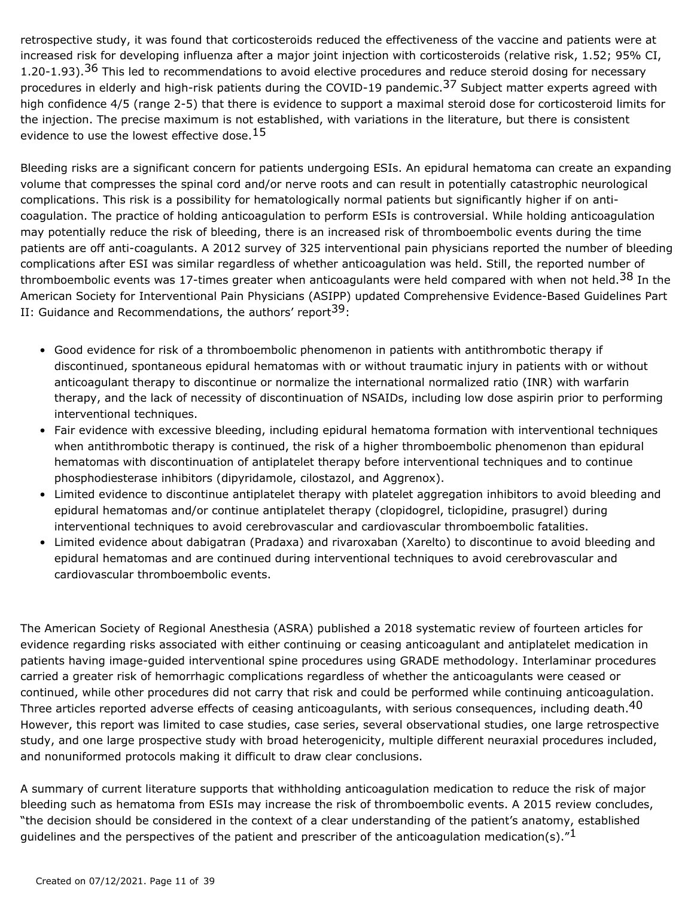retrospective study, it was found that corticosteroids reduced the effectiveness of the vaccine and patients were at increased risk for developing influenza after a major joint injection with corticosteroids (relative risk, 1.52; 95% CI, 1.20-1.93).[36] This led to recommendations to avoid elective procedures and reduce steroid dosing for necessary procedures in elderly and high-risk patients during the COVID-19 pandemic.[37] Subject matter experts agreed with high confidence 4/5 (range 2-5) that there is evidence to support a maximal steroid dose for corticosteroid limits for the injection. The precise maximum is not established, with variations in the literature, but there is consistent evidence to use the lowest effective dose.[15]

Bleeding risks are a significant concern for patients undergoing ESIs. An epidural hematoma can create an expanding volume that compresses the spinal cord and/or nerve roots and can result in potentially catastrophic neurological complications. This risk is a possibility for hematologically normal patients but significantly higher if on anti-coagulation. The practice of holding anticoagulation to perform ESIs is controversial. While holding anticoagulation may potentially reduce the risk of bleeding, there is an increased risk of thromboembolic events during the time patients are off anti-coagulants. A 2012 survey of 325 interventional pain physicians reported the number of bleeding complications after ESI was similar regardless of whether anticoagulation was held. Still, the reported number of thromboembolic events was 17-times greater when anticoagulants were held compared with when not held.[38] In the American Society for Interventional Pain Physicians (ASIPP) updated Comprehensive Evidence-Based Guidelines Part II: Guidance and Recommendations, the authors' report[39]:

- Good evidence for risk of a thromboembolic phenomenon in patients with antithrombotic therapy if discontinued, spontaneous epidural hematomas with or without traumatic injury in patients with or without anticoagulant therapy to discontinue or normalize the international normalized ratio (INR) with warfarin therapy, and the lack of necessity of discontinuation of NSAIDs, including low dose aspirin prior to performing interventional techniques.
- Fair evidence with excessive bleeding, including epidural hematoma formation with interventional techniques when antithrombotic therapy is continued, the risk of a higher thromboembolic phenomenon than epidural hematomas with discontinuation of antiplatelet therapy before interventional techniques and to continue phosphodiesterase inhibitors (dipyridamole, cilostazol, and Aggrenox).
- Limited evidence to discontinue antiplatelet therapy with platelet aggregation inhibitors to avoid bleeding and epidural hematomas and/or continue antiplatelet therapy (clopidogrel, ticlopidine, prasugrel) during interventional techniques to avoid cerebrovascular and cardiovascular thromboembolic fatalities.
- Limited evidence about dabigatran (Pradaxa) and rivaroxaban (Xarelto) to discontinue to avoid bleeding and epidural hematomas and are continued during interventional techniques to avoid cerebrovascular and cardiovascular thromboembolic events.

The American Society of Regional Anesthesia (ASRA) published a 2018 systematic review of fourteen articles for evidence regarding risks associated with either continuing or ceasing anticoagulant and antiplatelet medication in patients having image-guided interventional spine procedures using GRADE methodology. Interlaminar procedures carried a greater risk of hemorrhagic complications regardless of whether the anticoagulants were ceased or continued, while other procedures did not carry that risk and could be performed while continuing anticoagulation. Three articles reported adverse effects of ceasing anticoagulants, with serious consequences, including death.[40] However, this report was limited to case studies, case series, several observational studies, one large retrospective study, and one large prospective study with broad heterogenicity, multiple different neuraxial procedures included, and nonuniformed protocols making it difficult to draw clear conclusions.

A summary of current literature supports that withholding anticoagulation medication to reduce the risk of major bleeding such as hematoma from ESIs may increase the risk of thromboembolic events. A 2015 review concludes, "the decision should be considered in the context of a clear understanding of the patient's anatomy, established guidelines and the perspectives of the patient and prescriber of the anticoagulation medication(s)."[1]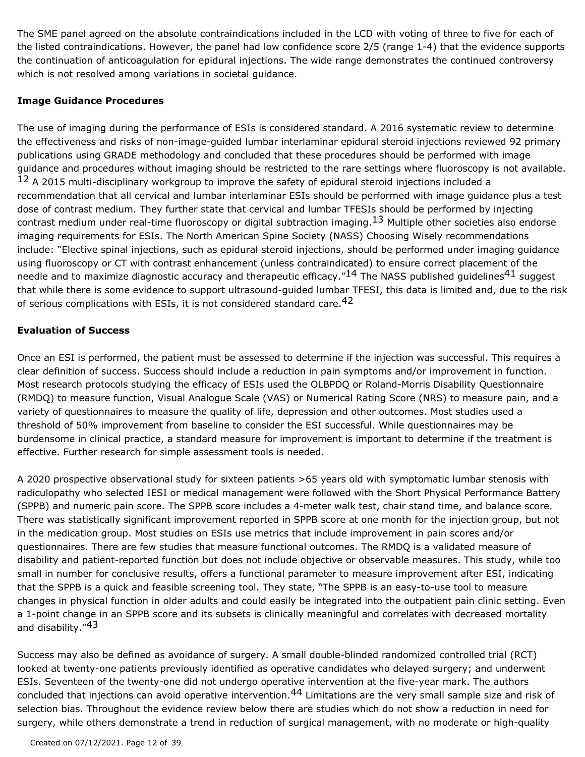The SME panel agreed on the absolute contraindications included in the LCD with voting of three to five for each of the listed contraindications. However, the panel had low confidence score 2/5 (range 1-4) that the evidence supports the continuation of anticoagulation for epidural injections. The wide range demonstrates the continued controversy which is not resolved among variations in societal guidance.

**Image Guidance Procedures**

The use of imaging during the performance of ESIs is considered standard. A 2016 systematic review to determine the effectiveness and risks of non-image-guided lumbar interlaminar epidural steroid injections reviewed 92 primary publications using GRADE methodology and concluded that these procedures should be performed with image guidance and procedures without imaging should be restricted to the rare settings where fluoroscopy is not available.[12] A 2015 multi-disciplinary workgroup to improve the safety of epidural steroid injections included a recommendation that all cervical and lumbar interlaminar ESIs should be performed with image guidance plus a test dose of contrast medium. They further state that cervical and lumbar TFESIs should be performed by injecting contrast medium under real-time fluoroscopy or digital subtraction imaging.[13] Multiple other societies also endorse imaging requirements for ESIs. The North American Spine Society (NASS) Choosing Wisely recommendations include: "Elective spinal injections, such as epidural steroid injections, should be performed under imaging guidance using fluoroscopy or CT with contrast enhancement (unless contraindicated) to ensure correct placement of the needle and to maximize diagnostic accuracy and therapeutic efficacy."[14] The NASS published guidelines[41] suggest that while there is some evidence to support ultrasound-guided lumbar TFESI, this data is limited and, due to the risk of serious complications with ESIs, it is not considered standard care.[42]

**Evaluation of Success**

Once an ESI is performed, the patient must be assessed to determine if the injection was successful. This requires a clear definition of success. Success should include a reduction in pain symptoms and/or improvement in function. Most research protocols studying the efficacy of ESIs used the OLBPDQ or Roland-Morris Disability Questionnaire (RMDQ) to measure function, Visual Analogue Scale (VAS) or Numerical Rating Score (NRS) to measure pain, and a variety of questionnaires to measure the quality of life, depression and other outcomes. Most studies used a threshold of 50% improvement from baseline to consider the ESI successful. While questionnaires may be burdensome in clinical practice, a standard measure for improvement is important to determine if the treatment is effective. Further research for simple assessment tools is needed.

A 2020 prospective observational study for sixteen patients >65 years old with symptomatic lumbar stenosis with radiculopathy who selected IESI or medical management were followed with the Short Physical Performance Battery (SPPB) and numeric pain score. The SPPB score includes a 4-meter walk test, chair stand time, and balance score. There was statistically significant improvement reported in SPPB score at one month for the injection group, but not in the medication group. Most studies on ESIs use metrics that include improvement in pain scores and/or questionnaires. There are few studies that measure functional outcomes. The RMDQ is a validated measure of disability and patient-reported function but does not include objective or observable measures. This study, while too small in number for conclusive results, offers a functional parameter to measure improvement after ESI, indicating that the SPPB is a quick and feasible screening tool. They state, "The SPPB is an easy-to-use tool to measure changes in physical function in older adults and could easily be integrated into the outpatient pain clinic setting. Even a 1-point change in an SPPB score and its subsets is clinically meaningful and correlates with decreased mortality and disability."[43]

Success may also be defined as avoidance of surgery. A small double-blinded randomized controlled trial (RCT) looked at twenty-one patients previously identified as operative candidates who delayed surgery; and underwent ESIs. Seventeen of the twenty-one did not undergo operative intervention at the five-year mark. The authors concluded that injections can avoid operative intervention.[44] Limitations are the very small sample size and risk of selection bias. Throughout the evidence review below there are studies which do not show a reduction in need for surgery, while others demonstrate a trend in reduction of surgical management, with no moderate or high-quality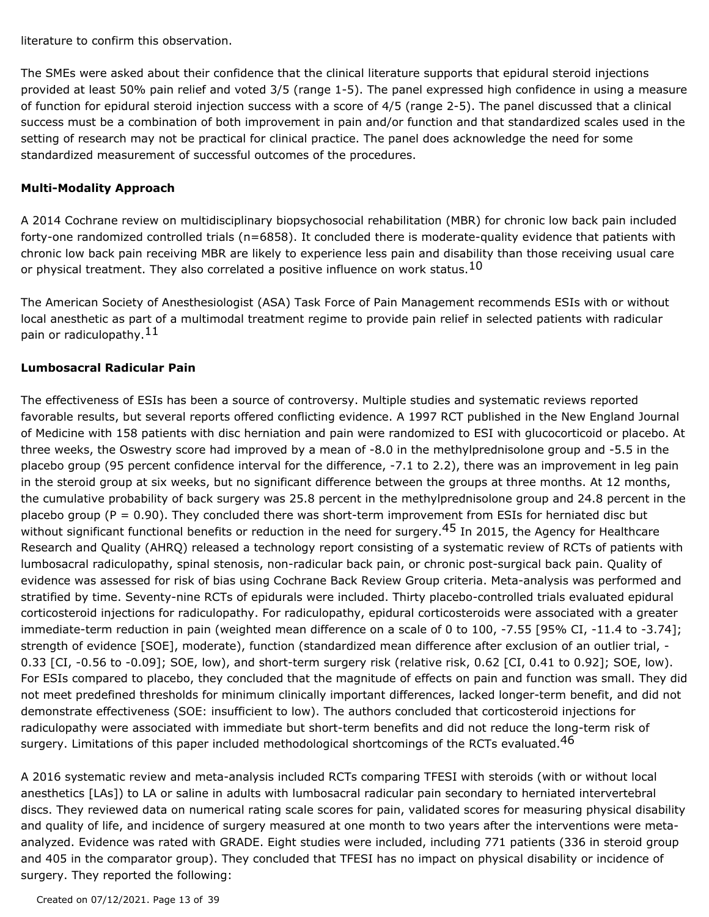literature to confirm this observation.

The SMEs were asked about their confidence that the clinical literature supports that epidural steroid injections provided at least 50% pain relief and voted 3/5 (range 1-5). The panel expressed high confidence in using a measure of function for epidural steroid injection success with a score of 4/5 (range 2-5). The panel discussed that a clinical success must be a combination of both improvement in pain and/or function and that standardized scales used in the setting of research may not be practical for clinical practice. The panel does acknowledge the need for some standardized measurement of successful outcomes of the procedures.

**Multi-Modality Approach**

A 2014 Cochrane review on multidisciplinary biopsychosocial rehabilitation (MBR) for chronic low back pain included forty-one randomized controlled trials (n=6858). It concluded there is moderate-quality evidence that patients with chronic low back pain receiving MBR are likely to experience less pain and disability than those receiving usual care or physical treatment. They also correlated a positive influence on work status.[10]

The American Society of Anesthesiologist (ASA) Task Force of Pain Management recommends ESIs with or without local anesthetic as part of a multimodal treatment regime to provide pain relief in selected patients with radicular pain or radiculopathy.[11]

**Lumbosacral Radicular Pain**

The effectiveness of ESIs has been a source of controversy. Multiple studies and systematic reviews reported favorable results, but several reports offered conflicting evidence. A 1997 RCT published in the New England Journal of Medicine with 158 patients with disc herniation and pain were randomized to ESI with glucocorticoid or placebo. At three weeks, the Oswestry score had improved by a mean of -8.0 in the methylprednisolone group and -5.5 in the placebo group (95 percent confidence interval for the difference, -7.1 to 2.2), there was an improvement in leg pain in the steroid group at six weeks, but no significant difference between the groups at three months. At 12 months, the cumulative probability of back surgery was 25.8 percent in the methylprednisolone group and 24.8 percent in the placebo group (P = 0.90). They concluded there was short-term improvement from ESIs for herniated disc but without significant functional benefits or reduction in the need for surgery.[45] In 2015, the Agency for Healthcare Research and Quality (AHRQ) released a technology report consisting of a systematic review of RCTs of patients with lumbosacral radiculopathy, spinal stenosis, non-radicular back pain, or chronic post-surgical back pain. Quality of evidence was assessed for risk of bias using Cochrane Back Review Group criteria. Meta-analysis was performed and stratified by time. Seventy-nine RCTs of epidurals were included. Thirty placebo-controlled trials evaluated epidural corticosteroid injections for radiculopathy. For radiculopathy, epidural corticosteroids were associated with a greater immediate-term reduction in pain (weighted mean difference on a scale of 0 to 100, -7.55 [95% CI, -11.4 to -3.74]; strength of evidence [SOE], moderate), function (standardized mean difference after exclusion of an outlier trial, -0.33 [CI, -0.56 to -0.09]; SOE, low), and short-term surgery risk (relative risk, 0.62 [CI, 0.41 to 0.92]; SOE, low). For ESIs compared to placebo, they concluded that the magnitude of effects on pain and function was small. They did not meet predefined thresholds for minimum clinically important differences, lacked longer-term benefit, and did not demonstrate effectiveness (SOE: insufficient to low). The authors concluded that corticosteroid injections for radiculopathy were associated with immediate but short-term benefits and did not reduce the long-term risk of surgery. Limitations of this paper included methodological shortcomings of the RCTs evaluated.[46]

A 2016 systematic review and meta-analysis included RCTs comparing TFESI with steroids (with or without local anesthetics [LAs]) to LA or saline in adults with lumbosacral radicular pain secondary to herniated intervertebral discs. They reviewed data on numerical rating scale scores for pain, validated scores for measuring physical disability and quality of life, and incidence of surgery measured at one month to two years after the interventions were meta-analyzed. Evidence was rated with GRADE. Eight studies were included, including 771 patients (336 in steroid group and 405 in the comparator group). They concluded that TFESI has no impact on physical disability or incidence of surgery. They reported the following: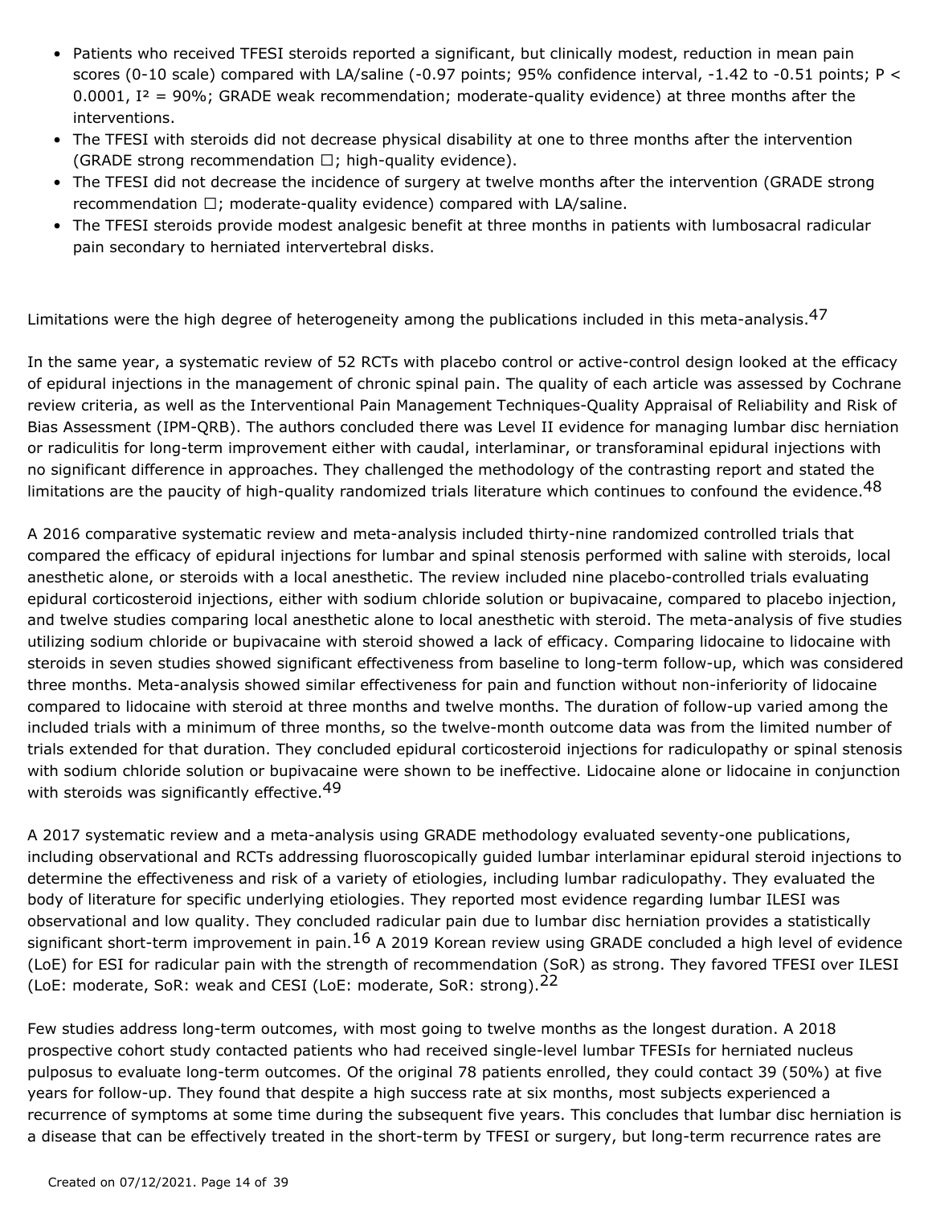- Patients who received TFESI steroids reported a significant, but clinically modest, reduction in mean pain scores (0-10 scale) compared with LA/saline (-0.97 points; 95% confidence interval, -1.42 to -0.51 points; $P < 0.0001$, $I^2 = 90\%$; GRADE weak recommendation; moderate-quality evidence) at three months after the interventions.
- The TFESI with steroids did not decrease physical disability at one to three months after the intervention (GRADE strong recommendation ☐; high-quality evidence).
- The TFESI did not decrease the incidence of surgery at twelve months after the intervention (GRADE strong recommendation ☐; moderate-quality evidence) compared with LA/saline.
- The TFESI steroids provide modest analgesic benefit at three months in patients with lumbosacral radicular pain secondary to herniated intervertebral disks.

Limitations were the high degree of heterogeneity among the publications included in this meta-analysis.[47]

In the same year, a systematic review of 52 RCTs with placebo control or active-control design looked at the efficacy of epidural injections in the management of chronic spinal pain. The quality of each article was assessed by Cochrane review criteria, as well as the Interventional Pain Management Techniques-Quality Appraisal of Reliability and Risk of Bias Assessment (IPM-QRB). The authors concluded there was Level II evidence for managing lumbar disc herniation or radiculitis for long-term improvement either with caudal, interlaminar, or transforaminal epidural injections with no significant difference in approaches. They challenged the methodology of the contrasting report and stated the limitations are the paucity of high-quality randomized trials literature which continues to confound the evidence.[48]

A 2016 comparative systematic review and meta-analysis included thirty-nine randomized controlled trials that compared the efficacy of epidural injections for lumbar and spinal stenosis performed with saline with steroids, local anesthetic alone, or steroids with a local anesthetic. The review included nine placebo-controlled trials evaluating epidural corticosteroid injections, either with sodium chloride solution or bupivacaine, compared to placebo injection, and twelve studies comparing local anesthetic alone to local anesthetic with steroid. The meta-analysis of five studies utilizing sodium chloride or bupivacaine with steroid showed a lack of efficacy. Comparing lidocaine to lidocaine with steroids in seven studies showed significant effectiveness from baseline to long-term follow-up, which was considered three months. Meta-analysis showed similar effectiveness for pain and function without non-inferiority of lidocaine compared to lidocaine with steroid at three months and twelve months. The duration of follow-up varied among the included trials with a minimum of three months, so the twelve-month outcome data was from the limited number of trials extended for that duration. They concluded epidural corticosteroid injections for radiculopathy or spinal stenosis with sodium chloride solution or bupivacaine were shown to be ineffective. Lidocaine alone or lidocaine in conjunction with steroids was significantly effective.[49]

A 2017 systematic review and a meta-analysis using GRADE methodology evaluated seventy-one publications, including observational and RCTs addressing fluoroscopically guided lumbar interlaminar epidural steroid injections to determine the effectiveness and risk of a variety of etiologies, including lumbar radiculopathy. They evaluated the body of literature for specific underlying etiologies. They reported most evidence regarding lumbar ILESI was observational and low quality. They concluded radicular pain due to lumbar disc herniation provides a statistically significant short-term improvement in pain.[16] A 2019 Korean review using GRADE concluded a high level of evidence (LoE) for ESI for radicular pain with the strength of recommendation (SoR) as strong. They favored TFESI over ILESI (LoE: moderate, SoR: weak and CESI (LoE: moderate, SoR: strong).[22]

Few studies address long-term outcomes, with most going to twelve months as the longest duration. A 2018 prospective cohort study contacted patients who had received single-level lumbar TFESIs for herniated nucleus pulposus to evaluate long-term outcomes. Of the original 78 patients enrolled, they could contact 39 (50%) at five years for follow-up. They found that despite a high success rate at six months, most subjects experienced a recurrence of symptoms at some time during the subsequent five years. This concludes that lumbar disc herniation is a disease that can be effectively treated in the short-term by TFESI or surgery, but long-term recurrence rates are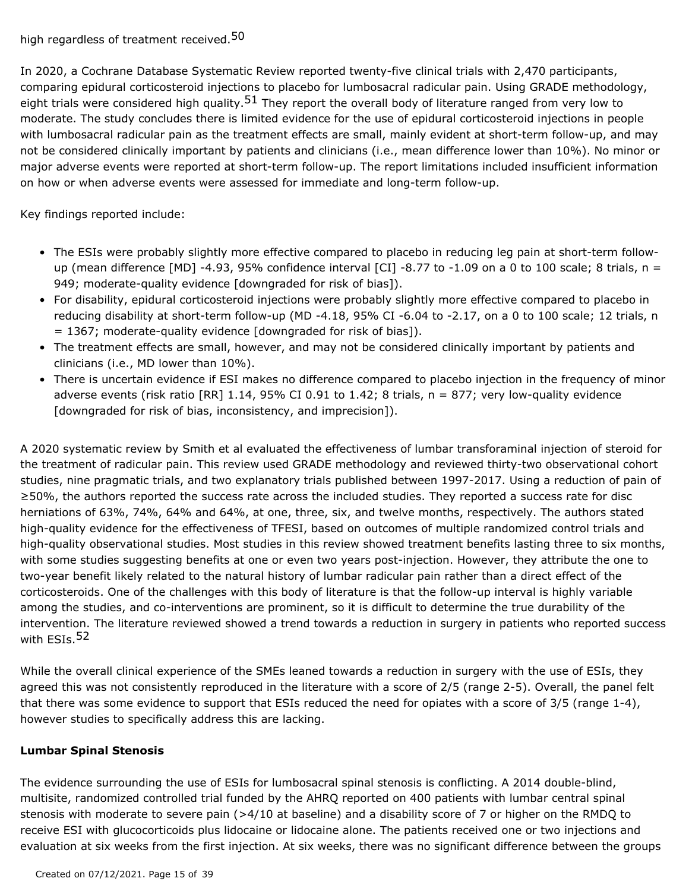high regardless of treatment received.[50]

In 2020, a Cochrane Database Systematic Review reported twenty-five clinical trials with 2,470 participants, comparing epidural corticosteroid injections to placebo for lumbosacral radicular pain. Using GRADE methodology, eight trials were considered high quality.[51] They report the overall body of literature ranged from very low to moderate. The study concludes there is limited evidence for the use of epidural corticosteroid injections in people with lumbosacral radicular pain as the treatment effects are small, mainly evident at short-term follow-up, and may not be considered clinically important by patients and clinicians (i.e., mean difference lower than 10%). No minor or major adverse events were reported at short-term follow-up. The report limitations included insufficient information on how or when adverse events were assessed for immediate and long-term follow-up.

Key findings reported include:

- The ESIs were probably slightly more effective compared to placebo in reducing leg pain at short-term follow-up (mean difference [MD] -4.93, 95% confidence interval [CI] -8.77 to -1.09 on a 0 to 100 scale; 8 trials, n = 949; moderate-quality evidence [downgraded for risk of bias]).
- For disability, epidural corticosteroid injections were probably slightly more effective compared to placebo in reducing disability at short-term follow-up (MD -4.18, 95% CI -6.04 to -2.17, on a 0 to 100 scale; 12 trials, n = 1367; moderate-quality evidence [downgraded for risk of bias]).
- The treatment effects are small, however, and may not be considered clinically important by patients and clinicians (i.e., MD lower than 10%).
- There is uncertain evidence if ESI makes no difference compared to placebo injection in the frequency of minor adverse events (risk ratio [RR] 1.14, 95% CI 0.91 to 1.42; 8 trials, n = 877; very low-quality evidence [downgraded for risk of bias, inconsistency, and imprecision]).

A 2020 systematic review by Smith et al evaluated the effectiveness of lumbar transforaminal injection of steroid for the treatment of radicular pain. This review used GRADE methodology and reviewed thirty-two observational cohort studies, nine pragmatic trials, and two explanatory trials published between 1997-2017. Using a reduction of pain of ≥50%, the authors reported the success rate across the included studies. They reported a success rate for disc herniations of 63%, 74%, 64% and 64%, at one, three, six, and twelve months, respectively. The authors stated high-quality evidence for the effectiveness of TFESI, based on outcomes of multiple randomized control trials and high-quality observational studies. Most studies in this review showed treatment benefits lasting three to six months, with some studies suggesting benefits at one or even two years post-injection. However, they attribute the one to two-year benefit likely related to the natural history of lumbar radicular pain rather than a direct effect of the corticosteroids. One of the challenges with this body of literature is that the follow-up interval is highly variable among the studies, and co-interventions are prominent, so it is difficult to determine the true durability of the intervention. The literature reviewed showed a trend towards a reduction in surgery in patients who reported success with ESIs.[52]

While the overall clinical experience of the SMEs leaned towards a reduction in surgery with the use of ESIs, they agreed this was not consistently reproduced in the literature with a score of 2/5 (range 2-5). Overall, the panel felt that there was some evidence to support that ESIs reduced the need for opiates with a score of 3/5 (range 1-4), however studies to specifically address this are lacking.

**Lumbar Spinal Stenosis**

The evidence surrounding the use of ESIs for lumbosacral spinal stenosis is conflicting. A 2014 double-blind, multisite, randomized controlled trial funded by the AHRQ reported on 400 patients with lumbar central spinal stenosis with moderate to severe pain (>4/10 at baseline) and a disability score of 7 or higher on the RMDQ to receive ESI with glucocorticoids plus lidocaine or lidocaine alone. The patients received one or two injections and evaluation at six weeks from the first injection. At six weeks, there was no significant difference between the groups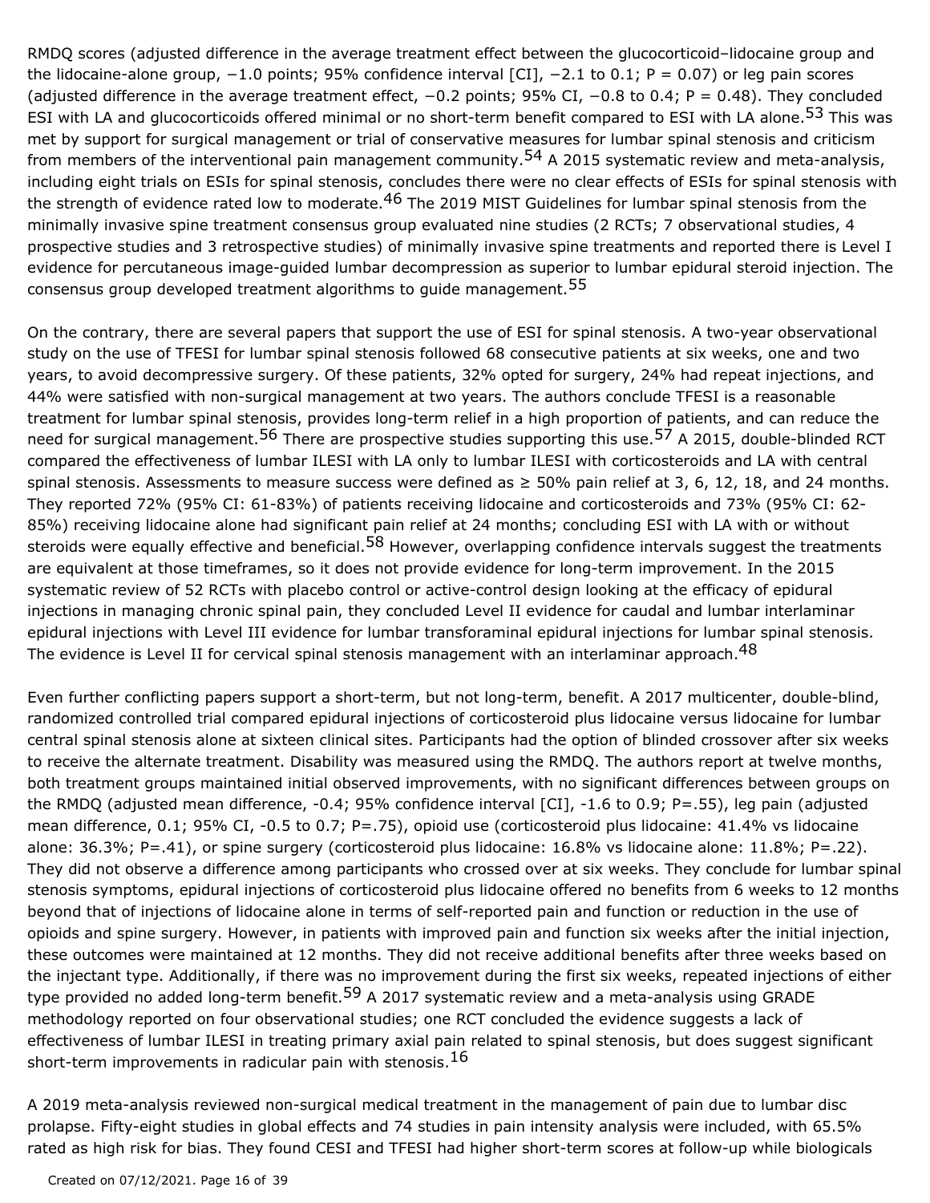RMDQ scores (adjusted difference in the average treatment effect between the glucocorticoid–lidocaine group and the lidocaine-alone group, −1.0 points; 95% confidence interval [CI], −2.1 to 0.1; P = 0.07) or leg pain scores (adjusted difference in the average treatment effect, −0.2 points; 95% CI, −0.8 to 0.4; P = 0.48). They concluded ESI with LA and glucocorticoids offered minimal or no short-term benefit compared to ESI with LA alone.[53] This was met by support for surgical management or trial of conservative measures for lumbar spinal stenosis and criticism from members of the interventional pain management community.[54] A 2015 systematic review and meta-analysis, including eight trials on ESIs for spinal stenosis, concludes there were no clear effects of ESIs for spinal stenosis with the strength of evidence rated low to moderate.[46] The 2019 MIST Guidelines for lumbar spinal stenosis from the minimally invasive spine treatment consensus group evaluated nine studies (2 RCTs; 7 observational studies, 4 prospective studies and 3 retrospective studies) of minimally invasive spine treatments and reported there is Level I evidence for percutaneous image-guided lumbar decompression as superior to lumbar epidural steroid injection. The consensus group developed treatment algorithms to guide management.[55]

On the contrary, there are several papers that support the use of ESI for spinal stenosis. A two-year observational study on the use of TFESI for lumbar spinal stenosis followed 68 consecutive patients at six weeks, one and two years, to avoid decompressive surgery. Of these patients, 32% opted for surgery, 24% had repeat injections, and 44% were satisfied with non-surgical management at two years. The authors conclude TFESI is a reasonable treatment for lumbar spinal stenosis, provides long-term relief in a high proportion of patients, and can reduce the need for surgical management.[56] There are prospective studies supporting this use.[57] A 2015, double-blinded RCT compared the effectiveness of lumbar ILESI with LA only to lumbar ILESI with corticosteroids and LA with central spinal stenosis. Assessments to measure success were defined as ≥ 50% pain relief at 3, 6, 12, 18, and 24 months. They reported 72% (95% CI: 61-83%) of patients receiving lidocaine and corticosteroids and 73% (95% CI: 62-85%) receiving lidocaine alone had significant pain relief at 24 months; concluding ESI with LA with or without steroids were equally effective and beneficial.[58] However, overlapping confidence intervals suggest the treatments are equivalent at those timeframes, so it does not provide evidence for long-term improvement. In the 2015 systematic review of 52 RCTs with placebo control or active-control design looking at the efficacy of epidural injections in managing chronic spinal pain, they concluded Level II evidence for caudal and lumbar interlaminar epidural injections with Level III evidence for lumbar transforaminal epidural injections for lumbar spinal stenosis. The evidence is Level II for cervical spinal stenosis management with an interlaminar approach.[48]

Even further conflicting papers support a short-term, but not long-term, benefit. A 2017 multicenter, double-blind, randomized controlled trial compared epidural injections of corticosteroid plus lidocaine versus lidocaine for lumbar central spinal stenosis alone at sixteen clinical sites. Participants had the option of blinded crossover after six weeks to receive the alternate treatment. Disability was measured using the RMDQ. The authors report at twelve months, both treatment groups maintained initial observed improvements, with no significant differences between groups on the RMDQ (adjusted mean difference, -0.4; 95% confidence interval [CI], -1.6 to 0.9; P=.55), leg pain (adjusted mean difference, 0.1; 95% CI, -0.5 to 0.7; P=.75), opioid use (corticosteroid plus lidocaine: 41.4% vs lidocaine alone: 36.3%; P=.41), or spine surgery (corticosteroid plus lidocaine: 16.8% vs lidocaine alone: 11.8%; P=.22). They did not observe a difference among participants who crossed over at six weeks. They conclude for lumbar spinal stenosis symptoms, epidural injections of corticosteroid plus lidocaine offered no benefits from 6 weeks to 12 months beyond that of injections of lidocaine alone in terms of self-reported pain and function or reduction in the use of opioids and spine surgery. However, in patients with improved pain and function six weeks after the initial injection, these outcomes were maintained at 12 months. They did not receive additional benefits after three weeks based on the injectant type. Additionally, if there was no improvement during the first six weeks, repeated injections of either type provided no added long-term benefit.[59] A 2017 systematic review and a meta-analysis using GRADE methodology reported on four observational studies; one RCT concluded the evidence suggests a lack of effectiveness of lumbar ILESI in treating primary axial pain related to spinal stenosis, but does suggest significant short-term improvements in radicular pain with stenosis.[16]

A 2019 meta-analysis reviewed non-surgical medical treatment in the management of pain due to lumbar disc prolapse. Fifty-eight studies in global effects and 74 studies in pain intensity analysis were included, with 65.5% rated as high risk for bias. They found CESI and TFESI had higher short-term scores at follow-up while biologicals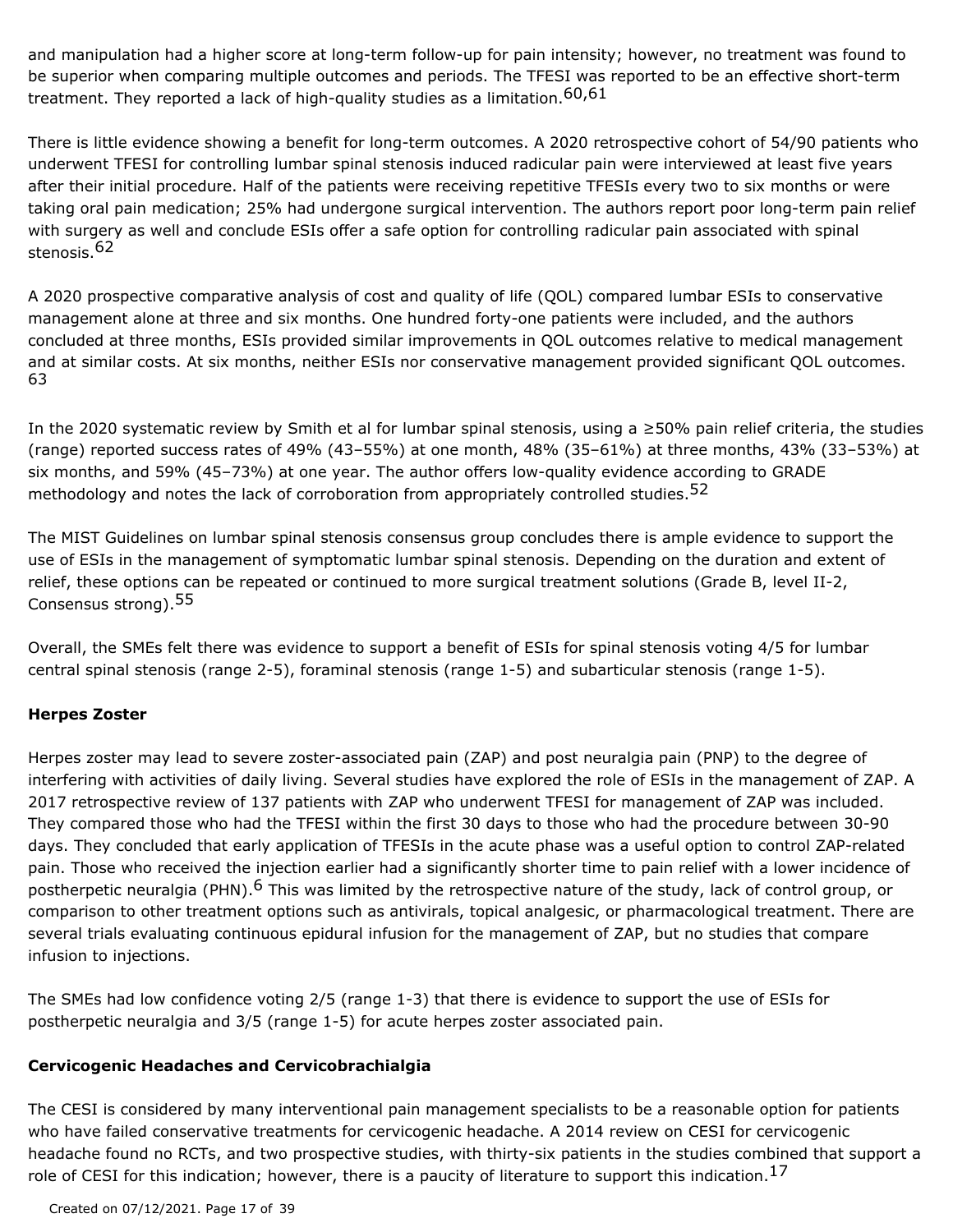and manipulation had a higher score at long-term follow-up for pain intensity; however, no treatment was found to be superior when comparing multiple outcomes and periods. The TFESI was reported to be an effective short-term treatment. They reported a lack of high-quality studies as a limitation.[60,61]

There is little evidence showing a benefit for long-term outcomes. A 2020 retrospective cohort of 54/90 patients who underwent TFESI for controlling lumbar spinal stenosis induced radicular pain were interviewed at least five years after their initial procedure. Half of the patients were receiving repetitive TFESIs every two to six months or were taking oral pain medication; 25% had undergone surgical intervention. The authors report poor long-term pain relief with surgery as well and conclude ESIs offer a safe option for controlling radicular pain associated with spinal stenosis.[62]

A 2020 prospective comparative analysis of cost and quality of life (QOL) compared lumbar ESIs to conservative management alone at three and six months. One hundred forty-one patients were included, and the authors concluded at three months, ESIs provided similar improvements in QOL outcomes relative to medical management and at similar costs. At six months, neither ESIs nor conservative management provided significant QOL outcomes.[63]

In the 2020 systematic review by Smith et al for lumbar spinal stenosis, using a ≥50% pain relief criteria, the studies (range) reported success rates of 49% (43–55%) at one month, 48% (35–61%) at three months, 43% (33–53%) at six months, and 59% (45–73%) at one year. The author offers low-quality evidence according to GRADE methodology and notes the lack of corroboration from appropriately controlled studies.[52]

The MIST Guidelines on lumbar spinal stenosis consensus group concludes there is ample evidence to support the use of ESIs in the management of symptomatic lumbar spinal stenosis. Depending on the duration and extent of relief, these options can be repeated or continued to more surgical treatment solutions (Grade B, level II-2, Consensus strong).[55]

Overall, the SMEs felt there was evidence to support a benefit of ESIs for spinal stenosis voting 4/5 for lumbar central spinal stenosis (range 2-5), foraminal stenosis (range 1-5) and subarticular stenosis (range 1-5).

**Herpes Zoster**

Herpes zoster may lead to severe zoster-associated pain (ZAP) and post neuralgia pain (PNP) to the degree of interfering with activities of daily living. Several studies have explored the role of ESIs in the management of ZAP. A 2017 retrospective review of 137 patients with ZAP who underwent TFESI for management of ZAP was included. They compared those who had the TFESI within the first 30 days to those who had the procedure between 30-90 days. They concluded that early application of TFESIs in the acute phase was a useful option to control ZAP-related pain. Those who received the injection earlier had a significantly shorter time to pain relief with a lower incidence of postherpetic neuralgia (PHN).[6] This was limited by the retrospective nature of the study, lack of control group, or comparison to other treatment options such as antivirals, topical analgesic, or pharmacological treatment. There are several trials evaluating continuous epidural infusion for the management of ZAP, but no studies that compare infusion to injections.

The SMEs had low confidence voting 2/5 (range 1-3) that there is evidence to support the use of ESIs for postherpetic neuralgia and 3/5 (range 1-5) for acute herpes zoster associated pain.

**Cervicogenic Headaches and Cervicobrachialgia**

The CESI is considered by many interventional pain management specialists to be a reasonable option for patients who have failed conservative treatments for cervicogenic headache. A 2014 review on CESI for cervicogenic headache found no RCTs, and two prospective studies, with thirty-six patients in the studies combined that support a role of CESI for this indication; however, there is a paucity of literature to support this indication.[17]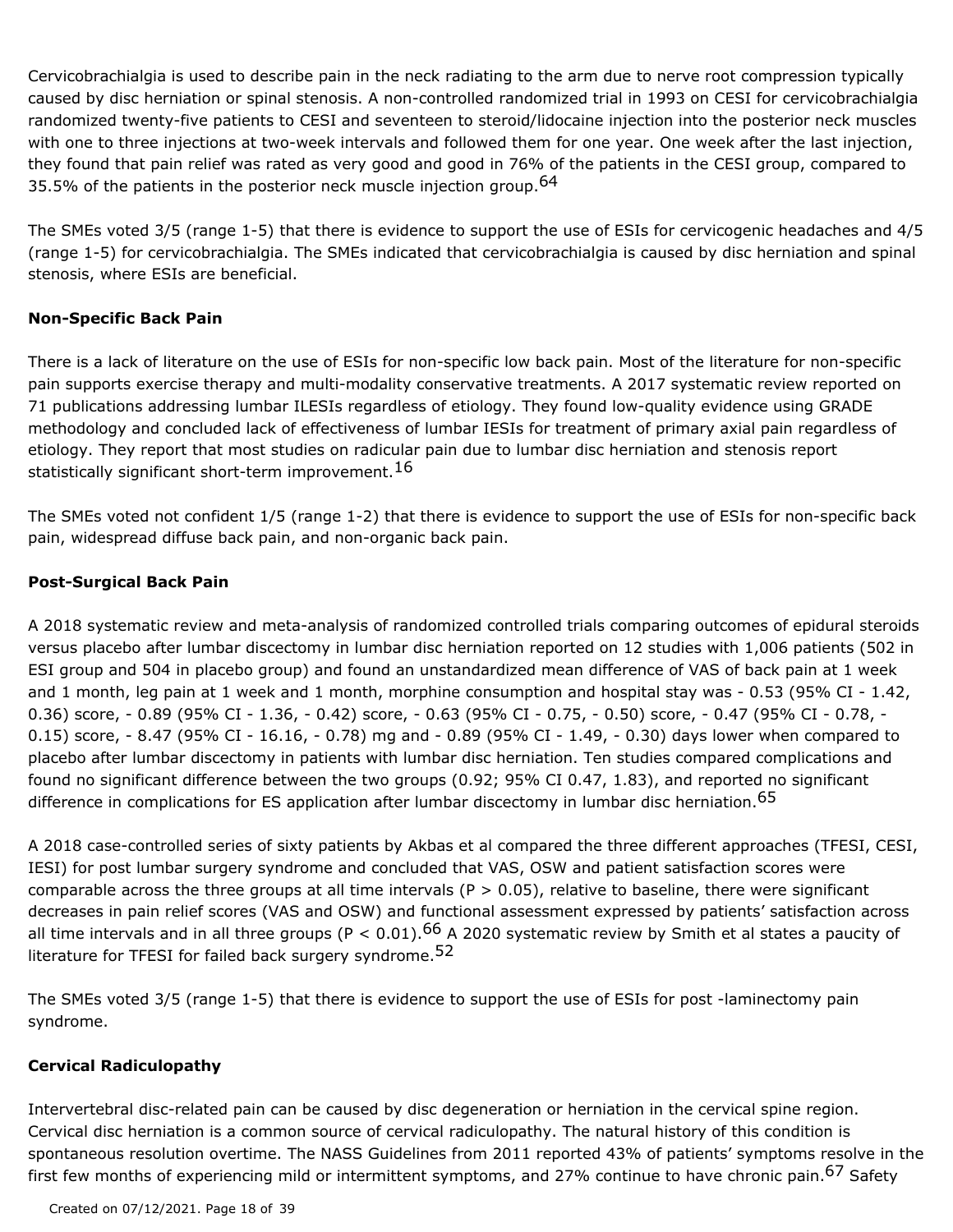Cervicobrachialgia is used to describe pain in the neck radiating to the arm due to nerve root compression typically caused by disc herniation or spinal stenosis. A non-controlled randomized trial in 1993 on CESI for cervicobrachialgia randomized twenty-five patients to CESI and seventeen to steroid/lidocaine injection into the posterior neck muscles with one to three injections at two-week intervals and followed them for one year. One week after the last injection, they found that pain relief was rated as very good and good in 76% of the patients in the CESI group, compared to 35.5% of the patients in the posterior neck muscle injection group.[64]

The SMEs voted 3/5 (range 1-5) that there is evidence to support the use of ESIs for cervicogenic headaches and 4/5 (range 1-5) for cervicobrachialgia. The SMEs indicated that cervicobrachialgia is caused by disc herniation and spinal stenosis, where ESIs are beneficial.

**Non-Specific Back Pain**

There is a lack of literature on the use of ESIs for non-specific low back pain. Most of the literature for non-specific pain supports exercise therapy and multi-modality conservative treatments. A 2017 systematic review reported on 71 publications addressing lumbar ILESIs regardless of etiology. They found low-quality evidence using GRADE methodology and concluded lack of effectiveness of lumbar IESIs for treatment of primary axial pain regardless of etiology. They report that most studies on radicular pain due to lumbar disc herniation and stenosis report statistically significant short-term improvement.[16]

The SMEs voted not confident 1/5 (range 1-2) that there is evidence to support the use of ESIs for non-specific back pain, widespread diffuse back pain, and non-organic back pain.

**Post-Surgical Back Pain**

A 2018 systematic review and meta-analysis of randomized controlled trials comparing outcomes of epidural steroids versus placebo after lumbar discectomy in lumbar disc herniation reported on 12 studies with 1,006 patients (502 in ESI group and 504 in placebo group) and found an unstandardized mean difference of VAS of back pain at 1 week and 1 month, leg pain at 1 week and 1 month, morphine consumption and hospital stay was - 0.53 (95% CI - 1.42, 0.36) score, - 0.89 (95% CI - 1.36, - 0.42) score, - 0.63 (95% CI - 0.75, - 0.50) score, - 0.47 (95% CI - 0.78, - 0.15) score, - 8.47 (95% CI - 16.16, - 0.78) mg and - 0.89 (95% CI - 1.49, - 0.30) days lower when compared to placebo after lumbar discectomy in patients with lumbar disc herniation. Ten studies compared complications and found no significant difference between the two groups (0.92; 95% CI 0.47, 1.83), and reported no significant difference in complications for ES application after lumbar discectomy in lumbar disc herniation.[65]

A 2018 case-controlled series of sixty patients by Akbas et al compared the three different approaches (TFESI, CESI, IESI) for post lumbar surgery syndrome and concluded that VAS, OSW and patient satisfaction scores were comparable across the three groups at all time intervals ($P > 0.05$), relative to baseline, there were significant decreases in pain relief scores (VAS and OSW) and functional assessment expressed by patients' satisfaction across all time intervals and in all three groups ($P < 0.01$).[66] A 2020 systematic review by Smith et al states a paucity of literature for TFESI for failed back surgery syndrome.[52]

The SMEs voted 3/5 (range 1-5) that there is evidence to support the use of ESIs for post -laminectomy pain syndrome.

**Cervical Radiculopathy**

Intervertebral disc-related pain can be caused by disc degeneration or herniation in the cervical spine region. Cervical disc herniation is a common source of cervical radiculopathy. The natural history of this condition is spontaneous resolution overtime. The NASS Guidelines from 2011 reported 43% of patients' symptoms resolve in the first few months of experiencing mild or intermittent symptoms, and 27% continue to have chronic pain.[67] Safety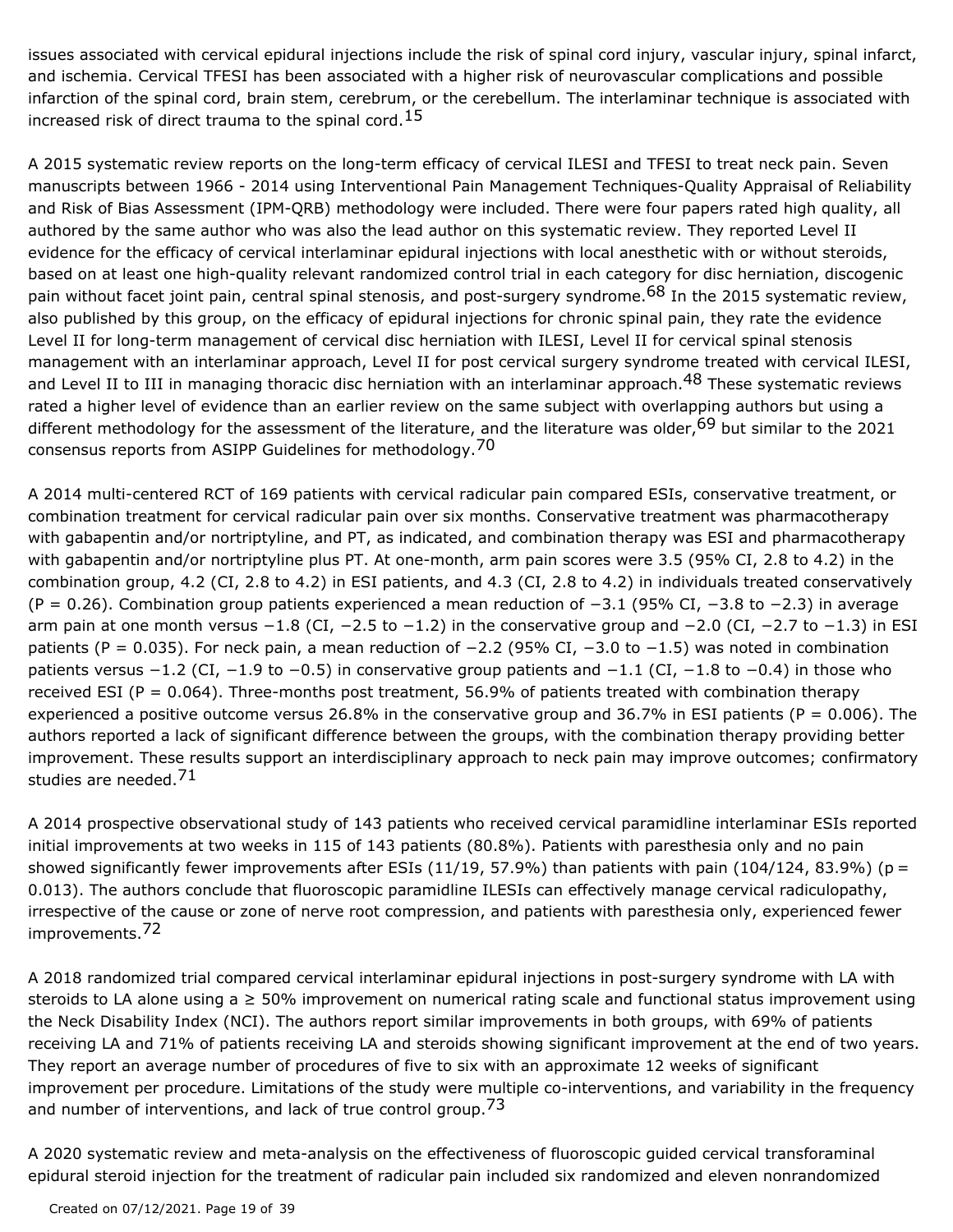issues associated with cervical epidural injections include the risk of spinal cord injury, vascular injury, spinal infarct, and ischemia. Cervical TFESI has been associated with a higher risk of neurovascular complications and possible infarction of the spinal cord, brain stem, cerebrum, or the cerebellum. The interlaminar technique is associated with increased risk of direct trauma to the spinal cord.[15]

A 2015 systematic review reports on the long-term efficacy of cervical ILESI and TFESI to treat neck pain. Seven manuscripts between 1966 - 2014 using Interventional Pain Management Techniques-Quality Appraisal of Reliability and Risk of Bias Assessment (IPM-QRB) methodology were included. There were four papers rated high quality, all authored by the same author who was also the lead author on this systematic review. They reported Level II evidence for the efficacy of cervical interlaminar epidural injections with local anesthetic with or without steroids, based on at least one high-quality relevant randomized control trial in each category for disc herniation, discogenic pain without facet joint pain, central spinal stenosis, and post-surgery syndrome.[68] In the 2015 systematic review, also published by this group, on the efficacy of epidural injections for chronic spinal pain, they rate the evidence Level II for long-term management of cervical disc herniation with ILESI, Level II for cervical spinal stenosis management with an interlaminar approach, Level II for post cervical surgery syndrome treated with cervical ILESI, and Level II to III in managing thoracic disc herniation with an interlaminar approach.[48] These systematic reviews rated a higher level of evidence than an earlier review on the same subject with overlapping authors but using a different methodology for the assessment of the literature, and the literature was older,[69] but similar to the 2021 consensus reports from ASIPP Guidelines for methodology.[70]

A 2014 multi-centered RCT of 169 patients with cervical radicular pain compared ESIs, conservative treatment, or combination treatment for cervical radicular pain over six months. Conservative treatment was pharmacotherapy with gabapentin and/or nortriptyline, and PT, as indicated, and combination therapy was ESI and pharmacotherapy with gabapentin and/or nortriptyline plus PT. At one-month, arm pain scores were 3.5 (95% CI, 2.8 to 4.2) in the combination group, 4.2 (CI, 2.8 to 4.2) in ESI patients, and 4.3 (CI, 2.8 to 4.2) in individuals treated conservatively ($P = 0.26$). Combination group patients experienced a mean reduction of −3.1 (95% CI, −3.8 to −2.3) in average arm pain at one month versus −1.8 (CI, −2.5 to −1.2) in the conservative group and −2.0 (CI, −2.7 to −1.3) in ESI patients ($P = 0.035$). For neck pain, a mean reduction of −2.2 (95% CI, −3.0 to −1.5) was noted in combination patients versus −1.2 (CI, −1.9 to −0.5) in conservative group patients and −1.1 (CI, −1.8 to −0.4) in those who received ESI ($P = 0.064$). Three-months post treatment, 56.9% of patients treated with combination therapy experienced a positive outcome versus 26.8% in the conservative group and 36.7% in ESI patients ($P = 0.006$). The authors reported a lack of significant difference between the groups, with the combination therapy providing better improvement. These results support an interdisciplinary approach to neck pain may improve outcomes; confirmatory studies are needed.[71]

A 2014 prospective observational study of 143 patients who received cervical paramidline interlaminar ESIs reported initial improvements at two weeks in 115 of 143 patients (80.8%). Patients with paresthesia only and no pain showed significantly fewer improvements after ESIs (11/19, 57.9%) than patients with pain (104/124, 83.9%) ($p = 0.013$). The authors conclude that fluoroscopic paramidline ILESIs can effectively manage cervical radiculopathy, irrespective of the cause or zone of nerve root compression, and patients with paresthesia only, experienced fewer improvements.[72]

A 2018 randomized trial compared cervical interlaminar epidural injections in post-surgery syndrome with LA with steroids to LA alone using a ≥ 50% improvement on numerical rating scale and functional status improvement using the Neck Disability Index (NCI). The authors report similar improvements in both groups, with 69% of patients receiving LA and 71% of patients receiving LA and steroids showing significant improvement at the end of two years. They report an average number of procedures of five to six with an approximate 12 weeks of significant improvement per procedure. Limitations of the study were multiple co-interventions, and variability in the frequency and number of interventions, and lack of true control group.[73]

A 2020 systematic review and meta-analysis on the effectiveness of fluoroscopic guided cervical transforaminal epidural steroid injection for the treatment of radicular pain included six randomized and eleven nonrandomized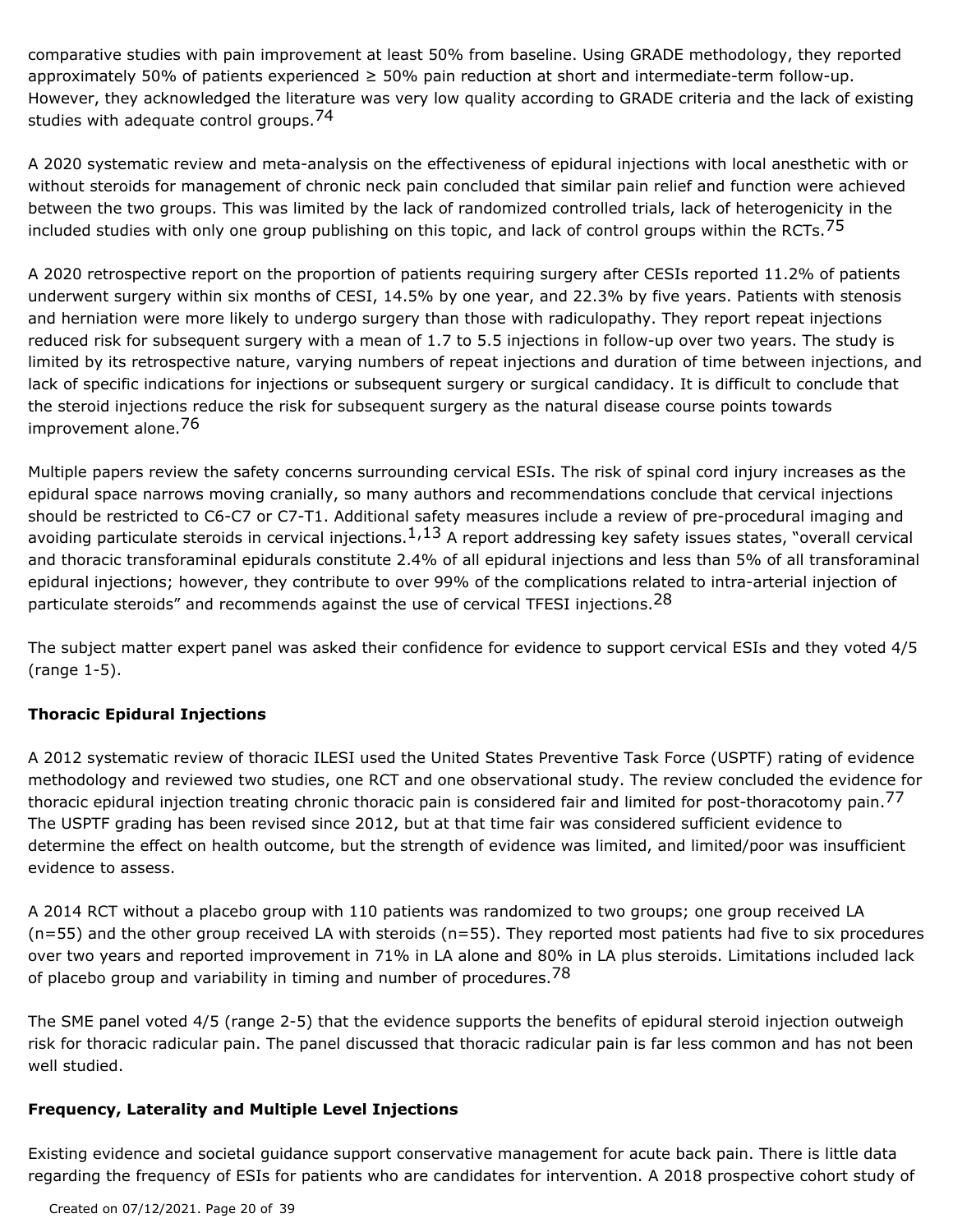comparative studies with pain improvement at least 50% from baseline. Using GRADE methodology, they reported approximately 50% of patients experienced ≥ 50% pain reduction at short and intermediate-term follow-up. However, they acknowledged the literature was very low quality according to GRADE criteria and the lack of existing studies with adequate control groups.[74]

A 2020 systematic review and meta-analysis on the effectiveness of epidural injections with local anesthetic with or without steroids for management of chronic neck pain concluded that similar pain relief and function were achieved between the two groups. This was limited by the lack of randomized controlled trials, lack of heterogenicity in the included studies with only one group publishing on this topic, and lack of control groups within the RCTs.[75]

A 2020 retrospective report on the proportion of patients requiring surgery after CESIs reported 11.2% of patients underwent surgery within six months of CESI, 14.5% by one year, and 22.3% by five years. Patients with stenosis and herniation were more likely to undergo surgery than those with radiculopathy. They report repeat injections reduced risk for subsequent surgery with a mean of 1.7 to 5.5 injections in follow-up over two years. The study is limited by its retrospective nature, varying numbers of repeat injections and duration of time between injections, and lack of specific indications for injections or subsequent surgery or surgical candidacy. It is difficult to conclude that the steroid injections reduce the risk for subsequent surgery as the natural disease course points towards improvement alone.[76]

Multiple papers review the safety concerns surrounding cervical ESIs. The risk of spinal cord injury increases as the epidural space narrows moving cranially, so many authors and recommendations conclude that cervical injections should be restricted to C6-C7 or C7-T1. Additional safety measures include a review of pre-procedural imaging and avoiding particulate steroids in cervical injections.[1,13] A report addressing key safety issues states, "overall cervical and thoracic transforaminal epidurals constitute 2.4% of all epidural injections and less than 5% of all transforaminal epidural injections; however, they contribute to over 99% of the complications related to intra-arterial injection of particulate steroids" and recommends against the use of cervical TFESI injections.[28]

The subject matter expert panel was asked their confidence for evidence to support cervical ESIs and they voted 4/5 (range 1-5).

**Thoracic Epidural Injections**

A 2012 systematic review of thoracic ILESI used the United States Preventive Task Force (USPTF) rating of evidence methodology and reviewed two studies, one RCT and one observational study. The review concluded the evidence for thoracic epidural injection treating chronic thoracic pain is considered fair and limited for post-thoracotomy pain.[77] The USPTF grading has been revised since 2012, but at that time fair was considered sufficient evidence to determine the effect on health outcome, but the strength of evidence was limited, and limited/poor was insufficient evidence to assess.

A 2014 RCT without a placebo group with 110 patients was randomized to two groups; one group received LA (n=55) and the other group received LA with steroids (n=55). They reported most patients had five to six procedures over two years and reported improvement in 71% in LA alone and 80% in LA plus steroids. Limitations included lack of placebo group and variability in timing and number of procedures.[78]

The SME panel voted 4/5 (range 2-5) that the evidence supports the benefits of epidural steroid injection outweigh risk for thoracic radicular pain. The panel discussed that thoracic radicular pain is far less common and has not been well studied.

**Frequency, Laterality and Multiple Level Injections**

Existing evidence and societal guidance support conservative management for acute back pain. There is little data regarding the frequency of ESIs for patients who are candidates for intervention. A 2018 prospective cohort study of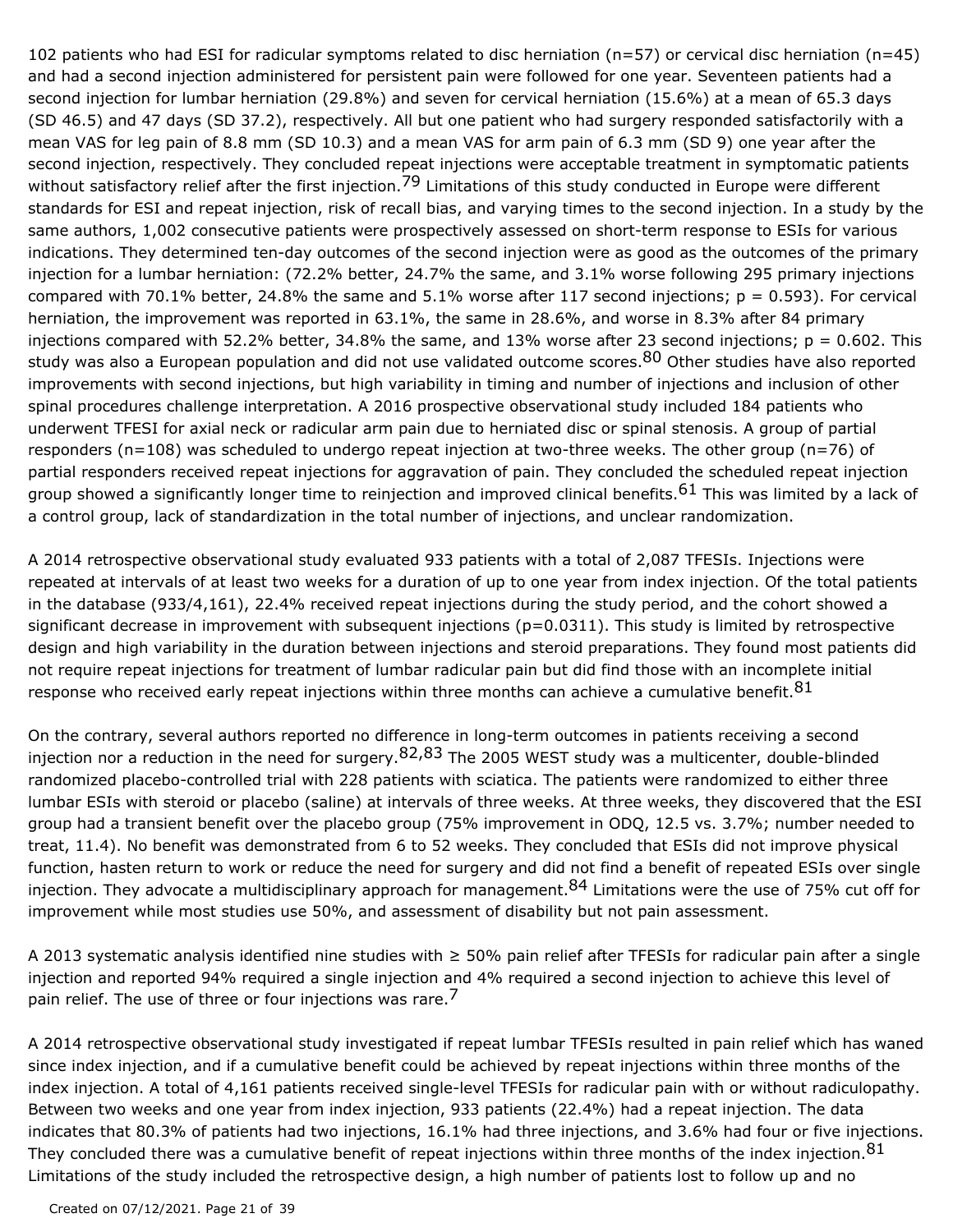102 patients who had ESI for radicular symptoms related to disc herniation (n=57) or cervical disc herniation (n=45) and had a second injection administered for persistent pain were followed for one year. Seventeen patients had a second injection for lumbar herniation (29.8%) and seven for cervical herniation (15.6%) at a mean of 65.3 days (SD 46.5) and 47 days (SD 37.2), respectively. All but one patient who had surgery responded satisfactorily with a mean VAS for leg pain of 8.8 mm (SD 10.3) and a mean VAS for arm pain of 6.3 mm (SD 9) one year after the second injection, respectively. They concluded repeat injections were acceptable treatment in symptomatic patients without satisfactory relief after the first injection.[79] Limitations of this study conducted in Europe were different standards for ESI and repeat injection, risk of recall bias, and varying times to the second injection. In a study by the same authors, 1,002 consecutive patients were prospectively assessed on short-term response to ESIs for various indications. They determined ten-day outcomes of the second injection were as good as the outcomes of the primary injection for a lumbar herniation: (72.2% better, 24.7% the same, and 3.1% worse following 295 primary injections compared with 70.1% better, 24.8% the same and 5.1% worse after 117 second injections; $p = 0.593$). For cervical herniation, the improvement was reported in 63.1%, the same in 28.6%, and worse in 8.3% after 84 primary injections compared with 52.2% better, 34.8% the same, and 13% worse after 23 second injections; $p = 0.602$. This study was also a European population and did not use validated outcome scores.[80] Other studies have also reported improvements with second injections, but high variability in timing and number of injections and inclusion of other spinal procedures challenge interpretation. A 2016 prospective observational study included 184 patients who underwent TFESI for axial neck or radicular arm pain due to herniated disc or spinal stenosis. A group of partial responders (n=108) was scheduled to undergo repeat injection at two-three weeks. The other group (n=76) of partial responders received repeat injections for aggravation of pain. They concluded the scheduled repeat injection group showed a significantly longer time to reinjection and improved clinical benefits.[61] This was limited by a lack of a control group, lack of standardization in the total number of injections, and unclear randomization.

A 2014 retrospective observational study evaluated 933 patients with a total of 2,087 TFESIs. Injections were repeated at intervals of at least two weeks for a duration of up to one year from index injection. Of the total patients in the database (933/4,161), 22.4% received repeat injections during the study period, and the cohort showed a significant decrease in improvement with subsequent injections ($p=0.0311$). This study is limited by retrospective design and high variability in the duration between injections and steroid preparations. They found most patients did not require repeat injections for treatment of lumbar radicular pain but did find those with an incomplete initial response who received early repeat injections within three months can achieve a cumulative benefit.[81]

On the contrary, several authors reported no difference in long-term outcomes in patients receiving a second injection nor a reduction in the need for surgery.[82,83] The 2005 WEST study was a multicenter, double-blinded randomized placebo-controlled trial with 228 patients with sciatica. The patients were randomized to either three lumbar ESIs with steroid or placebo (saline) at intervals of three weeks. At three weeks, they discovered that the ESI group had a transient benefit over the placebo group (75% improvement in ODQ, 12.5 vs. 3.7%; number needed to treat, 11.4). No benefit was demonstrated from 6 to 52 weeks. They concluded that ESIs did not improve physical function, hasten return to work or reduce the need for surgery and did not find a benefit of repeated ESIs over single injection. They advocate a multidisciplinary approach for management.[84] Limitations were the use of 75% cut off for improvement while most studies use 50%, and assessment of disability but not pain assessment.

A 2013 systematic analysis identified nine studies with ≥ 50% pain relief after TFESIs for radicular pain after a single injection and reported 94% required a single injection and 4% required a second injection to achieve this level of pain relief. The use of three or four injections was rare.[7]

A 2014 retrospective observational study investigated if repeat lumbar TFESIs resulted in pain relief which has waned since index injection, and if a cumulative benefit could be achieved by repeat injections within three months of the index injection. A total of 4,161 patients received single-level TFESIs for radicular pain with or without radiculopathy. Between two weeks and one year from index injection, 933 patients (22.4%) had a repeat injection. The data indicates that 80.3% of patients had two injections, 16.1% had three injections, and 3.6% had four or five injections. They concluded there was a cumulative benefit of repeat injections within three months of the index injection.[81] Limitations of the study included the retrospective design, a high number of patients lost to follow up and no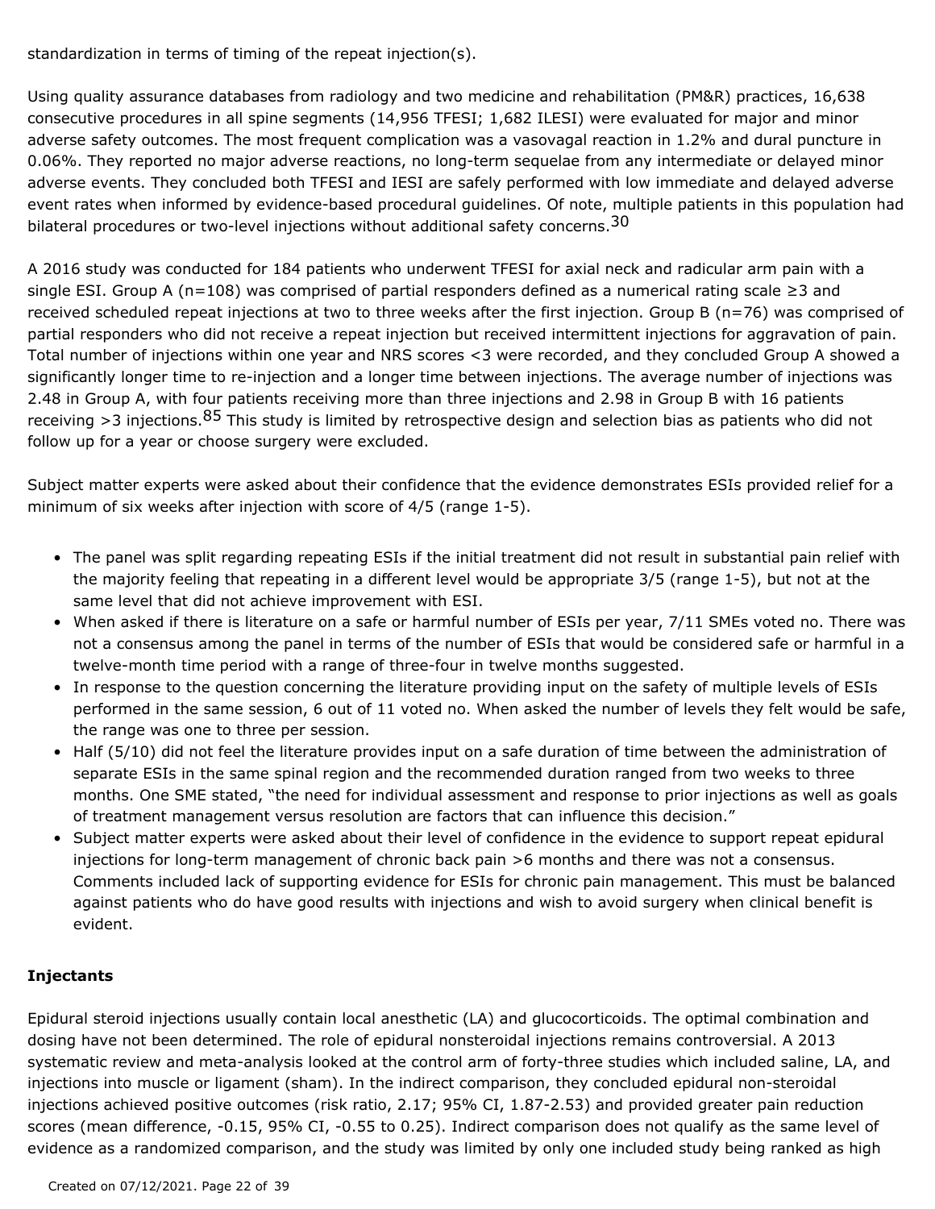standardization in terms of timing of the repeat injection(s).

Using quality assurance databases from radiology and two medicine and rehabilitation (PM&R) practices, 16,638 consecutive procedures in all spine segments (14,956 TFESI; 1,682 ILESI) were evaluated for major and minor adverse safety outcomes. The most frequent complication was a vasovagal reaction in 1.2% and dural puncture in 0.06%. They reported no major adverse reactions, no long-term sequelae from any intermediate or delayed minor adverse events. They concluded both TFESI and IESI are safely performed with low immediate and delayed adverse event rates when informed by evidence-based procedural guidelines. Of note, multiple patients in this population had bilateral procedures or two-level injections without additional safety concerns.[30]

A 2016 study was conducted for 184 patients who underwent TFESI for axial neck and radicular arm pain with a single ESI. Group A (n=108) was comprised of partial responders defined as a numerical rating scale ≥3 and received scheduled repeat injections at two to three weeks after the first injection. Group B (n=76) was comprised of partial responders who did not receive a repeat injection but received intermittent injections for aggravation of pain. Total number of injections within one year and NRS scores <3 were recorded, and they concluded Group A showed a significantly longer time to re-injection and a longer time between injections. The average number of injections was 2.48 in Group A, with four patients receiving more than three injections and 2.98 in Group B with 16 patients receiving >3 injections.[85] This study is limited by retrospective design and selection bias as patients who did not follow up for a year or choose surgery were excluded.

Subject matter experts were asked about their confidence that the evidence demonstrates ESIs provided relief for a minimum of six weeks after injection with score of 4/5 (range 1-5).

- The panel was split regarding repeating ESIs if the initial treatment did not result in substantial pain relief with the majority feeling that repeating in a different level would be appropriate 3/5 (range 1-5), but not at the same level that did not achieve improvement with ESI.
- When asked if there is literature on a safe or harmful number of ESIs per year, 7/11 SMEs voted no. There was not a consensus among the panel in terms of the number of ESIs that would be considered safe or harmful in a twelve-month time period with a range of three-four in twelve months suggested.
- In response to the question concerning the literature providing input on the safety of multiple levels of ESIs performed in the same session, 6 out of 11 voted no. When asked the number of levels they felt would be safe, the range was one to three per session.
- Half (5/10) did not feel the literature provides input on a safe duration of time between the administration of separate ESIs in the same spinal region and the recommended duration ranged from two weeks to three months. One SME stated, "the need for individual assessment and response to prior injections as well as goals of treatment management versus resolution are factors that can influence this decision."
- Subject matter experts were asked about their level of confidence in the evidence to support repeat epidural injections for long-term management of chronic back pain >6 months and there was not a consensus. Comments included lack of supporting evidence for ESIs for chronic pain management. This must be balanced against patients who do have good results with injections and wish to avoid surgery when clinical benefit is evident.

**Injectants**

Epidural steroid injections usually contain local anesthetic (LA) and glucocorticoids. The optimal combination and dosing have not been determined. The role of epidural nonsteroidal injections remains controversial. A 2013 systematic review and meta-analysis looked at the control arm of forty-three studies which included saline, LA, and injections into muscle or ligament (sham). In the indirect comparison, they concluded epidural non-steroidal injections achieved positive outcomes (risk ratio, 2.17; 95% CI, 1.87-2.53) and provided greater pain reduction scores (mean difference, -0.15, 95% CI, -0.55 to 0.25). Indirect comparison does not qualify as the same level of evidence as a randomized comparison, and the study was limited by only one included study being ranked as high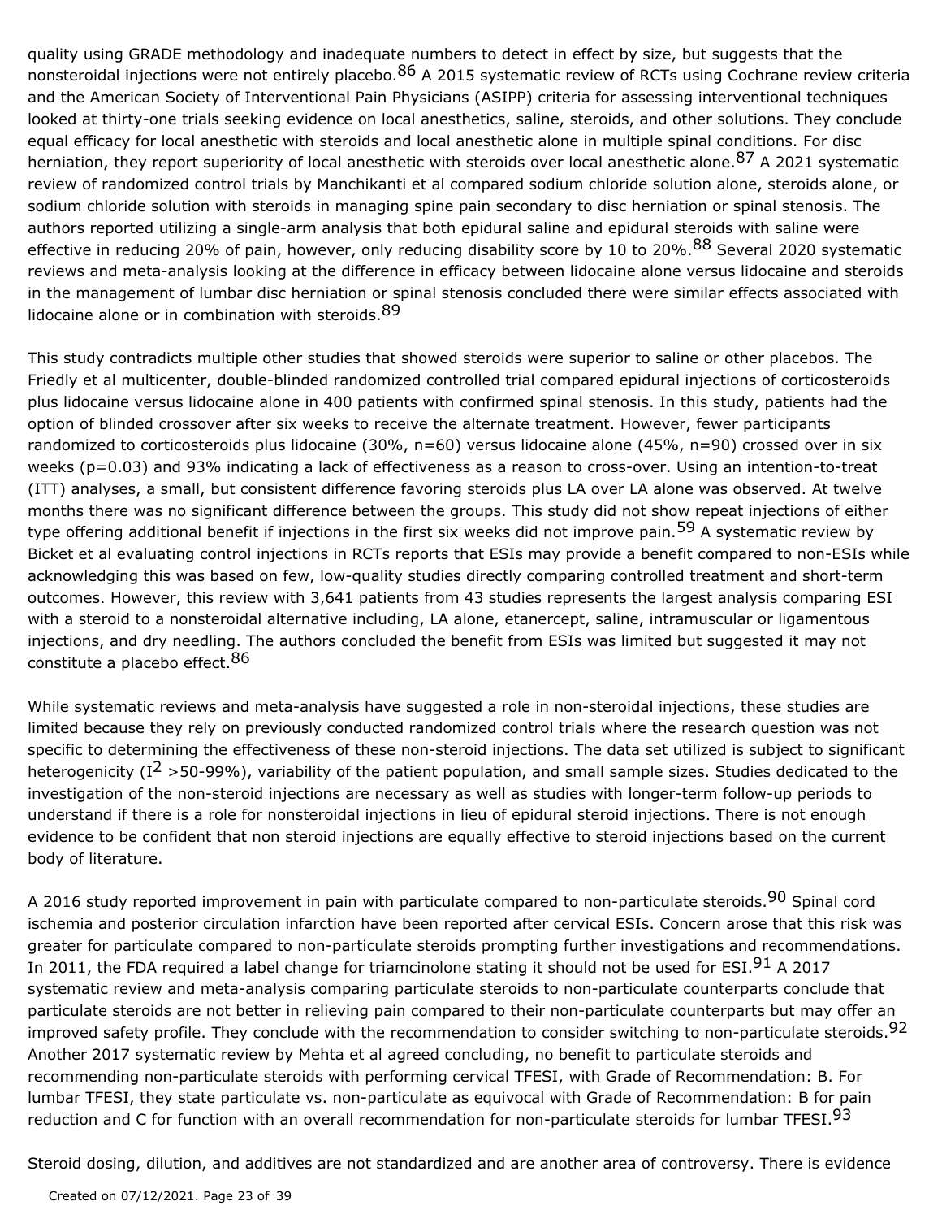quality using GRADE methodology and inadequate numbers to detect in effect by size, but suggests that the nonsteroidal injections were not entirely placebo.[86] A 2015 systematic review of RCTs using Cochrane review criteria and the American Society of Interventional Pain Physicians (ASIPP) criteria for assessing interventional techniques looked at thirty-one trials seeking evidence on local anesthetics, saline, steroids, and other solutions. They conclude equal efficacy for local anesthetic with steroids and local anesthetic alone in multiple spinal conditions. For disc herniation, they report superiority of local anesthetic with steroids over local anesthetic alone.[87] A 2021 systematic review of randomized control trials by Manchikanti et al compared sodium chloride solution alone, steroids alone, or sodium chloride solution with steroids in managing spine pain secondary to disc herniation or spinal stenosis. The authors reported utilizing a single-arm analysis that both epidural saline and epidural steroids with saline were effective in reducing 20% of pain, however, only reducing disability score by 10 to 20%.[88] Several 2020 systematic reviews and meta-analysis looking at the difference in efficacy between lidocaine alone versus lidocaine and steroids in the management of lumbar disc herniation or spinal stenosis concluded there were similar effects associated with lidocaine alone or in combination with steroids.[89]

This study contradicts multiple other studies that showed steroids were superior to saline or other placebos. The Friedly et al multicenter, double-blinded randomized controlled trial compared epidural injections of corticosteroids plus lidocaine versus lidocaine alone in 400 patients with confirmed spinal stenosis. In this study, patients had the option of blinded crossover after six weeks to receive the alternate treatment. However, fewer participants randomized to corticosteroids plus lidocaine (30%, n=60) versus lidocaine alone (45%, n=90) crossed over in six weeks (p=0.03) and 93% indicating a lack of effectiveness as a reason to cross-over. Using an intention-to-treat (ITT) analyses, a small, but consistent difference favoring steroids plus LA over LA alone was observed. At twelve months there was no significant difference between the groups. This study did not show repeat injections of either type offering additional benefit if injections in the first six weeks did not improve pain.[59] A systematic review by Bicket et al evaluating control injections in RCTs reports that ESIs may provide a benefit compared to non-ESIs while acknowledging this was based on few, low-quality studies directly comparing controlled treatment and short-term outcomes. However, this review with 3,641 patients from 43 studies represents the largest analysis comparing ESI with a steroid to a nonsteroidal alternative including, LA alone, etanercept, saline, intramuscular or ligamentous injections, and dry needling. The authors concluded the benefit from ESIs was limited but suggested it may not constitute a placebo effect.[86]

While systematic reviews and meta-analysis have suggested a role in non-steroidal injections, these studies are limited because they rely on previously conducted randomized control trials where the research question was not specific to determining the effectiveness of these non-steroid injections. The data set utilized is subject to significant heterogenicity ($I^2$ >50-99%), variability of the patient population, and small sample sizes. Studies dedicated to the investigation of the non-steroid injections are necessary as well as studies with longer-term follow-up periods to understand if there is a role for nonsteroidal injections in lieu of epidural steroid injections. There is not enough evidence to be confident that non steroid injections are equally effective to steroid injections based on the current body of literature.

A 2016 study reported improvement in pain with particulate compared to non-particulate steroids.[90] Spinal cord ischemia and posterior circulation infarction have been reported after cervical ESIs. Concern arose that this risk was greater for particulate compared to non-particulate steroids prompting further investigations and recommendations. In 2011, the FDA required a label change for triamcinolone stating it should not be used for ESI.[91] A 2017 systematic review and meta-analysis comparing particulate steroids to non-particulate counterparts conclude that particulate steroids are not better in relieving pain compared to their non-particulate counterparts but may offer an improved safety profile. They conclude with the recommendation to consider switching to non-particulate steroids.[92] Another 2017 systematic review by Mehta et al agreed concluding, no benefit to particulate steroids and recommending non-particulate steroids with performing cervical TFESI, with Grade of Recommendation: B. For lumbar TFESI, they state particulate vs. non-particulate as equivocal with Grade of Recommendation: B for pain reduction and C for function with an overall recommendation for non-particulate steroids for lumbar TFESI.[93]

Steroid dosing, dilution, and additives are not standardized and are another area of controversy. There is evidence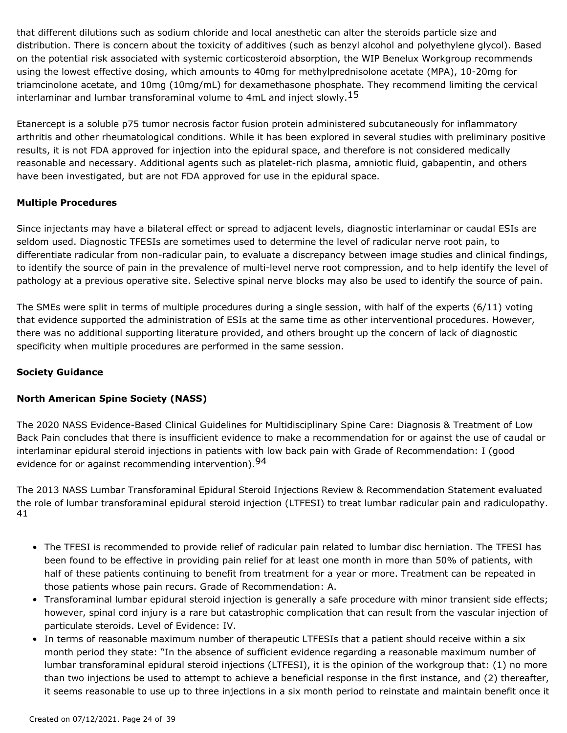that different dilutions such as sodium chloride and local anesthetic can alter the steroids particle size and distribution. There is concern about the toxicity of additives (such as benzyl alcohol and polyethylene glycol). Based on the potential risk associated with systemic corticosteroid absorption, the WIP Benelux Workgroup recommends using the lowest effective dosing, which amounts to 40mg for methylprednisolone acetate (MPA), 10-20mg for triamcinolone acetate, and 10mg (10mg/mL) for dexamethasone phosphate. They recommend limiting the cervical interlaminar and lumbar transforaminal volume to 4mL and inject slowly.[15]

Etanercept is a soluble p75 tumor necrosis factor fusion protein administered subcutaneously for inflammatory arthritis and other rheumatological conditions. While it has been explored in several studies with preliminary positive results, it is not FDA approved for injection into the epidural space, and therefore is not considered medically reasonable and necessary. Additional agents such as platelet-rich plasma, amniotic fluid, gabapentin, and others have been investigated, but are not FDA approved for use in the epidural space.

**Multiple Procedures**

Since injectants may have a bilateral effect or spread to adjacent levels, diagnostic interlaminar or caudal ESIs are seldom used. Diagnostic TFESIs are sometimes used to determine the level of radicular nerve root pain, to differentiate radicular from non-radicular pain, to evaluate a discrepancy between image studies and clinical findings, to identify the source of pain in the prevalence of multi-level nerve root compression, and to help identify the level of pathology at a previous operative site. Selective spinal nerve blocks may also be used to identify the source of pain.

The SMEs were split in terms of multiple procedures during a single session, with half of the experts (6/11) voting that evidence supported the administration of ESIs at the same time as other interventional procedures. However, there was no additional supporting literature provided, and others brought up the concern of lack of diagnostic specificity when multiple procedures are performed in the same session.

**Society Guidance**

**North American Spine Society (NASS)**

The 2020 NASS Evidence-Based Clinical Guidelines for Multidisciplinary Spine Care: Diagnosis & Treatment of Low Back Pain concludes that there is insufficient evidence to make a recommendation for or against the use of caudal or interlaminar epidural steroid injections in patients with low back pain with Grade of Recommendation: I (good evidence for or against recommending intervention).[94]

The 2013 NASS Lumbar Transforaminal Epidural Steroid Injections Review & Recommendation Statement evaluated the role of lumbar transforaminal epidural steroid injection (LTFESI) to treat lumbar radicular pain and radiculopathy.[41]

- The TFESI is recommended to provide relief of radicular pain related to lumbar disc herniation. The TFESI has been found to be effective in providing pain relief for at least one month in more than 50% of patients, with half of these patients continuing to benefit from treatment for a year or more. Treatment can be repeated in those patients whose pain recurs. Grade of Recommendation: A.
- Transforaminal lumbar epidural steroid injection is generally a safe procedure with minor transient side effects; however, spinal cord injury is a rare but catastrophic complication that can result from the vascular injection of particulate steroids. Level of Evidence: IV.
- In terms of reasonable maximum number of therapeutic LTFESIs that a patient should receive within a six month period they state: "In the absence of sufficient evidence regarding a reasonable maximum number of lumbar transforaminal epidural steroid injections (LTFESI), it is the opinion of the workgroup that: (1) no more than two injections be used to attempt to achieve a beneficial response in the first instance, and (2) thereafter, it seems reasonable to use up to three injections in a six month period to reinstate and maintain benefit once it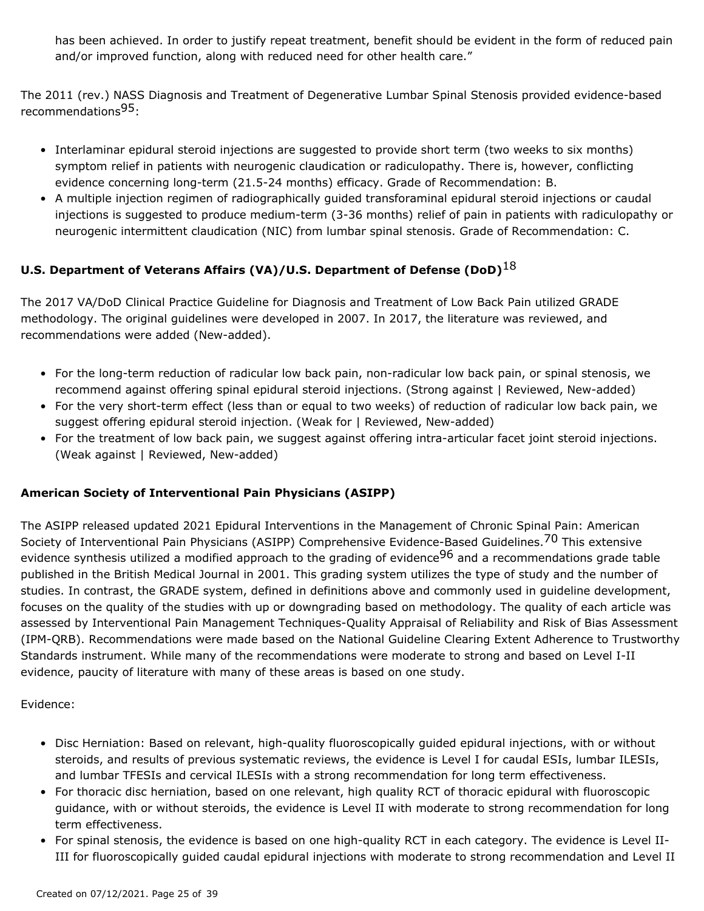has been achieved. In order to justify repeat treatment, benefit should be evident in the form of reduced pain and/or improved function, along with reduced need for other health care."

The 2011 (rev.) NASS Diagnosis and Treatment of Degenerative Lumbar Spinal Stenosis provided evidence-based recommendations[95]:

- Interlaminar epidural steroid injections are suggested to provide short term (two weeks to six months) symptom relief in patients with neurogenic claudication or radiculopathy. There is, however, conflicting evidence concerning long-term (21.5-24 months) efficacy. Grade of Recommendation: B.
- A multiple injection regimen of radiographically guided transforaminal epidural steroid injections or caudal injections is suggested to produce medium-term (3-36 months) relief of pain in patients with radiculopathy or neurogenic intermittent claudication (NIC) from lumbar spinal stenosis. Grade of Recommendation: C.

**U.S. Department of Veterans Affairs (VA)/U.S. Department of Defense (DoD)[18]**

The 2017 VA/DoD Clinical Practice Guideline for Diagnosis and Treatment of Low Back Pain utilized GRADE methodology. The original guidelines were developed in 2007. In 2017, the literature was reviewed, and recommendations were added (New-added).

- For the long-term reduction of radicular low back pain, non-radicular low back pain, or spinal stenosis, we recommend against offering spinal epidural steroid injections. (Strong against | Reviewed, New-added)
- For the very short-term effect (less than or equal to two weeks) of reduction of radicular low back pain, we suggest offering epidural steroid injection. (Weak for | Reviewed, New-added)
- For the treatment of low back pain, we suggest against offering intra-articular facet joint steroid injections. (Weak against | Reviewed, New-added)

**American Society of Interventional Pain Physicians (ASIPP)**

The ASIPP released updated 2021 Epidural Interventions in the Management of Chronic Spinal Pain: American Society of Interventional Pain Physicians (ASIPP) Comprehensive Evidence-Based Guidelines.[70] This extensive evidence synthesis utilized a modified approach to the grading of evidence[96] and a recommendations grade table published in the British Medical Journal in 2001. This grading system utilizes the type of study and the number of studies. In contrast, the GRADE system, defined in definitions above and commonly used in guideline development, focuses on the quality of the studies with up or downgrading based on methodology. The quality of each article was assessed by Interventional Pain Management Techniques-Quality Appraisal of Reliability and Risk of Bias Assessment (IPM-QRB). Recommendations were made based on the National Guideline Clearing Extent Adherence to Trustworthy Standards instrument. While many of the recommendations were moderate to strong and based on Level I-II evidence, paucity of literature with many of these areas is based on one study.

Evidence:

- Disc Herniation: Based on relevant, high-quality fluoroscopically guided epidural injections, with or without steroids, and results of previous systematic reviews, the evidence is Level I for caudal ESIs, lumbar ILESIs, and lumbar TFESIs and cervical ILESIs with a strong recommendation for long term effectiveness.
- For thoracic disc herniation, based on one relevant, high quality RCT of thoracic epidural with fluoroscopic guidance, with or without steroids, the evidence is Level II with moderate to strong recommendation for long term effectiveness.
- For spinal stenosis, the evidence is based on one high-quality RCT in each category. The evidence is Level II-III for fluoroscopically guided caudal epidural injections with moderate to strong recommendation and Level II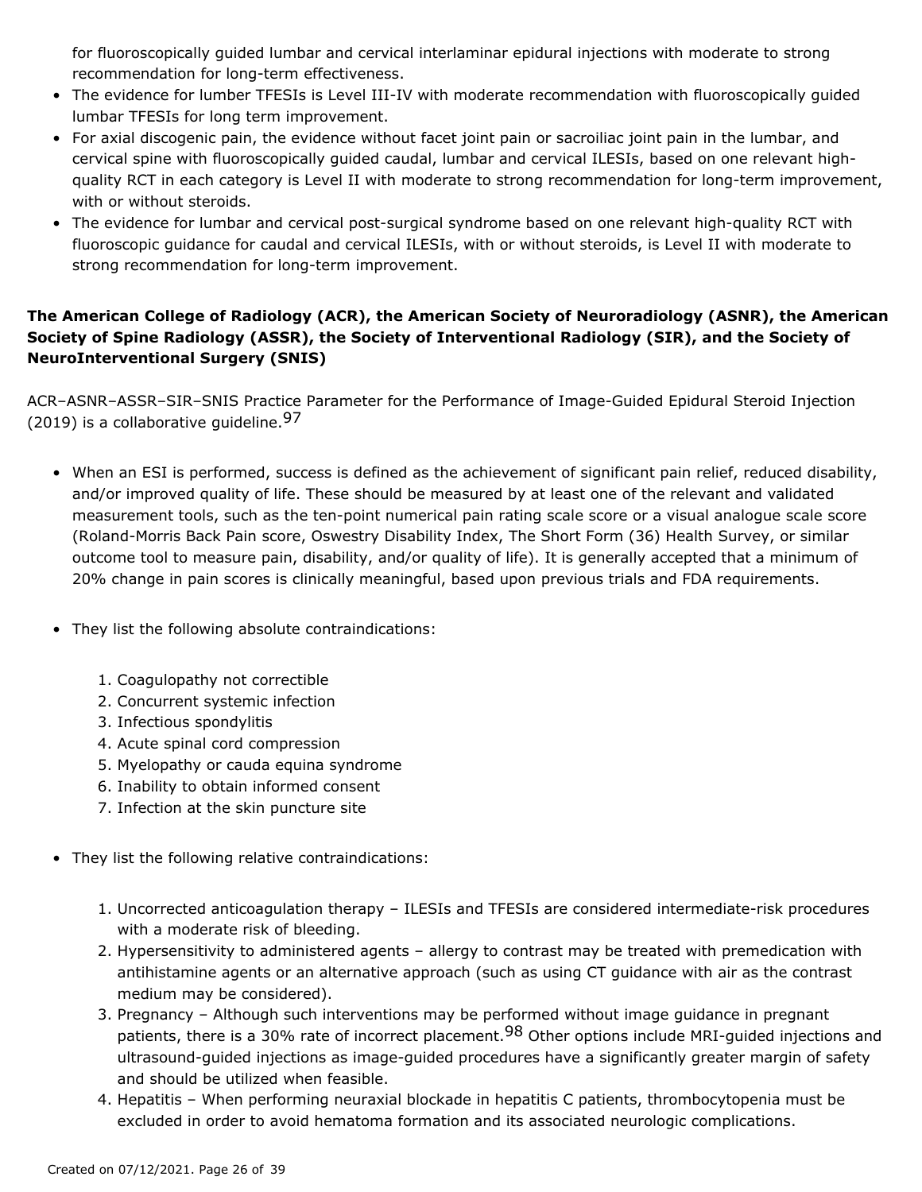for fluoroscopically guided lumbar and cervical interlaminar epidural injections with moderate to strong recommendation for long-term effectiveness.

- The evidence for lumber TFESIs is Level III-IV with moderate recommendation with fluoroscopically guided lumbar TFESIs for long term improvement.
- For axial discogenic pain, the evidence without facet joint pain or sacroiliac joint pain in the lumbar, and cervical spine with fluoroscopically guided caudal, lumbar and cervical ILESIs, based on one relevant high-quality RCT in each category is Level II with moderate to strong recommendation for long-term improvement, with or without steroids.
- The evidence for lumbar and cervical post-surgical syndrome based on one relevant high-quality RCT with fluoroscopic guidance for caudal and cervical ILESIs, with or without steroids, is Level II with moderate to strong recommendation for long-term improvement.

**The American College of Radiology (ACR), the American Society of Neuroradiology (ASNR), the American Society of Spine Radiology (ASSR), the Society of Interventional Radiology (SIR), and the Society of NeuroInterventional Surgery (SNIS)**

ACR–ASNR–ASSR–SIR–SNIS Practice Parameter for the Performance of Image-Guided Epidural Steroid Injection (2019) is a collaborative guideline.[97]

- When an ESI is performed, success is defined as the achievement of significant pain relief, reduced disability, and/or improved quality of life. These should be measured by at least one of the relevant and validated measurement tools, such as the ten-point numerical pain rating scale score or a visual analogue scale score (Roland-Morris Back Pain score, Oswestry Disability Index, The Short Form (36) Health Survey, or similar outcome tool to measure pain, disability, and/or quality of life). It is generally accepted that a minimum of 20% change in pain scores is clinically meaningful, based upon previous trials and FDA requirements.

- They list the following absolute contraindications:

    1. Coagulopathy not correctible
    2. Concurrent systemic infection
    3. Infectious spondylitis
    4. Acute spinal cord compression
    5. Myelopathy or cauda equina syndrome
    6. Inability to obtain informed consent
    7. Infection at the skin puncture site

- They list the following relative contraindications:

    1. Uncorrected anticoagulation therapy – ILESIs and TFESIs are considered intermediate-risk procedures with a moderate risk of bleeding.
    2. Hypersensitivity to administered agents – allergy to contrast may be treated with premedication with antihistamine agents or an alternative approach (such as using CT guidance with air as the contrast medium may be considered).
    3. Pregnancy – Although such interventions may be performed without image guidance in pregnant patients, there is a 30% rate of incorrect placement.[98] Other options include MRI-guided injections and ultrasound-guided injections as image-guided procedures have a significantly greater margin of safety and should be utilized when feasible.
    4. Hepatitis – When performing neuraxial blockade in hepatitis C patients, thrombocytopenia must be excluded in order to avoid hematoma formation and its associated neurologic complications.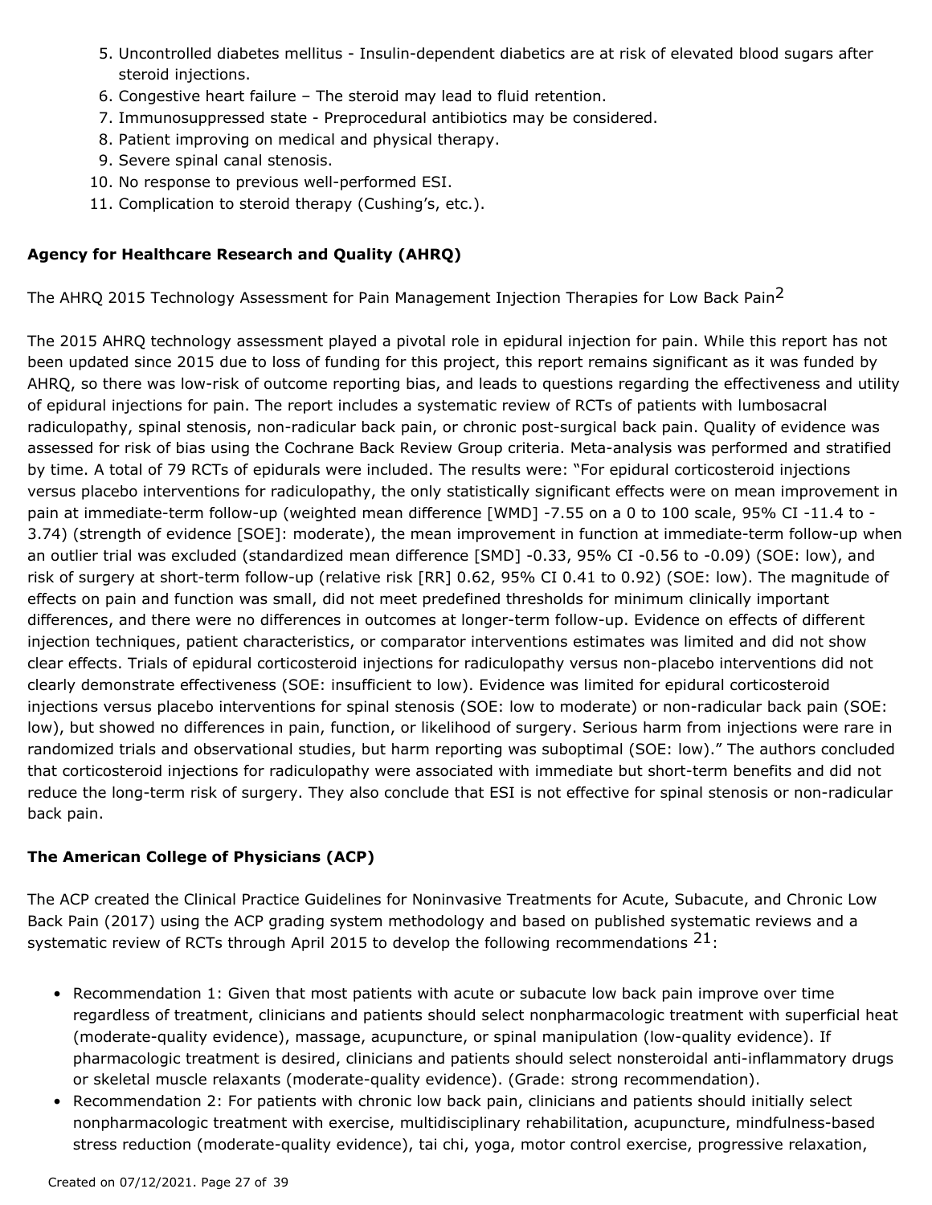5. Uncontrolled diabetes mellitus - Insulin-dependent diabetics are at risk of elevated blood sugars after steroid injections.
6. Congestive heart failure – The steroid may lead to fluid retention.
7. Immunosuppressed state - Preprocedural antibiotics may be considered.
8. Patient improving on medical and physical therapy.
9. Severe spinal canal stenosis.
10. No response to previous well-performed ESI.
11. Complication to steroid therapy (Cushing's, etc.).

**Agency for Healthcare Research and Quality (AHRQ)**

The AHRQ 2015 Technology Assessment for Pain Management Injection Therapies for Low Back Pain[2]

The 2015 AHRQ technology assessment played a pivotal role in epidural injection for pain. While this report has not been updated since 2015 due to loss of funding for this project, this report remains significant as it was funded by AHRQ, so there was low-risk of outcome reporting bias, and leads to questions regarding the effectiveness and utility of epidural injections for pain. The report includes a systematic review of RCTs of patients with lumbosacral radiculopathy, spinal stenosis, non-radicular back pain, or chronic post-surgical back pain. Quality of evidence was assessed for risk of bias using the Cochrane Back Review Group criteria. Meta-analysis was performed and stratified by time. A total of 79 RCTs of epidurals were included. The results were: "For epidural corticosteroid injections versus placebo interventions for radiculopathy, the only statistically significant effects were on mean improvement in pain at immediate-term follow-up (weighted mean difference [WMD] -7.55 on a 0 to 100 scale, 95% CI -11.4 to -3.74) (strength of evidence [SOE]: moderate), the mean improvement in function at immediate-term follow-up when an outlier trial was excluded (standardized mean difference [SMD] -0.33, 95% CI -0.56 to -0.09) (SOE: low), and risk of surgery at short-term follow-up (relative risk [RR] 0.62, 95% CI 0.41 to 0.92) (SOE: low). The magnitude of effects on pain and function was small, did not meet predefined thresholds for minimum clinically important differences, and there were no differences in outcomes at longer-term follow-up. Evidence on effects of different injection techniques, patient characteristics, or comparator interventions estimates was limited and did not show clear effects. Trials of epidural corticosteroid injections for radiculopathy versus non-placebo interventions did not clearly demonstrate effectiveness (SOE: insufficient to low). Evidence was limited for epidural corticosteroid injections versus placebo interventions for spinal stenosis (SOE: low to moderate) or non-radicular back pain (SOE: low), but showed no differences in pain, function, or likelihood of surgery. Serious harm from injections were rare in randomized trials and observational studies, but harm reporting was suboptimal (SOE: low)." The authors concluded that corticosteroid injections for radiculopathy were associated with immediate but short-term benefits and did not reduce the long-term risk of surgery. They also conclude that ESI is not effective for spinal stenosis or non-radicular back pain.

**The American College of Physicians (ACP)**

The ACP created the Clinical Practice Guidelines for Noninvasive Treatments for Acute, Subacute, and Chronic Low Back Pain (2017) using the ACP grading system methodology and based on published systematic reviews and a systematic review of RCTs through April 2015 to develop the following recommendations [21]:

- Recommendation 1: Given that most patients with acute or subacute low back pain improve over time regardless of treatment, clinicians and patients should select nonpharmacologic treatment with superficial heat (moderate-quality evidence), massage, acupuncture, or spinal manipulation (low-quality evidence). If pharmacologic treatment is desired, clinicians and patients should select nonsteroidal anti-inflammatory drugs or skeletal muscle relaxants (moderate-quality evidence). (Grade: strong recommendation).
- Recommendation 2: For patients with chronic low back pain, clinicians and patients should initially select nonpharmacologic treatment with exercise, multidisciplinary rehabilitation, acupuncture, mindfulness-based stress reduction (moderate-quality evidence), tai chi, yoga, motor control exercise, progressive relaxation,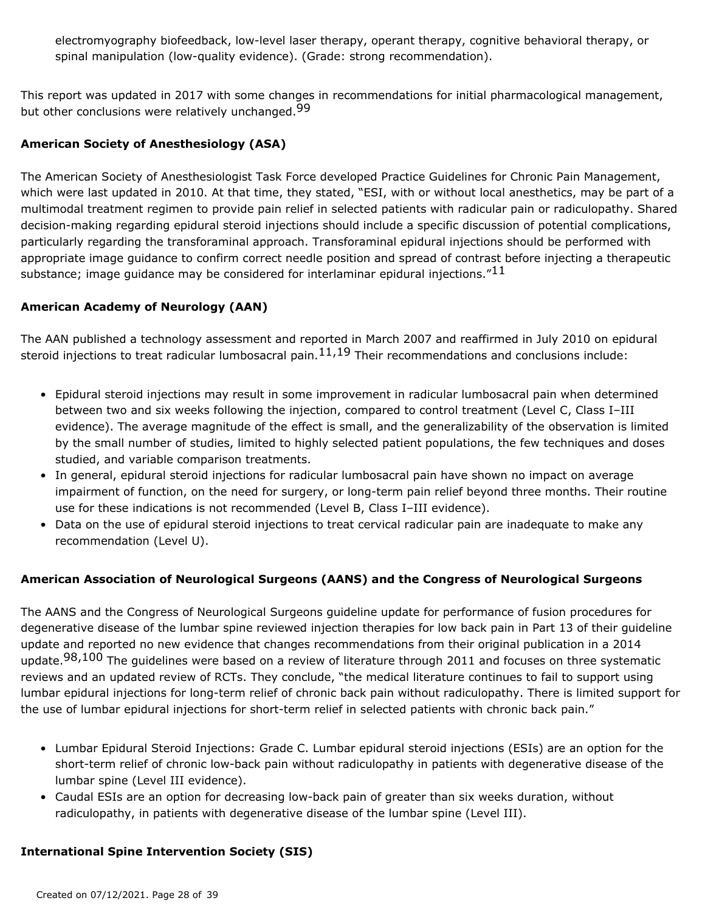electromyography biofeedback, low-level laser therapy, operant therapy, cognitive behavioral therapy, or spinal manipulation (low-quality evidence). (Grade: strong recommendation).

This report was updated in 2017 with some changes in recommendations for initial pharmacological management, but other conclusions were relatively unchanged.[99]

**American Society of Anesthesiology (ASA)**

The American Society of Anesthesiologist Task Force developed Practice Guidelines for Chronic Pain Management, which were last updated in 2010. At that time, they stated, "ESI, with or without local anesthetics, may be part of a multimodal treatment regimen to provide pain relief in selected patients with radicular pain or radiculopathy. Shared decision-making regarding epidural steroid injections should include a specific discussion of potential complications, particularly regarding the transforaminal approach. Transforaminal epidural injections should be performed with appropriate image guidance to confirm correct needle position and spread of contrast before injecting a therapeutic substance; image guidance may be considered for interlaminar epidural injections."[11]

**American Academy of Neurology (AAN)**

The AAN published a technology assessment and reported in March 2007 and reaffirmed in July 2010 on epidural steroid injections to treat radicular lumbosacral pain.[11,19] Their recommendations and conclusions include:

- Epidural steroid injections may result in some improvement in radicular lumbosacral pain when determined between two and six weeks following the injection, compared to control treatment (Level C, Class I–III evidence). The average magnitude of the effect is small, and the generalizability of the observation is limited by the small number of studies, limited to highly selected patient populations, the few techniques and doses studied, and variable comparison treatments.
- In general, epidural steroid injections for radicular lumbosacral pain have shown no impact on average impairment of function, on the need for surgery, or long-term pain relief beyond three months. Their routine use for these indications is not recommended (Level B, Class I–III evidence).
- Data on the use of epidural steroid injections to treat cervical radicular pain are inadequate to make any recommendation (Level U).

**American Association of Neurological Surgeons (AANS) and the Congress of Neurological Surgeons**

The AANS and the Congress of Neurological Surgeons guideline update for performance of fusion procedures for degenerative disease of the lumbar spine reviewed injection therapies for low back pain in Part 13 of their guideline update and reported no new evidence that changes recommendations from their original publication in a 2014 update.[98,100] The guidelines were based on a review of literature through 2011 and focuses on three systematic reviews and an updated review of RCTs. They conclude, "the medical literature continues to fail to support using lumbar epidural injections for long-term relief of chronic back pain without radiculopathy. There is limited support for the use of lumbar epidural injections for short-term relief in selected patients with chronic back pain."

- Lumbar Epidural Steroid Injections: Grade C. Lumbar epidural steroid injections (ESIs) are an option for the short-term relief of chronic low-back pain without radiculopathy in patients with degenerative disease of the lumbar spine (Level III evidence).
- Caudal ESIs are an option for decreasing low-back pain of greater than six weeks duration, without radiculopathy, in patients with degenerative disease of the lumbar spine (Level III).

**International Spine Intervention Society (SIS)**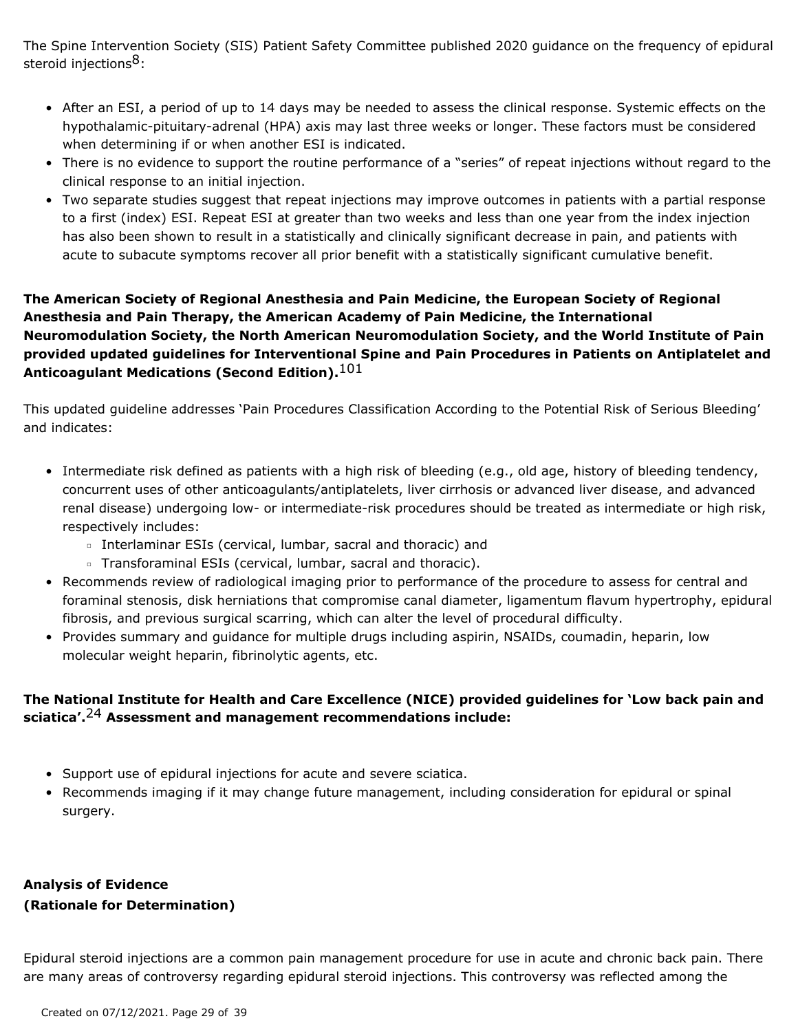The Spine Intervention Society (SIS) Patient Safety Committee published 2020 guidance on the frequency of epidural steroid injections[8]:

- After an ESI, a period of up to 14 days may be needed to assess the clinical response. Systemic effects on the hypothalamic-pituitary-adrenal (HPA) axis may last three weeks or longer. These factors must be considered when determining if or when another ESI is indicated.
- There is no evidence to support the routine performance of a "series" of repeat injections without regard to the clinical response to an initial injection.
- Two separate studies suggest that repeat injections may improve outcomes in patients with a partial response to a first (index) ESI. Repeat ESI at greater than two weeks and less than one year from the index injection has also been shown to result in a statistically and clinically significant decrease in pain, and patients with acute to subacute symptoms recover all prior benefit with a statistically significant cumulative benefit.

**The American Society of Regional Anesthesia and Pain Medicine, the European Society of Regional Anesthesia and Pain Therapy, the American Academy of Pain Medicine, the International Neuromodulation Society, the North American Neuromodulation Society, and the World Institute of Pain provided updated guidelines for Interventional Spine and Pain Procedures in Patients on Antiplatelet and Anticoagulant Medications (Second Edition).**[101]

This updated guideline addresses 'Pain Procedures Classification According to the Potential Risk of Serious Bleeding' and indicates:

- Intermediate risk defined as patients with a high risk of bleeding (e.g., old age, history of bleeding tendency, concurrent uses of other anticoagulants/antiplatelets, liver cirrhosis or advanced liver disease, and advanced renal disease) undergoing low- or intermediate-risk procedures should be treated as intermediate or high risk, respectively includes:
    - Interlaminar ESIs (cervical, lumbar, sacral and thoracic) and
    - Transforaminal ESIs (cervical, lumbar, sacral and thoracic).
- Recommends review of radiological imaging prior to performance of the procedure to assess for central and foraminal stenosis, disk herniations that compromise canal diameter, ligamentum flavum hypertrophy, epidural fibrosis, and previous surgical scarring, which can alter the level of procedural difficulty.
- Provides summary and guidance for multiple drugs including aspirin, NSAIDs, coumadin, heparin, low molecular weight heparin, fibrinolytic agents, etc.

**The National Institute for Health and Care Excellence (NICE) provided guidelines for 'Low back pain and sciatica'.**[24] **Assessment and management recommendations include:**

- Support use of epidural injections for acute and severe sciatica.
- Recommends imaging if it may change future management, including consideration for epidural or spinal surgery.

**Analysis of Evidence**
**(Rationale for Determination)**

Epidural steroid injections are a common pain management procedure for use in acute and chronic back pain. There are many areas of controversy regarding epidural steroid injections. This controversy was reflected among the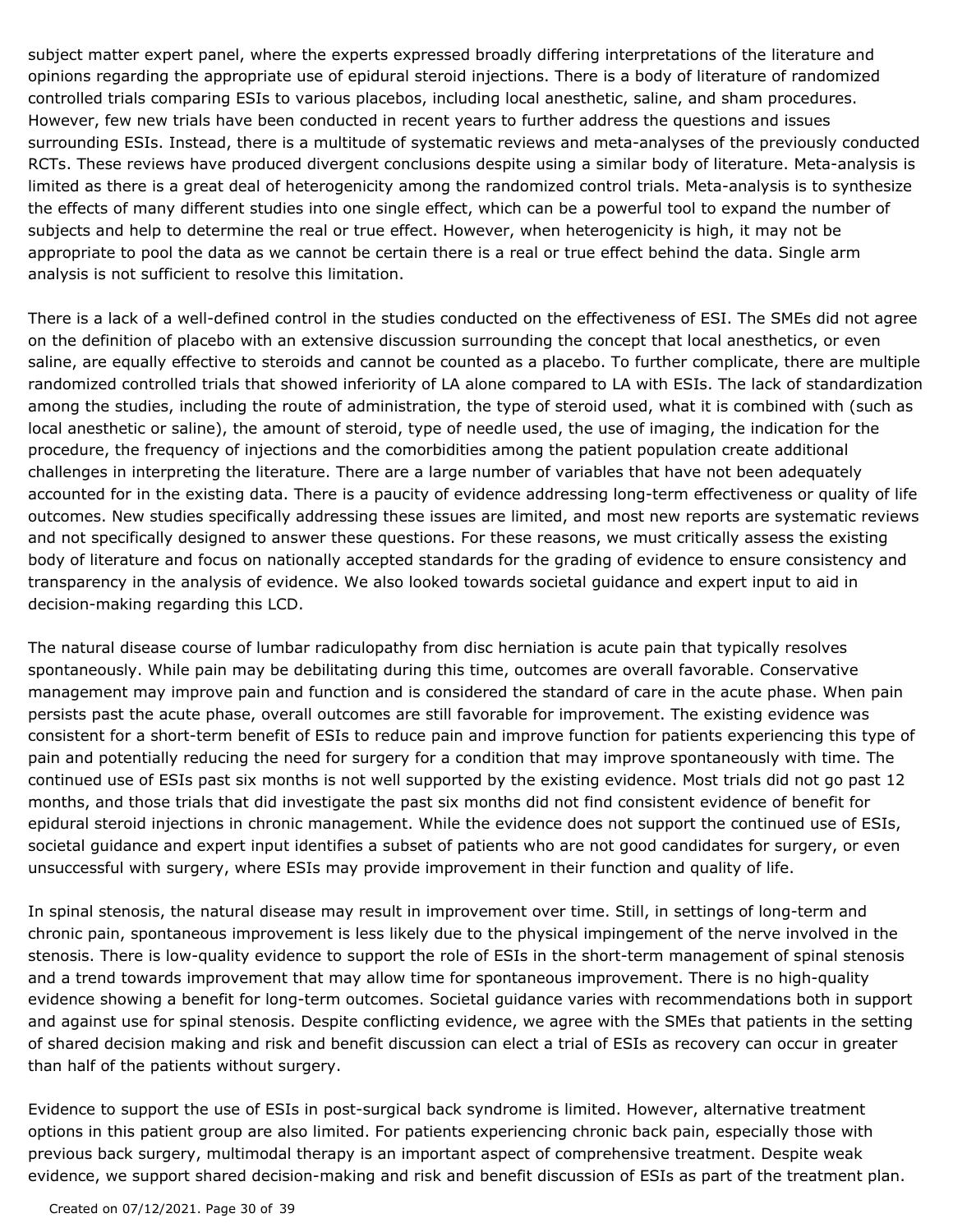subject matter expert panel, where the experts expressed broadly differing interpretations of the literature and opinions regarding the appropriate use of epidural steroid injections. There is a body of literature of randomized controlled trials comparing ESIs to various placebos, including local anesthetic, saline, and sham procedures. However, few new trials have been conducted in recent years to further address the questions and issues surrounding ESIs. Instead, there is a multitude of systematic reviews and meta-analyses of the previously conducted RCTs. These reviews have produced divergent conclusions despite using a similar body of literature. Meta-analysis is limited as there is a great deal of heterogenicity among the randomized control trials. Meta-analysis is to synthesize the effects of many different studies into one single effect, which can be a powerful tool to expand the number of subjects and help to determine the real or true effect. However, when heterogenicity is high, it may not be appropriate to pool the data as we cannot be certain there is a real or true effect behind the data. Single arm analysis is not sufficient to resolve this limitation.

There is a lack of a well-defined control in the studies conducted on the effectiveness of ESI. The SMEs did not agree on the definition of placebo with an extensive discussion surrounding the concept that local anesthetics, or even saline, are equally effective to steroids and cannot be counted as a placebo. To further complicate, there are multiple randomized controlled trials that showed inferiority of LA alone compared to LA with ESIs. The lack of standardization among the studies, including the route of administration, the type of steroid used, what it is combined with (such as local anesthetic or saline), the amount of steroid, type of needle used, the use of imaging, the indication for the procedure, the frequency of injections and the comorbidities among the patient population create additional challenges in interpreting the literature. There are a large number of variables that have not been adequately accounted for in the existing data. There is a paucity of evidence addressing long-term effectiveness or quality of life outcomes. New studies specifically addressing these issues are limited, and most new reports are systematic reviews and not specifically designed to answer these questions. For these reasons, we must critically assess the existing body of literature and focus on nationally accepted standards for the grading of evidence to ensure consistency and transparency in the analysis of evidence. We also looked towards societal guidance and expert input to aid in decision-making regarding this LCD.

The natural disease course of lumbar radiculopathy from disc herniation is acute pain that typically resolves spontaneously. While pain may be debilitating during this time, outcomes are overall favorable. Conservative management may improve pain and function and is considered the standard of care in the acute phase. When pain persists past the acute phase, overall outcomes are still favorable for improvement. The existing evidence was consistent for a short-term benefit of ESIs to reduce pain and improve function for patients experiencing this type of pain and potentially reducing the need for surgery for a condition that may improve spontaneously with time. The continued use of ESIs past six months is not well supported by the existing evidence. Most trials did not go past 12 months, and those trials that did investigate the past six months did not find consistent evidence of benefit for epidural steroid injections in chronic management. While the evidence does not support the continued use of ESIs, societal guidance and expert input identifies a subset of patients who are not good candidates for surgery, or even unsuccessful with surgery, where ESIs may provide improvement in their function and quality of life.

In spinal stenosis, the natural disease may result in improvement over time. Still, in settings of long-term and chronic pain, spontaneous improvement is less likely due to the physical impingement of the nerve involved in the stenosis. There is low-quality evidence to support the role of ESIs in the short-term management of spinal stenosis and a trend towards improvement that may allow time for spontaneous improvement. There is no high-quality evidence showing a benefit for long-term outcomes. Societal guidance varies with recommendations both in support and against use for spinal stenosis. Despite conflicting evidence, we agree with the SMEs that patients in the setting of shared decision making and risk and benefit discussion can elect a trial of ESIs as recovery can occur in greater than half of the patients without surgery.

Evidence to support the use of ESIs in post-surgical back syndrome is limited. However, alternative treatment options in this patient group are also limited. For patients experiencing chronic back pain, especially those with previous back surgery, multimodal therapy is an important aspect of comprehensive treatment. Despite weak evidence, we support shared decision-making and risk and benefit discussion of ESIs as part of the treatment plan.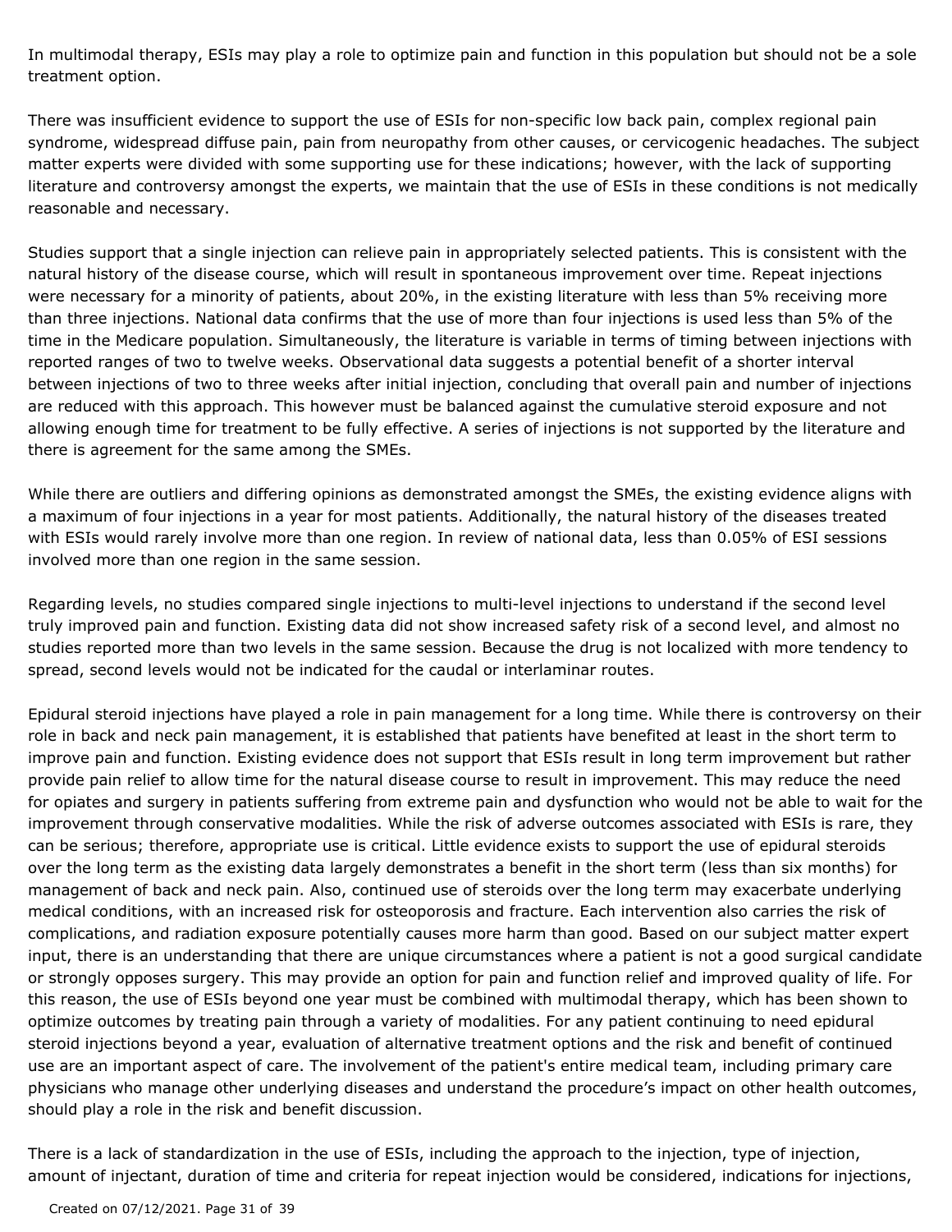In multimodal therapy, ESIs may play a role to optimize pain and function in this population but should not be a sole treatment option.

There was insufficient evidence to support the use of ESIs for non-specific low back pain, complex regional pain syndrome, widespread diffuse pain, pain from neuropathy from other causes, or cervicogenic headaches. The subject matter experts were divided with some supporting use for these indications; however, with the lack of supporting literature and controversy amongst the experts, we maintain that the use of ESIs in these conditions is not medically reasonable and necessary.

Studies support that a single injection can relieve pain in appropriately selected patients. This is consistent with the natural history of the disease course, which will result in spontaneous improvement over time. Repeat injections were necessary for a minority of patients, about 20%, in the existing literature with less than 5% receiving more than three injections. National data confirms that the use of more than four injections is used less than 5% of the time in the Medicare population. Simultaneously, the literature is variable in terms of timing between injections with reported ranges of two to twelve weeks. Observational data suggests a potential benefit of a shorter interval between injections of two to three weeks after initial injection, concluding that overall pain and number of injections are reduced with this approach. This however must be balanced against the cumulative steroid exposure and not allowing enough time for treatment to be fully effective. A series of injections is not supported by the literature and there is agreement for the same among the SMEs.

While there are outliers and differing opinions as demonstrated amongst the SMEs, the existing evidence aligns with a maximum of four injections in a year for most patients. Additionally, the natural history of the diseases treated with ESIs would rarely involve more than one region. In review of national data, less than 0.05% of ESI sessions involved more than one region in the same session.

Regarding levels, no studies compared single injections to multi-level injections to understand if the second level truly improved pain and function. Existing data did not show increased safety risk of a second level, and almost no studies reported more than two levels in the same session. Because the drug is not localized with more tendency to spread, second levels would not be indicated for the caudal or interlaminar routes.

Epidural steroid injections have played a role in pain management for a long time. While there is controversy on their role in back and neck pain management, it is established that patients have benefited at least in the short term to improve pain and function. Existing evidence does not support that ESIs result in long term improvement but rather provide pain relief to allow time for the natural disease course to result in improvement. This may reduce the need for opiates and surgery in patients suffering from extreme pain and dysfunction who would not be able to wait for the improvement through conservative modalities. While the risk of adverse outcomes associated with ESIs is rare, they can be serious; therefore, appropriate use is critical. Little evidence exists to support the use of epidural steroids over the long term as the existing data largely demonstrates a benefit in the short term (less than six months) for management of back and neck pain. Also, continued use of steroids over the long term may exacerbate underlying medical conditions, with an increased risk for osteoporosis and fracture. Each intervention also carries the risk of complications, and radiation exposure potentially causes more harm than good. Based on our subject matter expert input, there is an understanding that there are unique circumstances where a patient is not a good surgical candidate or strongly opposes surgery. This may provide an option for pain and function relief and improved quality of life. For this reason, the use of ESIs beyond one year must be combined with multimodal therapy, which has been shown to optimize outcomes by treating pain through a variety of modalities. For any patient continuing to need epidural steroid injections beyond a year, evaluation of alternative treatment options and the risk and benefit of continued use are an important aspect of care. The involvement of the patient's entire medical team, including primary care physicians who manage other underlying diseases and understand the procedure's impact on other health outcomes, should play a role in the risk and benefit discussion.

There is a lack of standardization in the use of ESIs, including the approach to the injection, type of injection, amount of injectant, duration of time and criteria for repeat injection would be considered, indications for injections,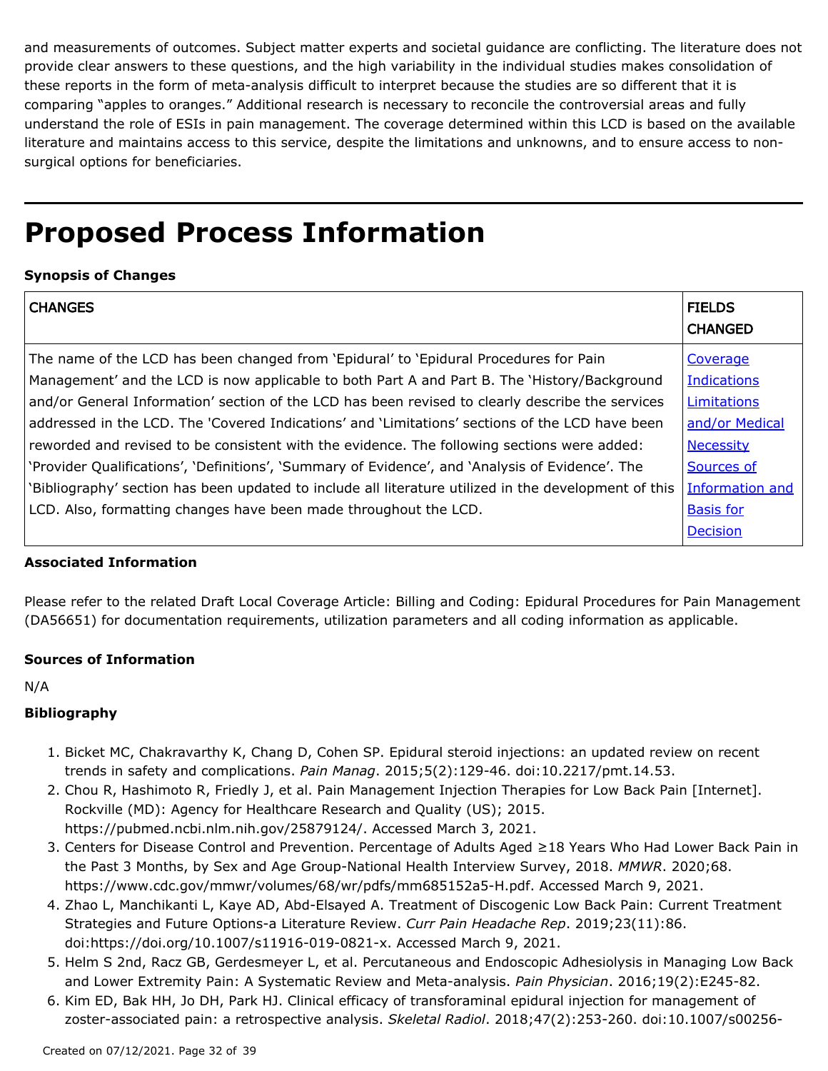and measurements of outcomes. Subject matter experts and societal guidance are conflicting. The literature does not provide clear answers to these questions, and the high variability in the individual studies makes consolidation of these reports in the form of meta-analysis difficult to interpret because the studies are so different that it is comparing "apples to oranges." Additional research is necessary to reconcile the controversial areas and fully understand the role of ESIs in pain management. The coverage determined within this LCD is based on the available literature and maintains access to this service, despite the limitations and unknowns, and to ensure access to non-surgical options for beneficiaries.

# Proposed Process Information

**Synopsis of Changes**

| CHANGES | FIELDS CHANGED |
|---|---|
| The name of the LCD has been changed from 'Epidural' to 'Epidural Procedures for Pain Management' and the LCD is now applicable to both Part A and Part B. The 'History/Background and/or General Information' section of the LCD has been revised to clearly describe the services addressed in the LCD. The 'Covered Indications' and 'Limitations' sections of the LCD have been reworded and revised to be consistent with the evidence. The following sections were added: 'Provider Qualifications', 'Definitions', 'Summary of Evidence', and 'Analysis of Evidence'. The 'Bibliography' section has been updated to include all literature utilized in the development of this LCD. Also, formatting changes have been made throughout the LCD. | Coverage Indications Limitations and/or Medical Necessity Sources of Information and Basis for Decision |

**Associated Information**

Please refer to the related Draft Local Coverage Article: Billing and Coding: Epidural Procedures for Pain Management (DA56651) for documentation requirements, utilization parameters and all coding information as applicable.

**Sources of Information**

N/A

**Bibliography**

1. Bicket MC, Chakravarthy K, Chang D, Cohen SP. Epidural steroid injections: an updated review on recent trends in safety and complications. *Pain Manag*. 2015;5(2):129-46. doi:10.2217/pmt.14.53.
2. Chou R, Hashimoto R, Friedly J, et al. Pain Management Injection Therapies for Low Back Pain [Internet]. Rockville (MD): Agency for Healthcare Research and Quality (US); 2015. https://pubmed.ncbi.nlm.nih.gov/25879124/. Accessed March 3, 2021.
3. Centers for Disease Control and Prevention. Percentage of Adults Aged ≥18 Years Who Had Lower Back Pain in the Past 3 Months, by Sex and Age Group-National Health Interview Survey, 2018. *MMWR*. 2020;68. https://www.cdc.gov/mmwr/volumes/68/wr/pdfs/mm685152a5-H.pdf. Accessed March 9, 2021.
4. Zhao L, Manchikanti L, Kaye AD, Abd-Elsayed A. Treatment of Discogenic Low Back Pain: Current Treatment Strategies and Future Options-a Literature Review. *Curr Pain Headache Rep*. 2019;23(11):86. doi:https://doi.org/10.1007/s11916-019-0821-x. Accessed March 9, 2021.
5. Helm S 2nd, Racz GB, Gerdesmeyer L, et al. Percutaneous and Endoscopic Adhesiolysis in Managing Low Back and Lower Extremity Pain: A Systematic Review and Meta-analysis. *Pain Physician*. 2016;19(2):E245-82.
6. Kim ED, Bak HH, Jo DH, Park HJ. Clinical efficacy of transforaminal epidural injection for management of zoster-associated pain: a retrospective analysis. *Skeletal Radiol*. 2018;47(2):253-260. doi:10.1007/s00256-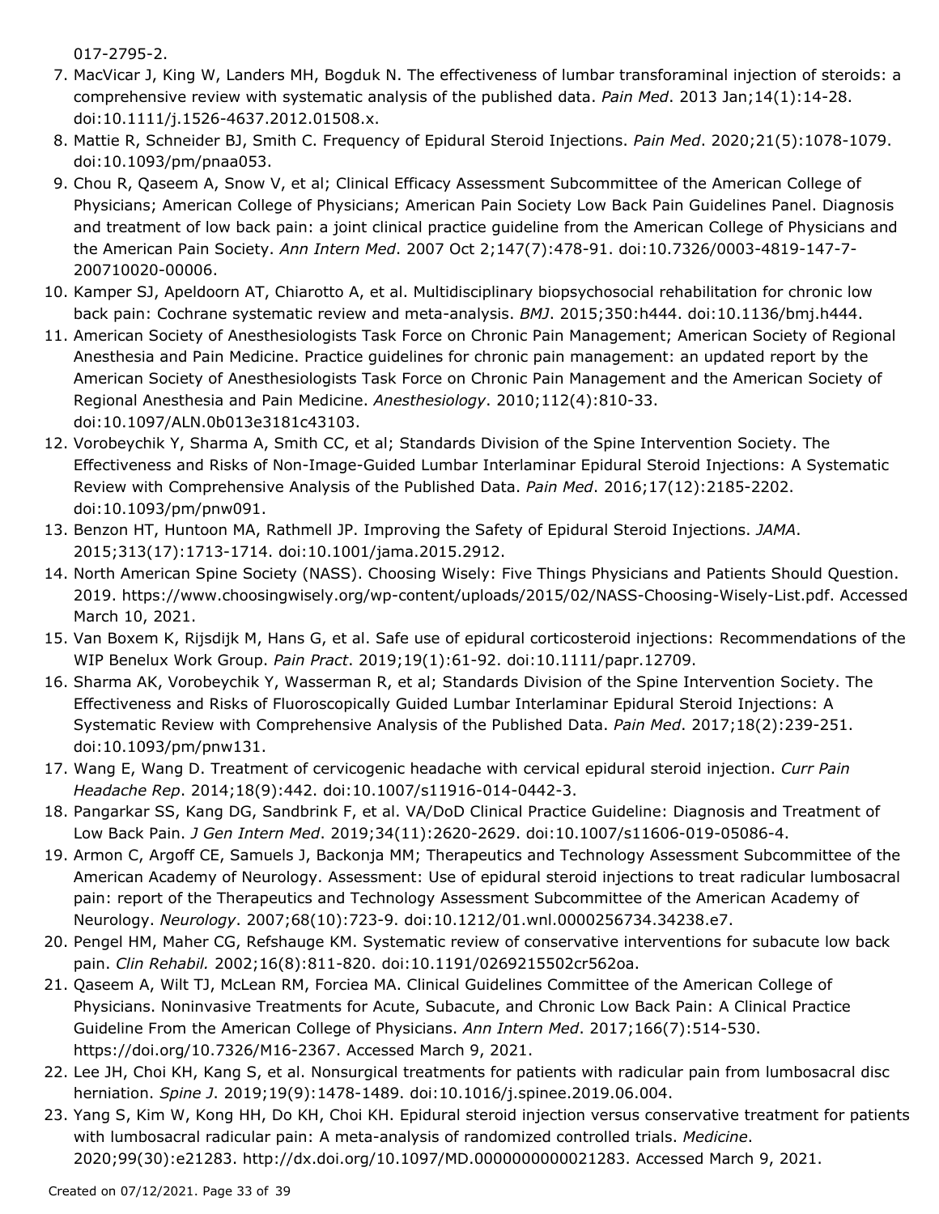017-2795-2.

7. MacVicar J, King W, Landers MH, Bogduk N. The effectiveness of lumbar transforaminal injection of steroids: a comprehensive review with systematic analysis of the published data. *Pain Med*. 2013 Jan;14(1):14-28. doi:10.1111/j.1526-4637.2012.01508.x.
8. Mattie R, Schneider BJ, Smith C. Frequency of Epidural Steroid Injections. *Pain Med*. 2020;21(5):1078-1079. doi:10.1093/pm/pnaa053.
9. Chou R, Qaseem A, Snow V, et al; Clinical Efficacy Assessment Subcommittee of the American College of Physicians; American College of Physicians; American Pain Society Low Back Pain Guidelines Panel. Diagnosis and treatment of low back pain: a joint clinical practice guideline from the American College of Physicians and the American Pain Society. *Ann Intern Med*. 2007 Oct 2;147(7):478-91. doi:10.7326/0003-4819-147-7-200710020-00006.
10. Kamper SJ, Apeldoorn AT, Chiarotto A, et al. Multidisciplinary biopsychosocial rehabilitation for chronic low back pain: Cochrane systematic review and meta-analysis. *BMJ*. 2015;350:h444. doi:10.1136/bmj.h444.
11. American Society of Anesthesiologists Task Force on Chronic Pain Management; American Society of Regional Anesthesia and Pain Medicine. Practice guidelines for chronic pain management: an updated report by the American Society of Anesthesiologists Task Force on Chronic Pain Management and the American Society of Regional Anesthesia and Pain Medicine. *Anesthesiology*. 2010;112(4):810-33. doi:10.1097/ALN.0b013e3181c43103.
12. Vorobeychik Y, Sharma A, Smith CC, et al; Standards Division of the Spine Intervention Society. The Effectiveness and Risks of Non-Image-Guided Lumbar Interlaminar Epidural Steroid Injections: A Systematic Review with Comprehensive Analysis of the Published Data. *Pain Med*. 2016;17(12):2185-2202. doi:10.1093/pm/pnw091.
13. Benzon HT, Huntoon MA, Rathmell JP. Improving the Safety of Epidural Steroid Injections. *JAMA*. 2015;313(17):1713-1714. doi:10.1001/jama.2015.2912.
14. North American Spine Society (NASS). Choosing Wisely: Five Things Physicians and Patients Should Question. 2019. https://www.choosingwisely.org/wp-content/uploads/2015/02/NASS-Choosing-Wisely-List.pdf. Accessed March 10, 2021.
15. Van Boxem K, Rijsdijk M, Hans G, et al. Safe use of epidural corticosteroid injections: Recommendations of the WIP Benelux Work Group. *Pain Pract*. 2019;19(1):61-92. doi:10.1111/papr.12709.
16. Sharma AK, Vorobeychik Y, Wasserman R, et al; Standards Division of the Spine Intervention Society. The Effectiveness and Risks of Fluoroscopically Guided Lumbar Interlaminar Epidural Steroid Injections: A Systematic Review with Comprehensive Analysis of the Published Data. *Pain Med*. 2017;18(2):239-251. doi:10.1093/pm/pnw131.
17. Wang E, Wang D. Treatment of cervicogenic headache with cervical epidural steroid injection. *Curr Pain Headache Rep*. 2014;18(9):442. doi:10.1007/s11916-014-0442-3.
18. Pangarkar SS, Kang DG, Sandbrink F, et al. VA/DoD Clinical Practice Guideline: Diagnosis and Treatment of Low Back Pain. *J Gen Intern Med*. 2019;34(11):2620-2629. doi:10.1007/s11606-019-05086-4.
19. Armon C, Argoff CE, Samuels J, Backonja MM; Therapeutics and Technology Assessment Subcommittee of the American Academy of Neurology. Assessment: Use of epidural steroid injections to treat radicular lumbosacral pain: report of the Therapeutics and Technology Assessment Subcommittee of the American Academy of Neurology. *Neurology*. 2007;68(10):723-9. doi:10.1212/01.wnl.0000256734.34238.e7.
20. Pengel HM, Maher CG, Refshauge KM. Systematic review of conservative interventions for subacute low back pain. *Clin Rehabil.* 2002;16(8):811-820. doi:10.1191/0269215502cr562oa.
21. Qaseem A, Wilt TJ, McLean RM, Forciea MA. Clinical Guidelines Committee of the American College of Physicians. Noninvasive Treatments for Acute, Subacute, and Chronic Low Back Pain: A Clinical Practice Guideline From the American College of Physicians. *Ann Intern Med*. 2017;166(7):514-530. https://doi.org/10.7326/M16-2367. Accessed March 9, 2021.
22. Lee JH, Choi KH, Kang S, et al. Nonsurgical treatments for patients with radicular pain from lumbosacral disc herniation. *Spine J*. 2019;19(9):1478-1489. doi:10.1016/j.spinee.2019.06.004.
23. Yang S, Kim W, Kong HH, Do KH, Choi KH. Epidural steroid injection versus conservative treatment for patients with lumbosacral radicular pain: A meta-analysis of randomized controlled trials. *Medicine*. 2020;99(30):e21283. http://dx.doi.org/10.1097/MD.0000000000021283. Accessed March 9, 2021.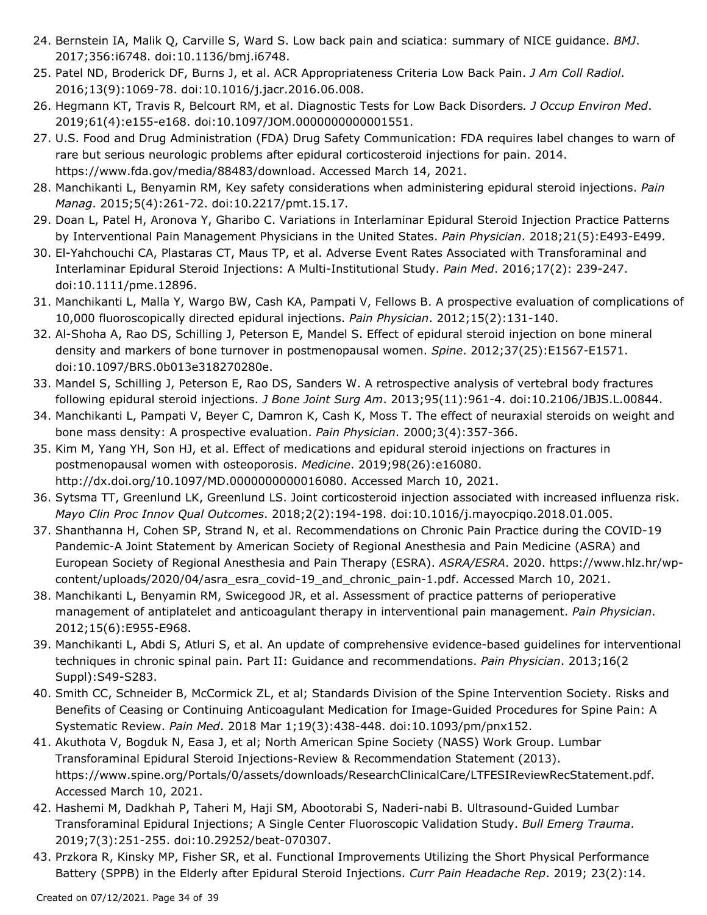24. Bernstein IA, Malik Q, Carville S, Ward S. Low back pain and sciatica: summary of NICE guidance. *BMJ*. 2017;356:i6748. doi:10.1136/bmj.i6748.
25. Patel ND, Broderick DF, Burns J, et al. ACR Appropriateness Criteria Low Back Pain. *J Am Coll Radiol*. 2016;13(9):1069-78. doi:10.1016/j.jacr.2016.06.008.
26. Hegmann KT, Travis R, Belcourt RM, et al. Diagnostic Tests for Low Back Disorders*. J Occup Environ Med*. 2019;61(4):e155-e168. doi:10.1097/JOM.0000000000001551.
27. U.S. Food and Drug Administration (FDA) Drug Safety Communication: FDA requires label changes to warn of rare but serious neurologic problems after epidural corticosteroid injections for pain. 2014. https://www.fda.gov/media/88483/download. Accessed March 14, 2021.
28. Manchikanti L, Benyamin RM, Key safety considerations when administering epidural steroid injections. *Pain Manag*. 2015;5(4):261-72. doi:10.2217/pmt.15.17.
29. Doan L, Patel H, Aronova Y, Gharibo C. Variations in Interlaminar Epidural Steroid Injection Practice Patterns by Interventional Pain Management Physicians in the United States. *Pain Physician*. 2018;21(5):E493-E499.
30. El-Yahchouchi CA, Plastaras CT, Maus TP, et al. Adverse Event Rates Associated with Transforaminal and Interlaminar Epidural Steroid Injections: A Multi-Institutional Study. *Pain Med*. 2016;17(2): 239-247. doi:10.1111/pme.12896.
31. Manchikanti L, Malla Y, Wargo BW, Cash KA, Pampati V, Fellows B. A prospective evaluation of complications of 10,000 fluoroscopically directed epidural injections. *Pain Physician*. 2012;15(2):131-140.
32. Al-Shoha A, Rao DS, Schilling J, Peterson E, Mandel S. Effect of epidural steroid injection on bone mineral density and markers of bone turnover in postmenopausal women. *Spine*. 2012;37(25):E1567-E1571. doi:10.1097/BRS.0b013e318270280e.
33. Mandel S, Schilling J, Peterson E, Rao DS, Sanders W. A retrospective analysis of vertebral body fractures following epidural steroid injections. *J Bone Joint Surg Am*. 2013;95(11):961-4. doi:10.2106/JBJS.L.00844.
34. Manchikanti L, Pampati V, Beyer C, Damron K, Cash K, Moss T. The effect of neuraxial steroids on weight and bone mass density: A prospective evaluation. *Pain Physician*. 2000;3(4):357-366.
35. Kim M, Yang YH, Son HJ, et al. Effect of medications and epidural steroid injections on fractures in postmenopausal women with osteoporosis. *Medicine*. 2019;98(26):e16080. http://dx.doi.org/10.1097/MD.0000000000016080. Accessed March 10, 2021.
36. Sytsma TT, Greenlund LK, Greenlund LS. Joint corticosteroid injection associated with increased influenza risk. *Mayo Clin Proc Innov Qual Outcomes*. 2018;2(2):194-198. doi:10.1016/j.mayocpiqo.2018.01.005.
37. Shanthanna H, Cohen SP, Strand N, et al. Recommendations on Chronic Pain Practice during the COVID-19 Pandemic-A Joint Statement by American Society of Regional Anesthesia and Pain Medicine (ASRA) and European Society of Regional Anesthesia and Pain Therapy (ESRA). *ASRA/ESRA*. 2020. https://www.hlz.hr/wp-content/uploads/2020/04/asra_esra_covid-19_and_chronic_pain-1.pdf. Accessed March 10, 2021.
38. Manchikanti L, Benyamin RM, Swicegood JR, et al. Assessment of practice patterns of perioperative management of antiplatelet and anticoagulant therapy in interventional pain management. *Pain Physician*. 2012;15(6):E955-E968.
39. Manchikanti L, Abdi S, Atluri S, et al. An update of comprehensive evidence-based guidelines for interventional techniques in chronic spinal pain. Part II: Guidance and recommendations. *Pain Physician*. 2013;16(2 Suppl):S49-S283.
40. Smith CC, Schneider B, McCormick ZL, et al; Standards Division of the Spine Intervention Society. Risks and Benefits of Ceasing or Continuing Anticoagulant Medication for Image-Guided Procedures for Spine Pain: A Systematic Review. *Pain Med*. 2018 Mar 1;19(3):438-448. doi:10.1093/pm/pnx152.
41. Akuthota V, Bogduk N, Easa J, et al; North American Spine Society (NASS) Work Group. Lumbar Transforaminal Epidural Steroid Injections-Review & Recommendation Statement (2013). https://www.spine.org/Portals/0/assets/downloads/ResearchClinicalCare/LTFESIReviewRecStatement.pdf. Accessed March 10, 2021.
42. Hashemi M, Dadkhah P, Taheri M, Haji SM, Abootorabi S, Naderi-nabi B. Ultrasound-Guided Lumbar Transforaminal Epidural Injections; A Single Center Fluoroscopic Validation Study. *Bull Emerg Trauma*. 2019;7(3):251-255. doi:10.29252/beat-070307.
43. Przkora R, Kinsky MP, Fisher SR, et al. Functional Improvements Utilizing the Short Physical Performance Battery (SPPB) in the Elderly after Epidural Steroid Injections. *Curr Pain Headache Rep*. 2019; 23(2):14.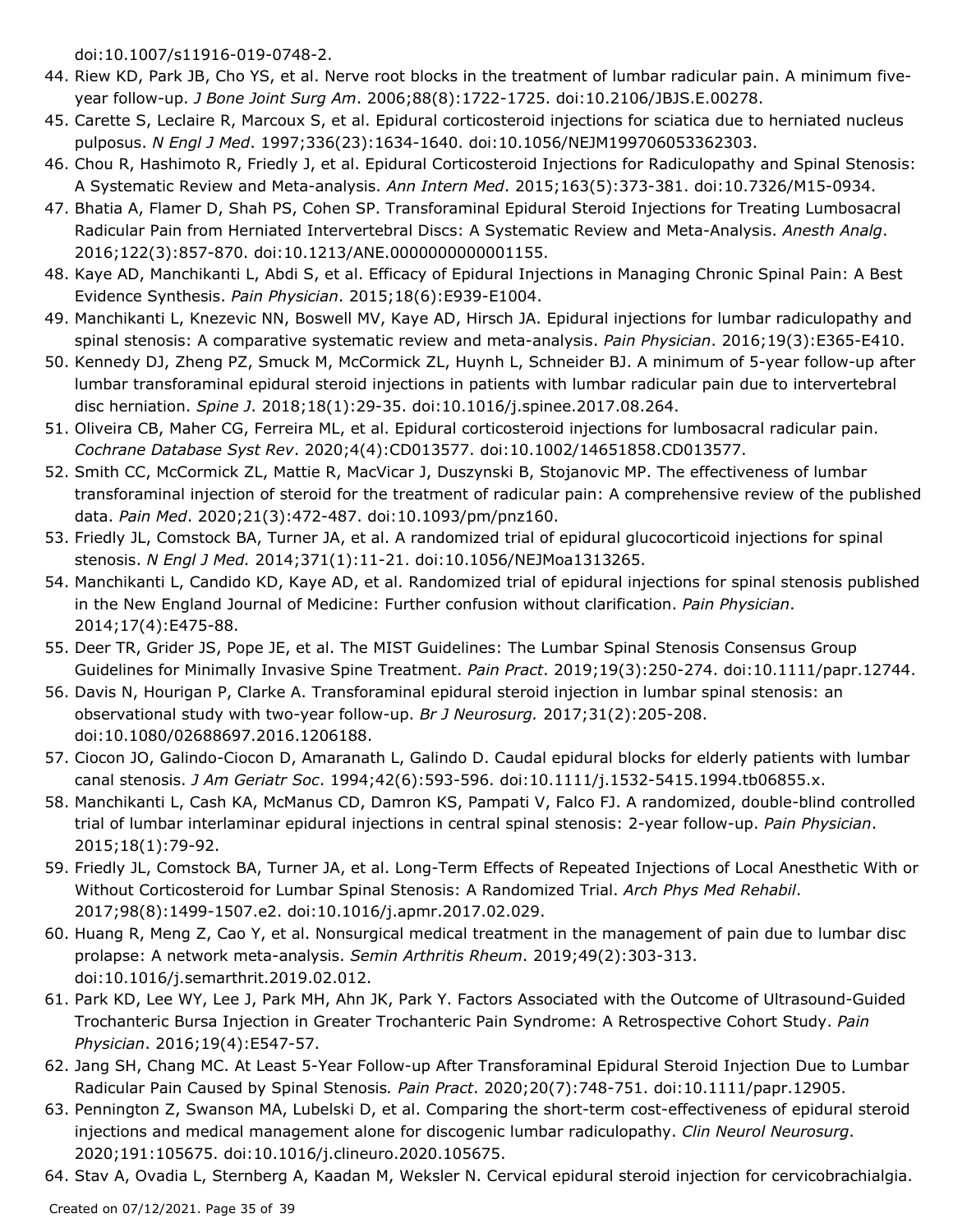doi:10.1007/s11916-019-0748-2.

44. Riew KD, Park JB, Cho YS, et al. Nerve root blocks in the treatment of lumbar radicular pain. A minimum five-year follow-up. *J Bone Joint Surg Am*. 2006;88(8):1722-1725. doi:10.2106/JBJS.E.00278.
45. Carette S, Leclaire R, Marcoux S, et al. Epidural corticosteroid injections for sciatica due to herniated nucleus pulposus. *N Engl J Med*. 1997;336(23):1634-1640. doi:10.1056/NEJM199706053362303.
46. Chou R, Hashimoto R, Friedly J, et al. Epidural Corticosteroid Injections for Radiculopathy and Spinal Stenosis: A Systematic Review and Meta-analysis. *Ann Intern Med*. 2015;163(5):373-381. doi:10.7326/M15-0934.
47. Bhatia A, Flamer D, Shah PS, Cohen SP. Transforaminal Epidural Steroid Injections for Treating Lumbosacral Radicular Pain from Herniated Intervertebral Discs: A Systematic Review and Meta-Analysis. *Anesth Analg*. 2016;122(3):857-870. doi:10.1213/ANE.0000000000001155.
48. Kaye AD, Manchikanti L, Abdi S, et al. Efficacy of Epidural Injections in Managing Chronic Spinal Pain: A Best Evidence Synthesis. *Pain Physician*. 2015;18(6):E939-E1004.
49. Manchikanti L, Knezevic NN, Boswell MV, Kaye AD, Hirsch JA. Epidural injections for lumbar radiculopathy and spinal stenosis: A comparative systematic review and meta-analysis. *Pain Physician*. 2016;19(3):E365-E410.
50. Kennedy DJ, Zheng PZ, Smuck M, McCormick ZL, Huynh L, Schneider BJ. A minimum of 5-year follow-up after lumbar transforaminal epidural steroid injections in patients with lumbar radicular pain due to intervertebral disc herniation. *Spine J*. 2018;18(1):29-35. doi:10.1016/j.spinee.2017.08.264.
51. Oliveira CB, Maher CG, Ferreira ML, et al. Epidural corticosteroid injections for lumbosacral radicular pain. *Cochrane Database Syst Rev*. 2020;4(4):CD013577. doi:10.1002/14651858.CD013577.
52. Smith CC, McCormick ZL, Mattie R, MacVicar J, Duszynski B, Stojanovic MP. The effectiveness of lumbar transforaminal injection of steroid for the treatment of radicular pain: A comprehensive review of the published data. *Pain Med*. 2020;21(3):472-487. doi:10.1093/pm/pnz160.
53. Friedly JL, Comstock BA, Turner JA, et al. A randomized trial of epidural glucocorticoid injections for spinal stenosis. *N Engl J Med.* 2014;371(1):11-21. doi:10.1056/NEJMoa1313265.
54. Manchikanti L, Candido KD, Kaye AD, et al. Randomized trial of epidural injections for spinal stenosis published in the New England Journal of Medicine: Further confusion without clarification. *Pain Physician*. 2014;17(4):E475-88.
55. Deer TR, Grider JS, Pope JE, et al. The MIST Guidelines: The Lumbar Spinal Stenosis Consensus Group Guidelines for Minimally Invasive Spine Treatment. *Pain Pract*. 2019;19(3):250-274. doi:10.1111/papr.12744.
56. Davis N, Hourigan P, Clarke A. Transforaminal epidural steroid injection in lumbar spinal stenosis: an observational study with two-year follow-up. *Br J Neurosurg.* 2017;31(2):205-208. doi:10.1080/02688697.2016.1206188.
57. Ciocon JO, Galindo-Ciocon D, Amaranath L, Galindo D. Caudal epidural blocks for elderly patients with lumbar canal stenosis. *J Am Geriatr Soc*. 1994;42(6):593-596. doi:10.1111/j.1532-5415.1994.tb06855.x.
58. Manchikanti L, Cash KA, McManus CD, Damron KS, Pampati V, Falco FJ. A randomized, double-blind controlled trial of lumbar interlaminar epidural injections in central spinal stenosis: 2-year follow-up. *Pain Physician*. 2015;18(1):79-92.
59. Friedly JL, Comstock BA, Turner JA, et al. Long-Term Effects of Repeated Injections of Local Anesthetic With or Without Corticosteroid for Lumbar Spinal Stenosis: A Randomized Trial. *Arch Phys Med Rehabil*. 2017;98(8):1499-1507.e2. doi:10.1016/j.apmr.2017.02.029.
60. Huang R, Meng Z, Cao Y, et al. Nonsurgical medical treatment in the management of pain due to lumbar disc prolapse: A network meta-analysis. *Semin Arthritis Rheum*. 2019;49(2):303-313. doi:10.1016/j.semarthrit.2019.02.012.
61. Park KD, Lee WY, Lee J, Park MH, Ahn JK, Park Y. Factors Associated with the Outcome of Ultrasound-Guided Trochanteric Bursa Injection in Greater Trochanteric Pain Syndrome: A Retrospective Cohort Study. *Pain Physician*. 2016;19(4):E547-57.
62. Jang SH, Chang MC. At Least 5-Year Follow-up After Transforaminal Epidural Steroid Injection Due to Lumbar Radicular Pain Caused by Spinal Stenosis. *Pain Pract*. 2020;20(7):748-751. doi:10.1111/papr.12905.
63. Pennington Z, Swanson MA, Lubelski D, et al. Comparing the short-term cost-effectiveness of epidural steroid injections and medical management alone for discogenic lumbar radiculopathy. *Clin Neurol Neurosurg*. 2020;191:105675. doi:10.1016/j.clineuro.2020.105675.
64. Stav A, Ovadia L, Sternberg A, Kaadan M, Weksler N. Cervical epidural steroid injection for cervicobrachialgia.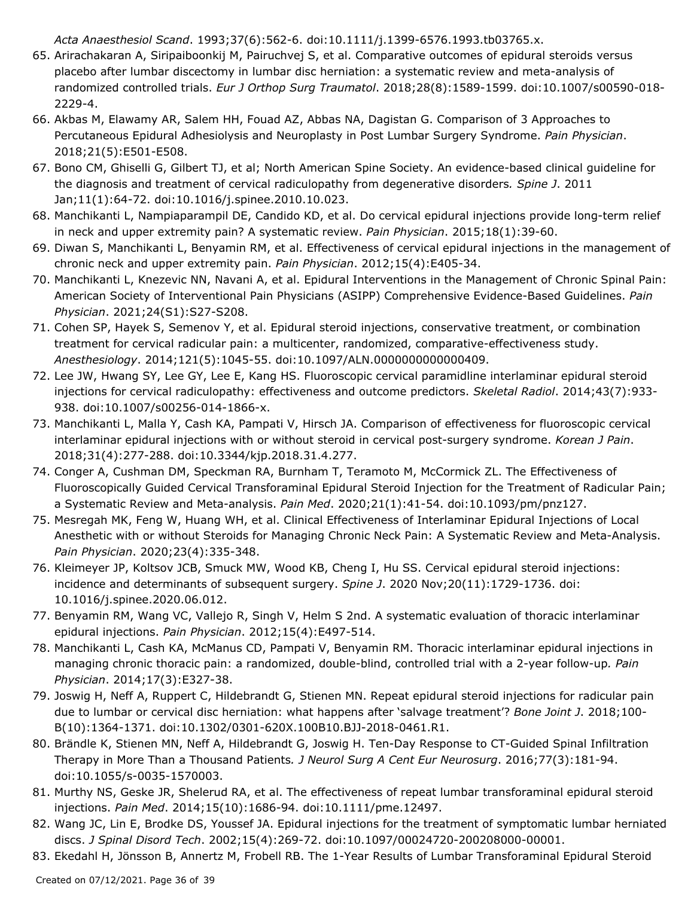*Acta Anaesthesiol Scand*. 1993;37(6):562-6. doi:10.1111/j.1399-6576.1993.tb03765.x.

65. Arirachakaran A, Siripaiboonkij M, Pairuchvej S, et al. Comparative outcomes of epidural steroids versus placebo after lumbar discectomy in lumbar disc herniation: a systematic review and meta-analysis of randomized controlled trials. *Eur J Orthop Surg Traumatol*. 2018;28(8):1589-1599. doi:10.1007/s00590-018-2229-4.
66. Akbas M, Elawamy AR, Salem HH, Fouad AZ, Abbas NA, Dagistan G. Comparison of 3 Approaches to Percutaneous Epidural Adhesiolysis and Neuroplasty in Post Lumbar Surgery Syndrome. *Pain Physician*. 2018;21(5):E501-E508.
67. Bono CM, Ghiselli G, Gilbert TJ, et al; North American Spine Society. An evidence-based clinical guideline for the diagnosis and treatment of cervical radiculopathy from degenerative disorders. *Spine J*. 2011 Jan;11(1):64-72. doi:10.1016/j.spinee.2010.10.023.
68. Manchikanti L, Nampiaparampil DE, Candido KD, et al. Do cervical epidural injections provide long-term relief in neck and upper extremity pain? A systematic review. *Pain Physician*. 2015;18(1):39-60.
69. Diwan S, Manchikanti L, Benyamin RM, et al. Effectiveness of cervical epidural injections in the management of chronic neck and upper extremity pain. *Pain Physician*. 2012;15(4):E405-34.
70. Manchikanti L, Knezevic NN, Navani A, et al. Epidural Interventions in the Management of Chronic Spinal Pain: American Society of Interventional Pain Physicians (ASIPP) Comprehensive Evidence-Based Guidelines. *Pain Physician*. 2021;24(S1):S27-S208.
71. Cohen SP, Hayek S, Semenov Y, et al. Epidural steroid injections, conservative treatment, or combination treatment for cervical radicular pain: a multicenter, randomized, comparative-effectiveness study. *Anesthesiology*. 2014;121(5):1045-55. doi:10.1097/ALN.0000000000000409.
72. Lee JW, Hwang SY, Lee GY, Lee E, Kang HS. Fluoroscopic cervical paramidline interlaminar epidural steroid injections for cervical radiculopathy: effectiveness and outcome predictors. *Skeletal Radiol*. 2014;43(7):933-938. doi:10.1007/s00256-014-1866-x.
73. Manchikanti L, Malla Y, Cash KA, Pampati V, Hirsch JA. Comparison of effectiveness for fluoroscopic cervical interlaminar epidural injections with or without steroid in cervical post-surgery syndrome. *Korean J Pain*. 2018;31(4):277-288. doi:10.3344/kjp.2018.31.4.277.
74. Conger A, Cushman DM, Speckman RA, Burnham T, Teramoto M, McCormick ZL. The Effectiveness of Fluoroscopically Guided Cervical Transforaminal Epidural Steroid Injection for the Treatment of Radicular Pain; a Systematic Review and Meta-analysis. *Pain Med*. 2020;21(1):41-54. doi:10.1093/pm/pnz127.
75. Mesregah MK, Feng W, Huang WH, et al. Clinical Effectiveness of Interlaminar Epidural Injections of Local Anesthetic with or without Steroids for Managing Chronic Neck Pain: A Systematic Review and Meta-Analysis. *Pain Physician*. 2020;23(4):335-348.
76. Kleimeyer JP, Koltsov JCB, Smuck MW, Wood KB, Cheng I, Hu SS. Cervical epidural steroid injections: incidence and determinants of subsequent surgery. *Spine J*. 2020 Nov;20(11):1729-1736. doi: 10.1016/j.spinee.2020.06.012.
77. Benyamin RM, Wang VC, Vallejo R, Singh V, Helm S 2nd. A systematic evaluation of thoracic interlaminar epidural injections. *Pain Physician*. 2012;15(4):E497-514.
78. Manchikanti L, Cash KA, McManus CD, Pampati V, Benyamin RM. Thoracic interlaminar epidural injections in managing chronic thoracic pain: a randomized, double-blind, controlled trial with a 2-year follow-up. *Pain Physician*. 2014;17(3):E327-38.
79. Joswig H, Neff A, Ruppert C, Hildebrandt G, Stienen MN. Repeat epidural steroid injections for radicular pain due to lumbar or cervical disc herniation: what happens after 'salvage treatment'? *Bone Joint J*. 2018;100-B(10):1364-1371. doi:10.1302/0301-620X.100B10.BJJ-2018-0461.R1.
80. Brändle K, Stienen MN, Neff A, Hildebrandt G, Joswig H. Ten-Day Response to CT-Guided Spinal Infiltration Therapy in More Than a Thousand Patients. *J Neurol Surg A Cent Eur Neurosurg*. 2016;77(3):181-94. doi:10.1055/s-0035-1570003.
81. Murthy NS, Geske JR, Shelerud RA, et al. The effectiveness of repeat lumbar transforaminal epidural steroid injections. *Pain Med*. 2014;15(10):1686-94. doi:10.1111/pme.12497.
82. Wang JC, Lin E, Brodke DS, Youssef JA. Epidural injections for the treatment of symptomatic lumbar herniated discs. *J Spinal Disord Tech*. 2002;15(4):269-72. doi:10.1097/00024720-200208000-00001.
83. Ekedahl H, Jönsson B, Annertz M, Frobell RB. The 1-Year Results of Lumbar Transforaminal Epidural Steroid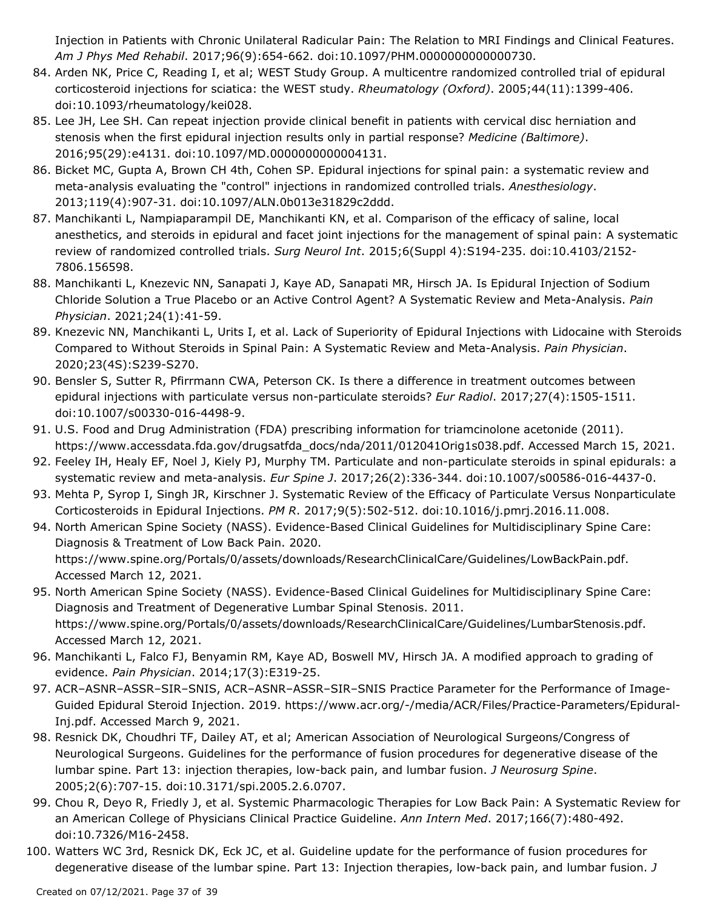Injection in Patients with Chronic Unilateral Radicular Pain: The Relation to MRI Findings and Clinical Features. *Am J Phys Med Rehabil*. 2017;96(9):654-662. doi:10.1097/PHM.0000000000000730.

84. Arden NK, Price C, Reading I, et al; WEST Study Group. A multicentre randomized controlled trial of epidural corticosteroid injections for sciatica: the WEST study. *Rheumatology (Oxford)*. 2005;44(11):1399-406. doi:10.1093/rheumatology/kei028.
85. Lee JH, Lee SH. Can repeat injection provide clinical benefit in patients with cervical disc herniation and stenosis when the first epidural injection results only in partial response? *Medicine (Baltimore)*. 2016;95(29):e4131. doi:10.1097/MD.0000000000004131.
86. Bicket MC, Gupta A, Brown CH 4th, Cohen SP. Epidural injections for spinal pain: a systematic review and meta-analysis evaluating the "control" injections in randomized controlled trials. *Anesthesiology*. 2013;119(4):907-31. doi:10.1097/ALN.0b013e31829c2ddd.
87. Manchikanti L, Nampiaparampil DE, Manchikanti KN, et al. Comparison of the efficacy of saline, local anesthetics, and steroids in epidural and facet joint injections for the management of spinal pain: A systematic review of randomized controlled trials. *Surg Neurol Int*. 2015;6(Suppl 4):S194-235. doi:10.4103/2152-7806.156598.
88. Manchikanti L, Knezevic NN, Sanapati J, Kaye AD, Sanapati MR, Hirsch JA. Is Epidural Injection of Sodium Chloride Solution a True Placebo or an Active Control Agent? A Systematic Review and Meta-Analysis. *Pain Physician*. 2021;24(1):41-59.
89. Knezevic NN, Manchikanti L, Urits I, et al. Lack of Superiority of Epidural Injections with Lidocaine with Steroids Compared to Without Steroids in Spinal Pain: A Systematic Review and Meta-Analysis. *Pain Physician*. 2020;23(4S):S239-S270.
90. Bensler S, Sutter R, Pfirrmann CWA, Peterson CK. Is there a difference in treatment outcomes between epidural injections with particulate versus non-particulate steroids? *Eur Radiol*. 2017;27(4):1505-1511. doi:10.1007/s00330-016-4498-9.
91. U.S. Food and Drug Administration (FDA) prescribing information for triamcinolone acetonide (2011). https://www.accessdata.fda.gov/drugsatfda_docs/nda/2011/012041Orig1s038.pdf. Accessed March 15, 2021.
92. Feeley IH, Healy EF, Noel J, Kiely PJ, Murphy TM. Particulate and non-particulate steroids in spinal epidurals: a systematic review and meta-analysis. *Eur Spine J*. 2017;26(2):336-344. doi:10.1007/s00586-016-4437-0.
93. Mehta P, Syrop I, Singh JR, Kirschner J. Systematic Review of the Efficacy of Particulate Versus Nonparticulate Corticosteroids in Epidural Injections. *PM R*. 2017;9(5):502-512. doi:10.1016/j.pmrj.2016.11.008.
94. North American Spine Society (NASS). Evidence-Based Clinical Guidelines for Multidisciplinary Spine Care: Diagnosis & Treatment of Low Back Pain. 2020. https://www.spine.org/Portals/0/assets/downloads/ResearchClinicalCare/Guidelines/LowBackPain.pdf. Accessed March 12, 2021.
95. North American Spine Society (NASS). Evidence-Based Clinical Guidelines for Multidisciplinary Spine Care: Diagnosis and Treatment of Degenerative Lumbar Spinal Stenosis. 2011. https://www.spine.org/Portals/0/assets/downloads/ResearchClinicalCare/Guidelines/LumbarStenosis.pdf. Accessed March 12, 2021.
96. Manchikanti L, Falco FJ, Benyamin RM, Kaye AD, Boswell MV, Hirsch JA. A modified approach to grading of evidence. *Pain Physician*. 2014;17(3):E319-25.
97. ACR–ASNR–ASSR–SIR–SNIS, ACR–ASNR–ASSR–SIR–SNIS Practice Parameter for the Performance of Image-Guided Epidural Steroid Injection. 2019. https://www.acr.org/-/media/ACR/Files/Practice-Parameters/Epidural-Inj.pdf. Accessed March 9, 2021.
98. Resnick DK, Choudhri TF, Dailey AT, et al; American Association of Neurological Surgeons/Congress of Neurological Surgeons. Guidelines for the performance of fusion procedures for degenerative disease of the lumbar spine. Part 13: injection therapies, low-back pain, and lumbar fusion. *J Neurosurg Spine*. 2005;2(6):707-15. doi:10.3171/spi.2005.2.6.0707.
99. Chou R, Deyo R, Friedly J, et al. Systemic Pharmacologic Therapies for Low Back Pain: A Systematic Review for an American College of Physicians Clinical Practice Guideline. *Ann Intern Med*. 2017;166(7):480-492. doi:10.7326/M16-2458.
100. Watters WC 3rd, Resnick DK, Eck JC, et al. Guideline update for the performance of fusion procedures for degenerative disease of the lumbar spine. Part 13: Injection therapies, low-back pain, and lumbar fusion. *J*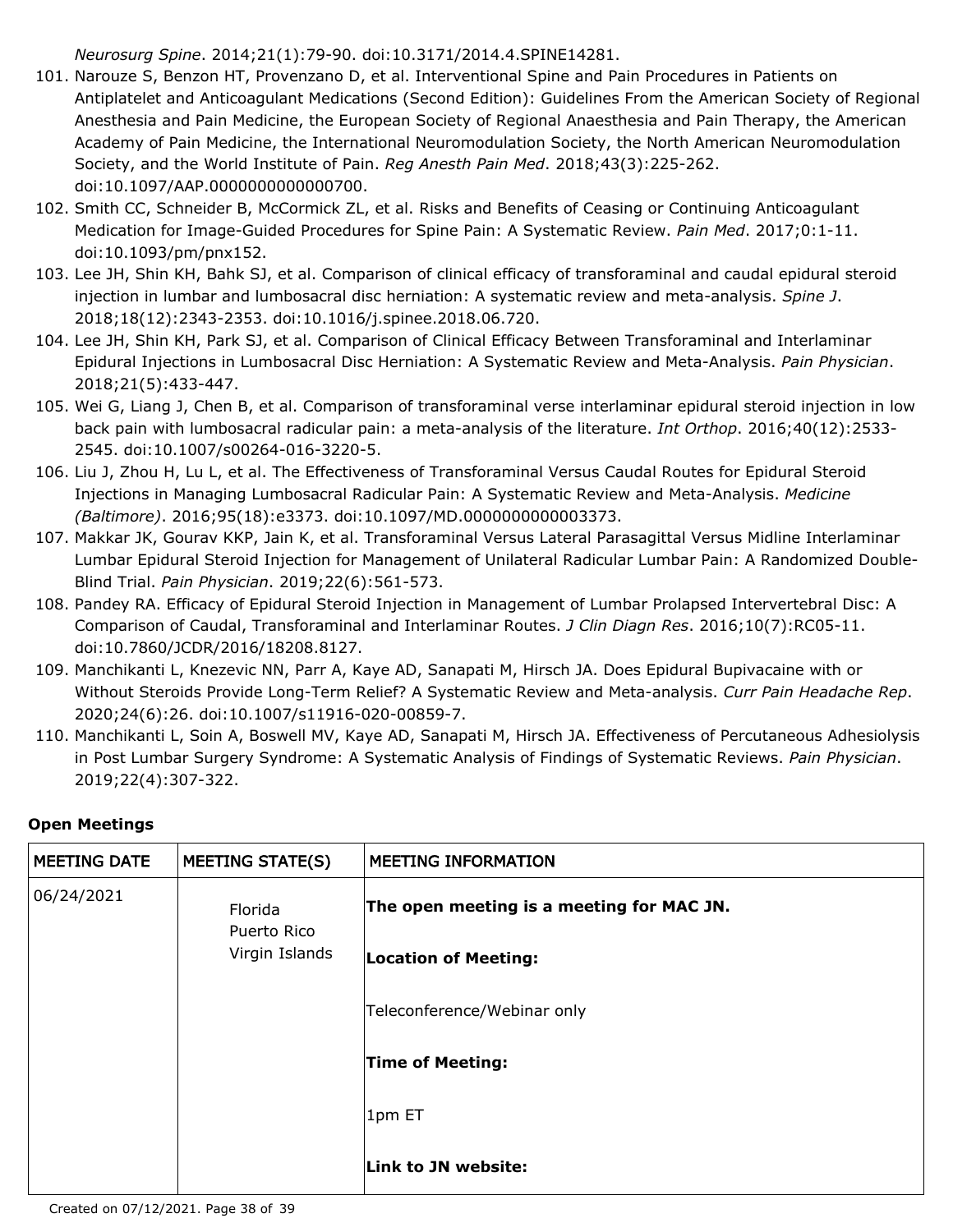*Neurosurg Spine*. 2014;21(1):79-90. doi:10.3171/2014.4.SPINE14281.

101. Narouze S, Benzon HT, Provenzano D, et al. Interventional Spine and Pain Procedures in Patients on Antiplatelet and Anticoagulant Medications (Second Edition): Guidelines From the American Society of Regional Anesthesia and Pain Medicine, the European Society of Regional Anaesthesia and Pain Therapy, the American Academy of Pain Medicine, the International Neuromodulation Society, the North American Neuromodulation Society, and the World Institute of Pain. *Reg Anesth Pain Med*. 2018;43(3):225-262. doi:10.1097/AAP.0000000000000700.
102. Smith CC, Schneider B, McCormick ZL, et al. Risks and Benefits of Ceasing or Continuing Anticoagulant Medication for Image-Guided Procedures for Spine Pain: A Systematic Review. *Pain Med*. 2017;0:1-11. doi:10.1093/pm/pnx152.
103. Lee JH, Shin KH, Bahk SJ, et al. Comparison of clinical efficacy of transforaminal and caudal epidural steroid injection in lumbar and lumbosacral disc herniation: A systematic review and meta-analysis. *Spine J*. 2018;18(12):2343-2353. doi:10.1016/j.spinee.2018.06.720.
104. Lee JH, Shin KH, Park SJ, et al. Comparison of Clinical Efficacy Between Transforaminal and Interlaminar Epidural Injections in Lumbosacral Disc Herniation: A Systematic Review and Meta-Analysis. *Pain Physician*. 2018;21(5):433-447.
105. Wei G, Liang J, Chen B, et al. Comparison of transforaminal verse interlaminar epidural steroid injection in low back pain with lumbosacral radicular pain: a meta-analysis of the literature. *Int Orthop*. 2016;40(12):2533-2545. doi:10.1007/s00264-016-3220-5.
106. Liu J, Zhou H, Lu L, et al. The Effectiveness of Transforaminal Versus Caudal Routes for Epidural Steroid Injections in Managing Lumbosacral Radicular Pain: A Systematic Review and Meta-Analysis. *Medicine (Baltimore)*. 2016;95(18):e3373. doi:10.1097/MD.0000000000003373.
107. Makkar JK, Gourav KKP, Jain K, et al. Transforaminal Versus Lateral Parasagittal Versus Midline Interlaminar Lumbar Epidural Steroid Injection for Management of Unilateral Radicular Lumbar Pain: A Randomized Double-Blind Trial. *Pain Physician*. 2019;22(6):561-573.
108. Pandey RA. Efficacy of Epidural Steroid Injection in Management of Lumbar Prolapsed Intervertebral Disc: A Comparison of Caudal, Transforaminal and Interlaminar Routes. *J Clin Diagn Res*. 2016;10(7):RC05-11. doi:10.7860/JCDR/2016/18208.8127.
109. Manchikanti L, Knezevic NN, Parr A, Kaye AD, Sanapati M, Hirsch JA. Does Epidural Bupivacaine with or Without Steroids Provide Long-Term Relief? A Systematic Review and Meta-analysis. *Curr Pain Headache Rep*. 2020;24(6):26. doi:10.1007/s11916-020-00859-7.
110. Manchikanti L, Soin A, Boswell MV, Kaye AD, Sanapati M, Hirsch JA. Effectiveness of Percutaneous Adhesiolysis in Post Lumbar Surgery Syndrome: A Systematic Analysis of Findings of Systematic Reviews. *Pain Physician*. 2019;22(4):307-322.

**Open Meetings**

| MEETING DATE | MEETING STATE(S) | MEETING INFORMATION |
|---|---|---|
| 06/24/2021 | Florida<br>Puerto Rico<br>Virgin Islands | **The open meeting is a meeting for MAC JN.**<br><br>**Location of Meeting:**<br><br>Teleconference/Webinar only<br><br>**Time of Meeting:**<br><br>1pm ET<br><br>**Link to JN website:** |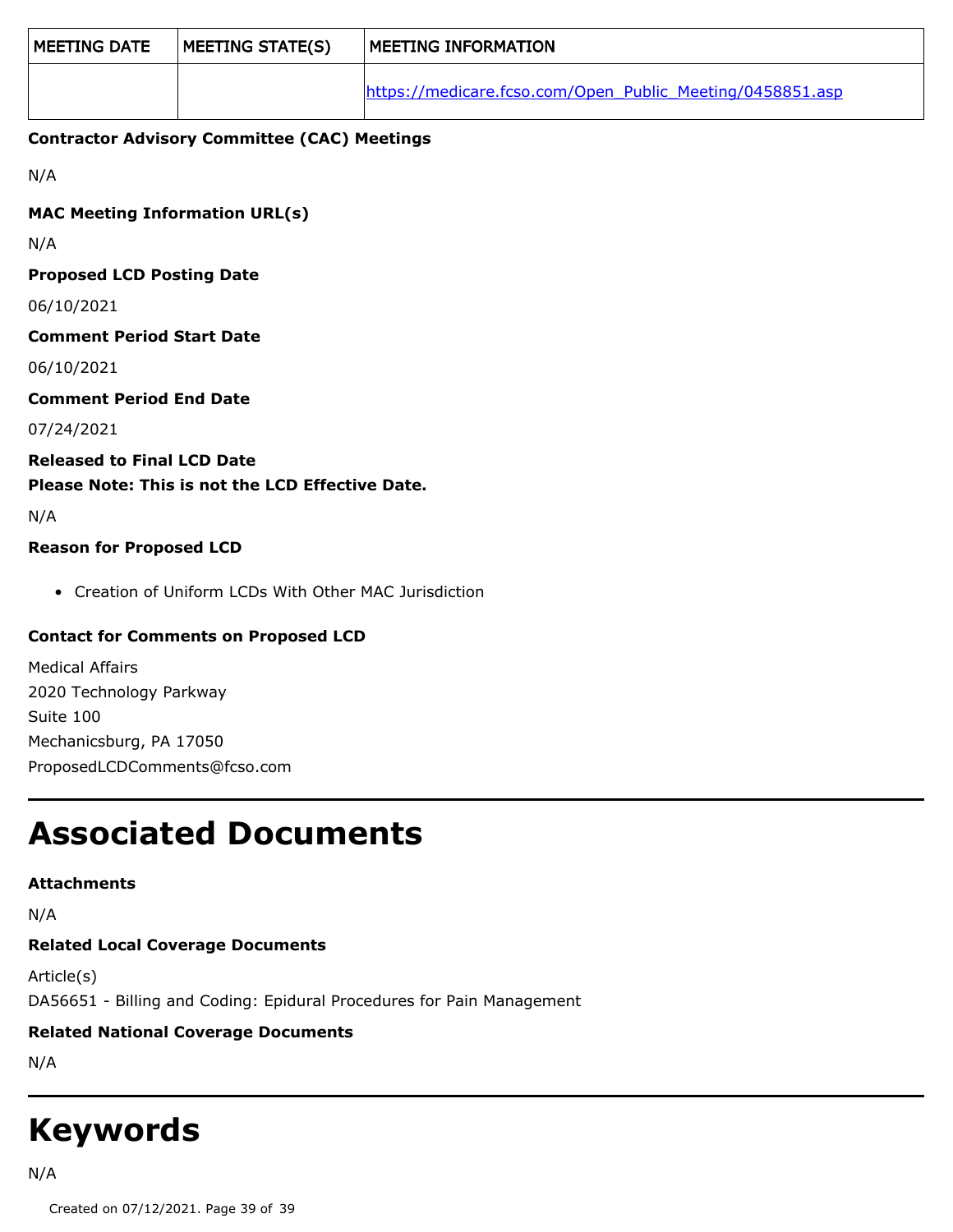| MEETING DATE | MEETING STATE(S) | MEETING INFORMATION |
| --- | --- | --- |
| | | https://medicare.fcso.com/Open_Public_Meeting/0458851.asp |

**Contractor Advisory Committee (CAC) Meetings**

N/A

**MAC Meeting Information URL(s)**

N/A

**Proposed LCD Posting Date**

06/10/2021

**Comment Period Start Date**

06/10/2021

**Comment Period End Date**

07/24/2021

**Released to Final LCD Date**
**Please Note: This is not the LCD Effective Date.**

N/A

**Reason for Proposed LCD**

- Creation of Uniform LCDs With Other MAC Jurisdiction

**Contact for Comments on Proposed LCD**

Medical Affairs
2020 Technology Parkway
Suite 100
Mechanicsburg, PA 17050
ProposedLCDComments@fcso.com

# Associated Documents

**Attachments**

N/A

**Related Local Coverage Documents**

Article(s)
DA56651 - Billing and Coding: Epidural Procedures for Pain Management

**Related National Coverage Documents**

N/A

# Keywords

N/A